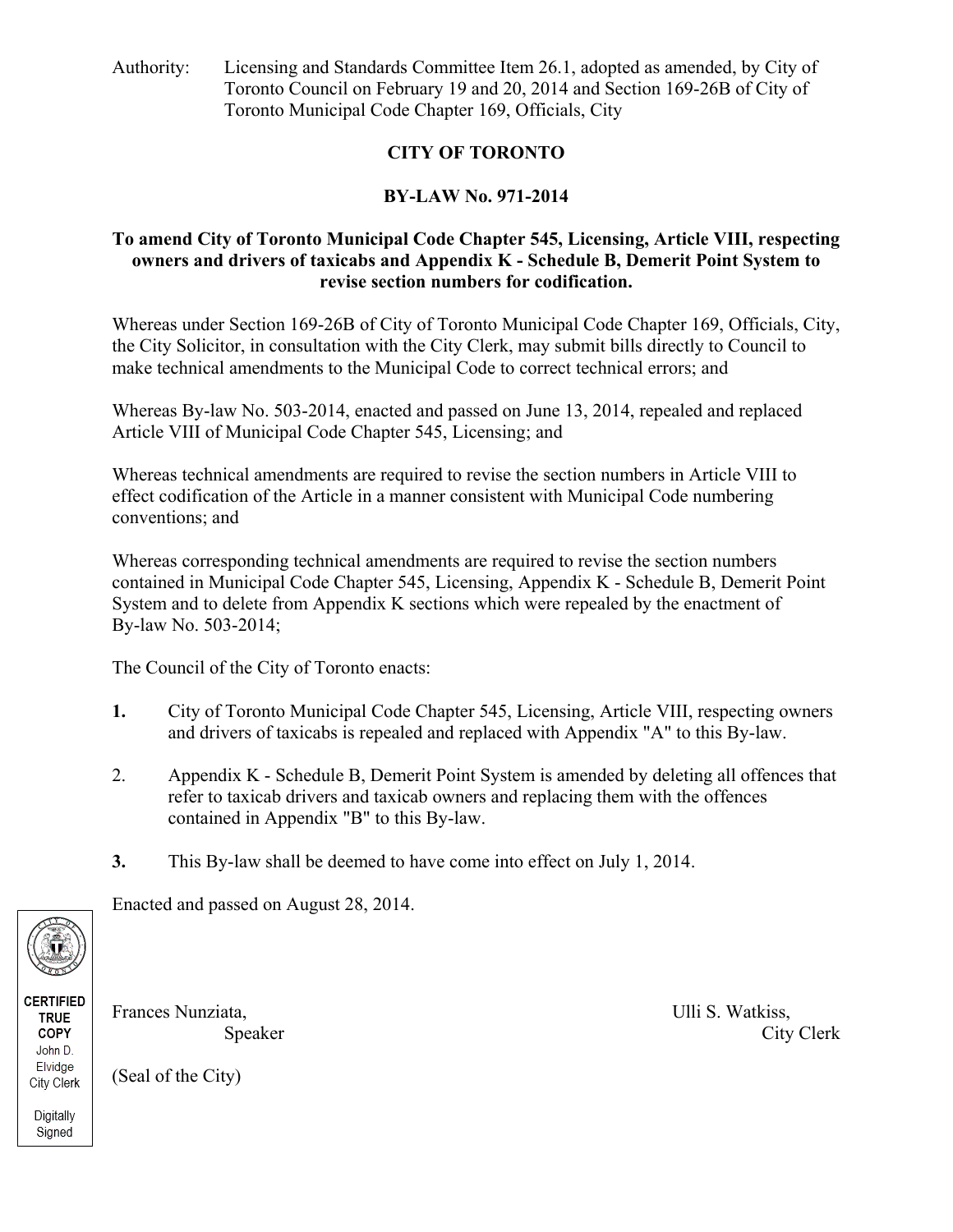Authority: Licensing and Standards Committee Item 26.1, adopted as amended, by City of Toronto Council on February 19 and 20, 2014 and Section 169-26B of City of Toronto Municipal Code Chapter 169, Officials, City

# CITY OF TORONTO

## BY-LAW No. 971-2014

**To amend City of Toronto Municipal Code Chapter 545, Licensing, Article VIII, respecting owners and drivers of taxicabs and Appendix K - Schedule B, Demerit Point System to revise section numbers for codification.**

Whereas under Section 169-26B of City of Toronto Municipal Code Chapter 169, Officials, City, the City Solicitor, in consultation with the City Clerk, may submit bills directly to Council to make technical amendments to the Municipal Code to correct technical errors; and

Whereas By-law No. 503-2014, enacted and passed on June 13, 2014, repealed and replaced Article VIII of Municipal Code Chapter 545, Licensing; and

Whereas technical amendments are required to revise the section numbers in Article VIII to effect codification of the Article in a manner consistent with Municipal Code numbering conventions; and

Whereas corresponding technical amendments are required to revise the section numbers contained in Municipal Code Chapter 545, Licensing, Appendix K - Schedule B, Demerit Point System and to delete from Appendix K sections which were repealed by the enactment of By-law No. 503-2014;

The Council of the City of Toronto enacts:

**1.** City of Toronto Municipal Code Chapter 545, Licensing, Article VIII, respecting owners and drivers of taxicabs is repealed and replaced with Appendix "A" to this By-law.

2. Appendix K - Schedule B, Demerit Point System is amended by deleting all offences that refer to taxicab drivers and taxicab owners and replacing them with the offences contained in Appendix "B" to this By-law.

**3.** This By-law shall be deemed to have come into effect on July 1, 2014.

Enacted and passed on August 28, 2014.

Frances Nunziata, Speaker

Ulli S. Watkiss, City Clerk

(Seal of the City)

CERTIFIED TRUE COPY
John D. Elvidge
City Clerk

Digitally Signed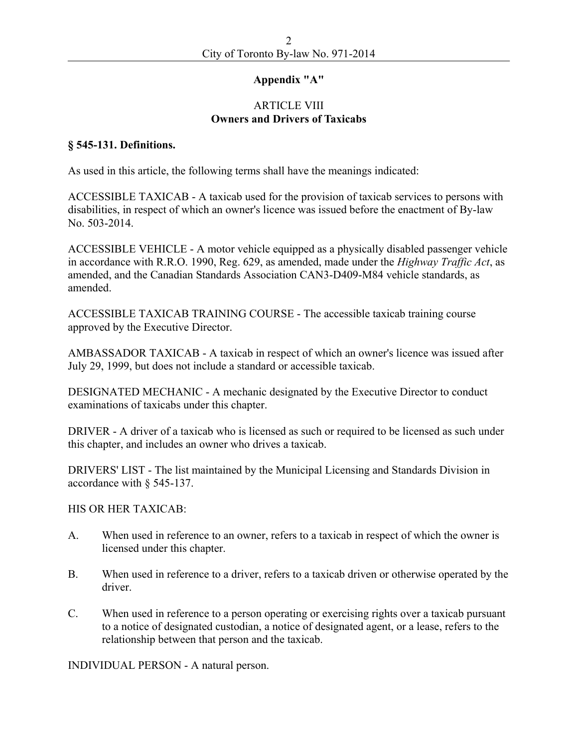**Appendix "A"**

ARTICLE VIII
**Owners and Drivers of Taxicabs**

**§ 545-131. Definitions.**

As used in this article, the following terms shall have the meanings indicated:

ACCESSIBLE TAXICAB - A taxicab used for the provision of taxicab services to persons with disabilities, in respect of which an owner's licence was issued before the enactment of By-law No. 503-2014.

ACCESSIBLE VEHICLE - A motor vehicle equipped as a physically disabled passenger vehicle in accordance with R.R.O. 1990, Reg. 629, as amended, made under the *Highway Traffic Act*, as amended, and the Canadian Standards Association CAN3-D409-M84 vehicle standards, as amended.

ACCESSIBLE TAXICAB TRAINING COURSE - The accessible taxicab training course approved by the Executive Director.

AMBASSADOR TAXICAB - A taxicab in respect of which an owner's licence was issued after July 29, 1999, but does not include a standard or accessible taxicab.

DESIGNATED MECHANIC - A mechanic designated by the Executive Director to conduct examinations of taxicabs under this chapter.

DRIVER - A driver of a taxicab who is licensed as such or required to be licensed as such under this chapter, and includes an owner who drives a taxicab.

DRIVERS' LIST - The list maintained by the Municipal Licensing and Standards Division in accordance with § 545-137.

HIS OR HER TAXICAB:

A. When used in reference to an owner, refers to a taxicab in respect of which the owner is licensed under this chapter.

B. When used in reference to a driver, refers to a taxicab driven or otherwise operated by the driver.

C. When used in reference to a person operating or exercising rights over a taxicab pursuant to a notice of designated custodian, a notice of designated agent, or a lease, refers to the relationship between that person and the taxicab.

INDIVIDUAL PERSON - A natural person.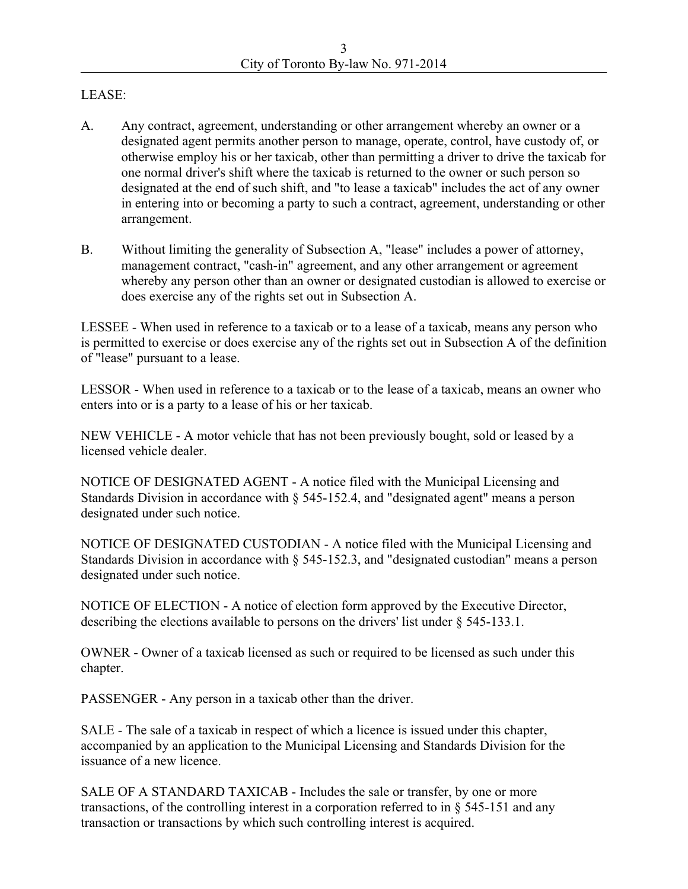LEASE:

A. Any contract, agreement, understanding or other arrangement whereby an owner or a designated agent permits another person to manage, operate, control, have custody of, or otherwise employ his or her taxicab, other than permitting a driver to drive the taxicab for one normal driver's shift where the taxicab is returned to the owner or such person so designated at the end of such shift, and "to lease a taxicab" includes the act of any owner in entering into or becoming a party to such a contract, agreement, understanding or other arrangement.

B. Without limiting the generality of Subsection A, "lease" includes a power of attorney, management contract, "cash-in" agreement, and any other arrangement or agreement whereby any person other than an owner or designated custodian is allowed to exercise or does exercise any of the rights set out in Subsection A.

LESSEE - When used in reference to a taxicab or to a lease of a taxicab, means any person who is permitted to exercise or does exercise any of the rights set out in Subsection A of the definition of "lease" pursuant to a lease.

LESSOR - When used in reference to a taxicab or to the lease of a taxicab, means an owner who enters into or is a party to a lease of his or her taxicab.

NEW VEHICLE - A motor vehicle that has not been previously bought, sold or leased by a licensed vehicle dealer.

NOTICE OF DESIGNATED AGENT - A notice filed with the Municipal Licensing and Standards Division in accordance with § 545-152.4, and "designated agent" means a person designated under such notice.

NOTICE OF DESIGNATED CUSTODIAN - A notice filed with the Municipal Licensing and Standards Division in accordance with § 545-152.3, and "designated custodian" means a person designated under such notice.

NOTICE OF ELECTION - A notice of election form approved by the Executive Director, describing the elections available to persons on the drivers' list under § 545-133.1.

OWNER - Owner of a taxicab licensed as such or required to be licensed as such under this chapter.

PASSENGER - Any person in a taxicab other than the driver.

SALE - The sale of a taxicab in respect of which a licence is issued under this chapter, accompanied by an application to the Municipal Licensing and Standards Division for the issuance of a new licence.

SALE OF A STANDARD TAXICAB - Includes the sale or transfer, by one or more transactions, of the controlling interest in a corporation referred to in § 545-151 and any transaction or transactions by which such controlling interest is acquired.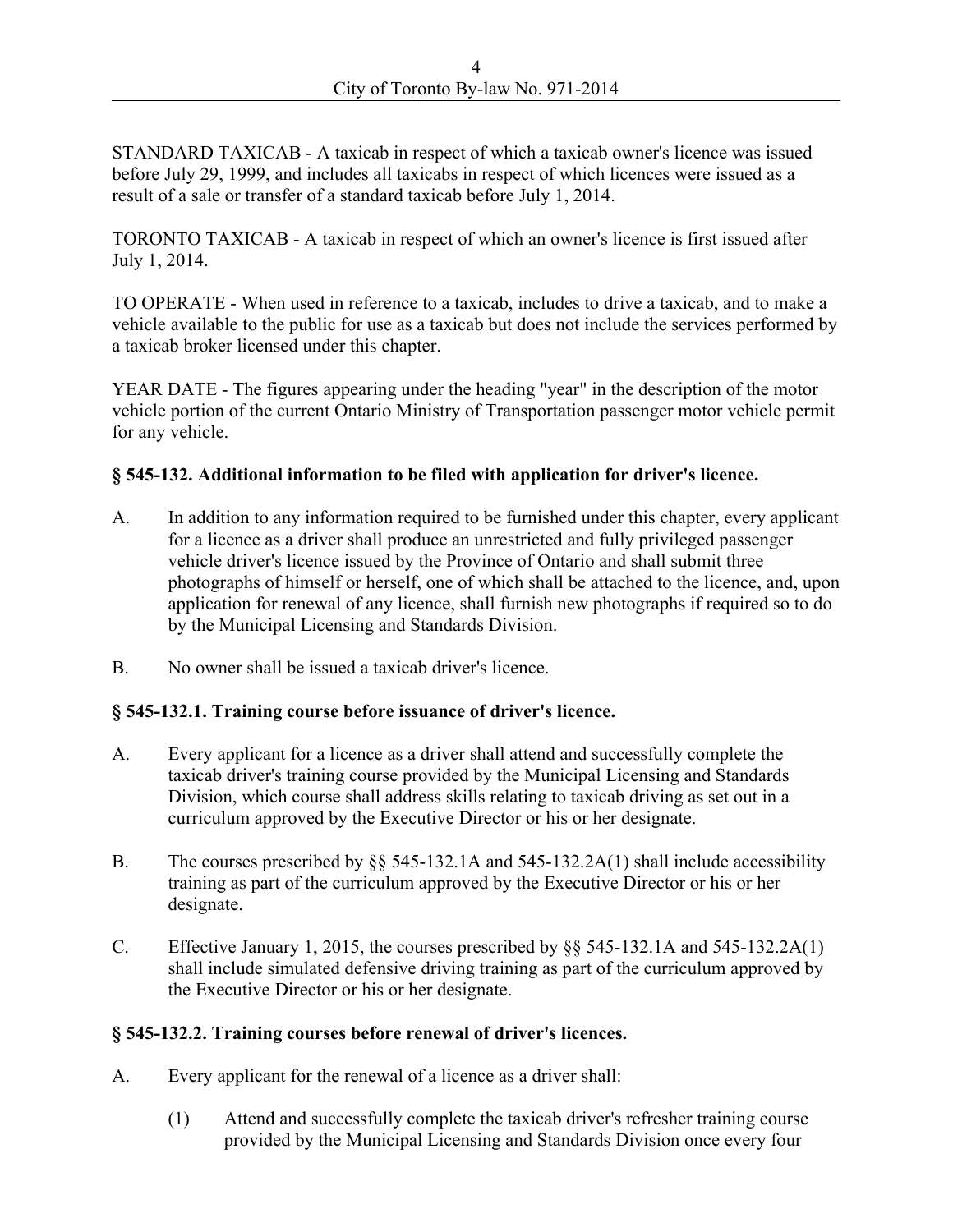STANDARD TAXICAB - A taxicab in respect of which a taxicab owner's licence was issued before July 29, 1999, and includes all taxicabs in respect of which licences were issued as a result of a sale or transfer of a standard taxicab before July 1, 2014.

TORONTO TAXICAB - A taxicab in respect of which an owner's licence is first issued after July 1, 2014.

TO OPERATE - When used in reference to a taxicab, includes to drive a taxicab, and to make a vehicle available to the public for use as a taxicab but does not include the services performed by a taxicab broker licensed under this chapter.

YEAR DATE - The figures appearing under the heading "year" in the description of the motor vehicle portion of the current Ontario Ministry of Transportation passenger motor vehicle permit for any vehicle.

**§ 545-132. Additional information to be filed with application for driver's licence.**

A. In addition to any information required to be furnished under this chapter, every applicant for a licence as a driver shall produce an unrestricted and fully privileged passenger vehicle driver's licence issued by the Province of Ontario and shall submit three photographs of himself or herself, one of which shall be attached to the licence, and, upon application for renewal of any licence, shall furnish new photographs if required so to do by the Municipal Licensing and Standards Division.

B. No owner shall be issued a taxicab driver's licence.

**§ 545-132.1. Training course before issuance of driver's licence.**

A. Every applicant for a licence as a driver shall attend and successfully complete the taxicab driver's training course provided by the Municipal Licensing and Standards Division, which course shall address skills relating to taxicab driving as set out in a curriculum approved by the Executive Director or his or her designate.

B. The courses prescribed by §§ 545-132.1A and 545-132.2A(1) shall include accessibility training as part of the curriculum approved by the Executive Director or his or her designate.

C. Effective January 1, 2015, the courses prescribed by §§ 545-132.1A and 545-132.2A(1) shall include simulated defensive driving training as part of the curriculum approved by the Executive Director or his or her designate.

**§ 545-132.2. Training courses before renewal of driver's licences.**

A. Every applicant for the renewal of a licence as a driver shall:

   (1) Attend and successfully complete the taxicab driver's refresher training course provided by the Municipal Licensing and Standards Division once every four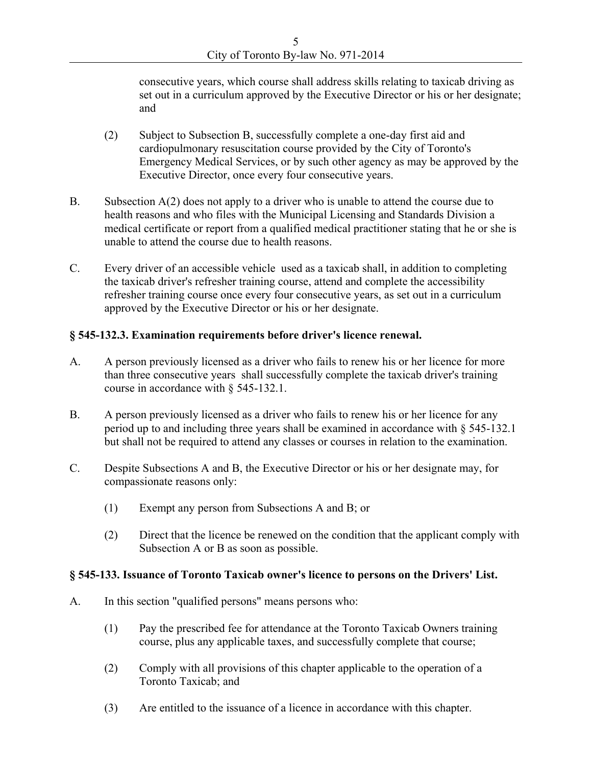consecutive years, which course shall address skills relating to taxicab driving as set out in a curriculum approved by the Executive Director or his or her designate; and

(2) Subject to Subsection B, successfully complete a one-day first aid and cardiopulmonary resuscitation course provided by the City of Toronto's Emergency Medical Services, or by such other agency as may be approved by the Executive Director, once every four consecutive years.

B. Subsection A(2) does not apply to a driver who is unable to attend the course due to health reasons and who files with the Municipal Licensing and Standards Division a medical certificate or report from a qualified medical practitioner stating that he or she is unable to attend the course due to health reasons.

C. Every driver of an accessible vehicle used as a taxicab shall, in addition to completing the taxicab driver's refresher training course, attend and complete the accessibility refresher training course once every four consecutive years, as set out in a curriculum approved by the Executive Director or his or her designate.

**§ 545-132.3. Examination requirements before driver's licence renewal.**

A. A person previously licensed as a driver who fails to renew his or her licence for more than three consecutive years shall successfully complete the taxicab driver's training course in accordance with § 545-132.1.

B. A person previously licensed as a driver who fails to renew his or her licence for any period up to and including three years shall be examined in accordance with § 545-132.1 but shall not be required to attend any classes or courses in relation to the examination.

C. Despite Subsections A and B, the Executive Director or his or her designate may, for compassionate reasons only:

(1) Exempt any person from Subsections A and B; or

(2) Direct that the licence be renewed on the condition that the applicant comply with Subsection A or B as soon as possible.

**§ 545-133. Issuance of Toronto Taxicab owner's licence to persons on the Drivers' List.**

A. In this section "qualified persons" means persons who:

(1) Pay the prescribed fee for attendance at the Toronto Taxicab Owners training course, plus any applicable taxes, and successfully complete that course;

(2) Comply with all provisions of this chapter applicable to the operation of a Toronto Taxicab; and

(3) Are entitled to the issuance of a licence in accordance with this chapter.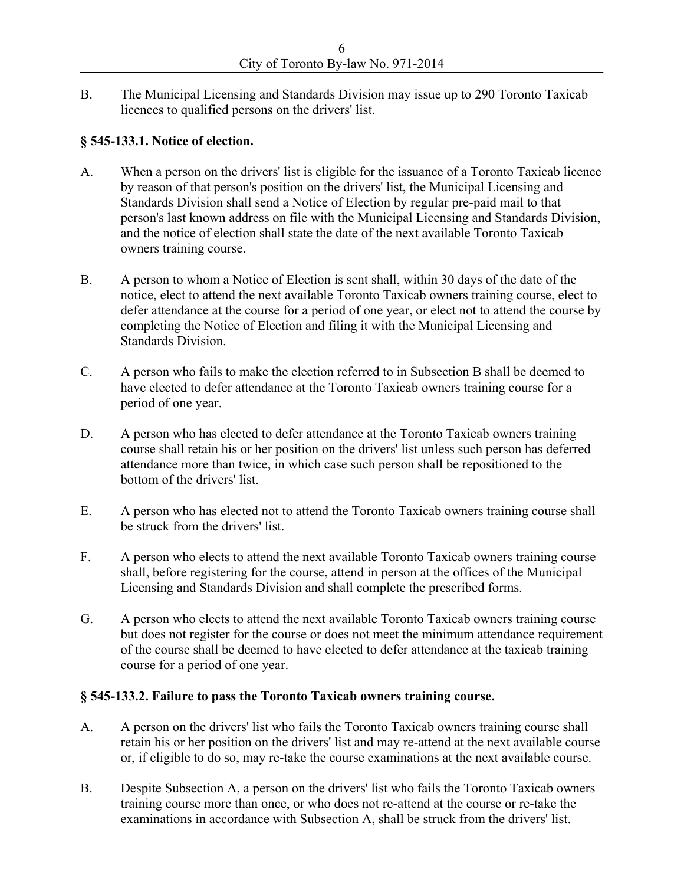B. The Municipal Licensing and Standards Division may issue up to 290 Toronto Taxicab licences to qualified persons on the drivers' list.

### § 545-133.1. Notice of election.

A. When a person on the drivers' list is eligible for the issuance of a Toronto Taxicab licence by reason of that person's position on the drivers' list, the Municipal Licensing and Standards Division shall send a Notice of Election by regular pre-paid mail to that person's last known address on file with the Municipal Licensing and Standards Division, and the notice of election shall state the date of the next available Toronto Taxicab owners training course.

B. A person to whom a Notice of Election is sent shall, within 30 days of the date of the notice, elect to attend the next available Toronto Taxicab owners training course, elect to defer attendance at the course for a period of one year, or elect not to attend the course by completing the Notice of Election and filing it with the Municipal Licensing and Standards Division.

C. A person who fails to make the election referred to in Subsection B shall be deemed to have elected to defer attendance at the Toronto Taxicab owners training course for a period of one year.

D. A person who has elected to defer attendance at the Toronto Taxicab owners training course shall retain his or her position on the drivers' list unless such person has deferred attendance more than twice, in which case such person shall be repositioned to the bottom of the drivers' list.

E. A person who has elected not to attend the Toronto Taxicab owners training course shall be struck from the drivers' list.

F. A person who elects to attend the next available Toronto Taxicab owners training course shall, before registering for the course, attend in person at the offices of the Municipal Licensing and Standards Division and shall complete the prescribed forms.

G. A person who elects to attend the next available Toronto Taxicab owners training course but does not register for the course or does not meet the minimum attendance requirement of the course shall be deemed to have elected to defer attendance at the taxicab training course for a period of one year.

### § 545-133.2. Failure to pass the Toronto Taxicab owners training course.

A. A person on the drivers' list who fails the Toronto Taxicab owners training course shall retain his or her position on the drivers' list and may re-attend at the next available course or, if eligible to do so, may re-take the course examinations at the next available course.

B. Despite Subsection A, a person on the drivers' list who fails the Toronto Taxicab owners training course more than once, or who does not re-attend at the course or re-take the examinations in accordance with Subsection A, shall be struck from the drivers' list.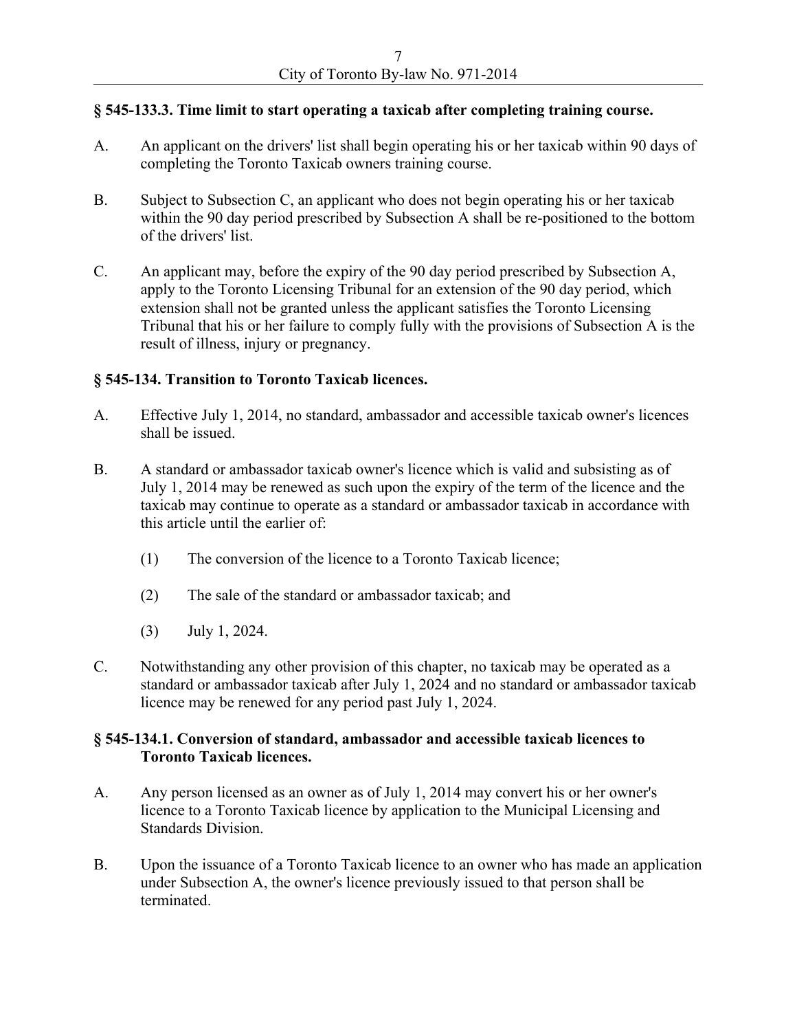### § 545-133.3. Time limit to start operating a taxicab after completing training course.

A. An applicant on the drivers' list shall begin operating his or her taxicab within 90 days of completing the Toronto Taxicab owners training course.

B. Subject to Subsection C, an applicant who does not begin operating his or her taxicab within the 90 day period prescribed by Subsection A shall be re-positioned to the bottom of the drivers' list.

C. An applicant may, before the expiry of the 90 day period prescribed by Subsection A, apply to the Toronto Licensing Tribunal for an extension of the 90 day period, which extension shall not be granted unless the applicant satisfies the Toronto Licensing Tribunal that his or her failure to comply fully with the provisions of Subsection A is the result of illness, injury or pregnancy.

### § 545-134. Transition to Toronto Taxicab licences.

A. Effective July 1, 2014, no standard, ambassador and accessible taxicab owner's licences shall be issued.

B. A standard or ambassador taxicab owner's licence which is valid and subsisting as of July 1, 2014 may be renewed as such upon the expiry of the term of the licence and the taxicab may continue to operate as a standard or ambassador taxicab in accordance with this article until the earlier of:

  (1) The conversion of the licence to a Toronto Taxicab licence;

  (2) The sale of the standard or ambassador taxicab; and

  (3) July 1, 2024.

C. Notwithstanding any other provision of this chapter, no taxicab may be operated as a standard or ambassador taxicab after July 1, 2024 and no standard or ambassador taxicab licence may be renewed for any period past July 1, 2024.

### § 545-134.1. Conversion of standard, ambassador and accessible taxicab licences to Toronto Taxicab licences.

A. Any person licensed as an owner as of July 1, 2014 may convert his or her owner's licence to a Toronto Taxicab licence by application to the Municipal Licensing and Standards Division.

B. Upon the issuance of a Toronto Taxicab licence to an owner who has made an application under Subsection A, the owner's licence previously issued to that person shall be terminated.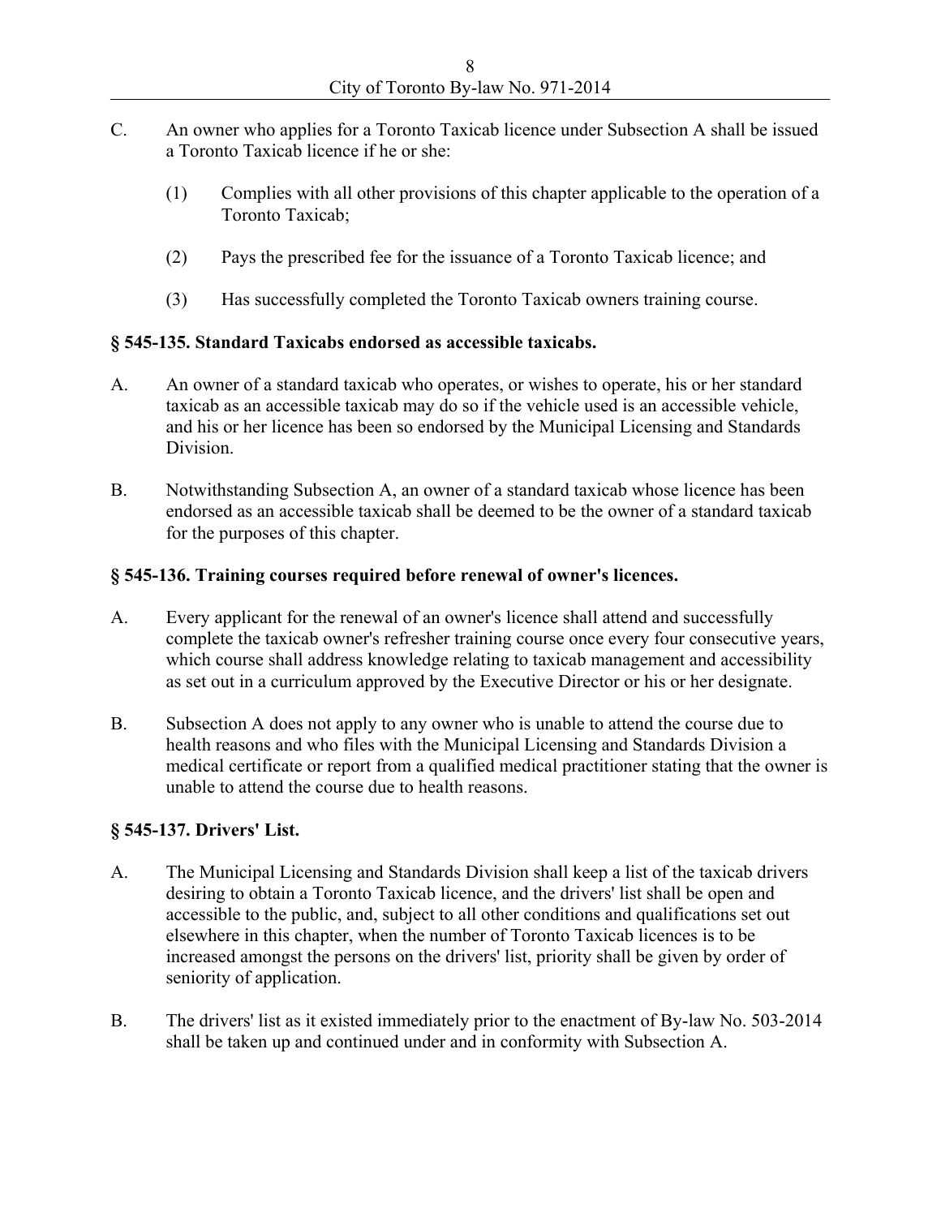C. An owner who applies for a Toronto Taxicab licence under Subsection A shall be issued a Toronto Taxicab licence if he or she:

(1) Complies with all other provisions of this chapter applicable to the operation of a Toronto Taxicab;

(2) Pays the prescribed fee for the issuance of a Toronto Taxicab licence; and

(3) Has successfully completed the Toronto Taxicab owners training course.

**§ 545-135. Standard Taxicabs endorsed as accessible taxicabs.**

A. An owner of a standard taxicab who operates, or wishes to operate, his or her standard taxicab as an accessible taxicab may do so if the vehicle used is an accessible vehicle, and his or her licence has been so endorsed by the Municipal Licensing and Standards Division.

B. Notwithstanding Subsection A, an owner of a standard taxicab whose licence has been endorsed as an accessible taxicab shall be deemed to be the owner of a standard taxicab for the purposes of this chapter.

**§ 545-136. Training courses required before renewal of owner's licences.**

A. Every applicant for the renewal of an owner's licence shall attend and successfully complete the taxicab owner's refresher training course once every four consecutive years, which course shall address knowledge relating to taxicab management and accessibility as set out in a curriculum approved by the Executive Director or his or her designate.

B. Subsection A does not apply to any owner who is unable to attend the course due to health reasons and who files with the Municipal Licensing and Standards Division a medical certificate or report from a qualified medical practitioner stating that the owner is unable to attend the course due to health reasons.

**§ 545-137. Drivers' List.**

A. The Municipal Licensing and Standards Division shall keep a list of the taxicab drivers desiring to obtain a Toronto Taxicab licence, and the drivers' list shall be open and accessible to the public, and, subject to all other conditions and qualifications set out elsewhere in this chapter, when the number of Toronto Taxicab licences is to be increased amongst the persons on the drivers' list, priority shall be given by order of seniority of application.

B. The drivers' list as it existed immediately prior to the enactment of By-law No. 503-2014 shall be taken up and continued under and in conformity with Subsection A.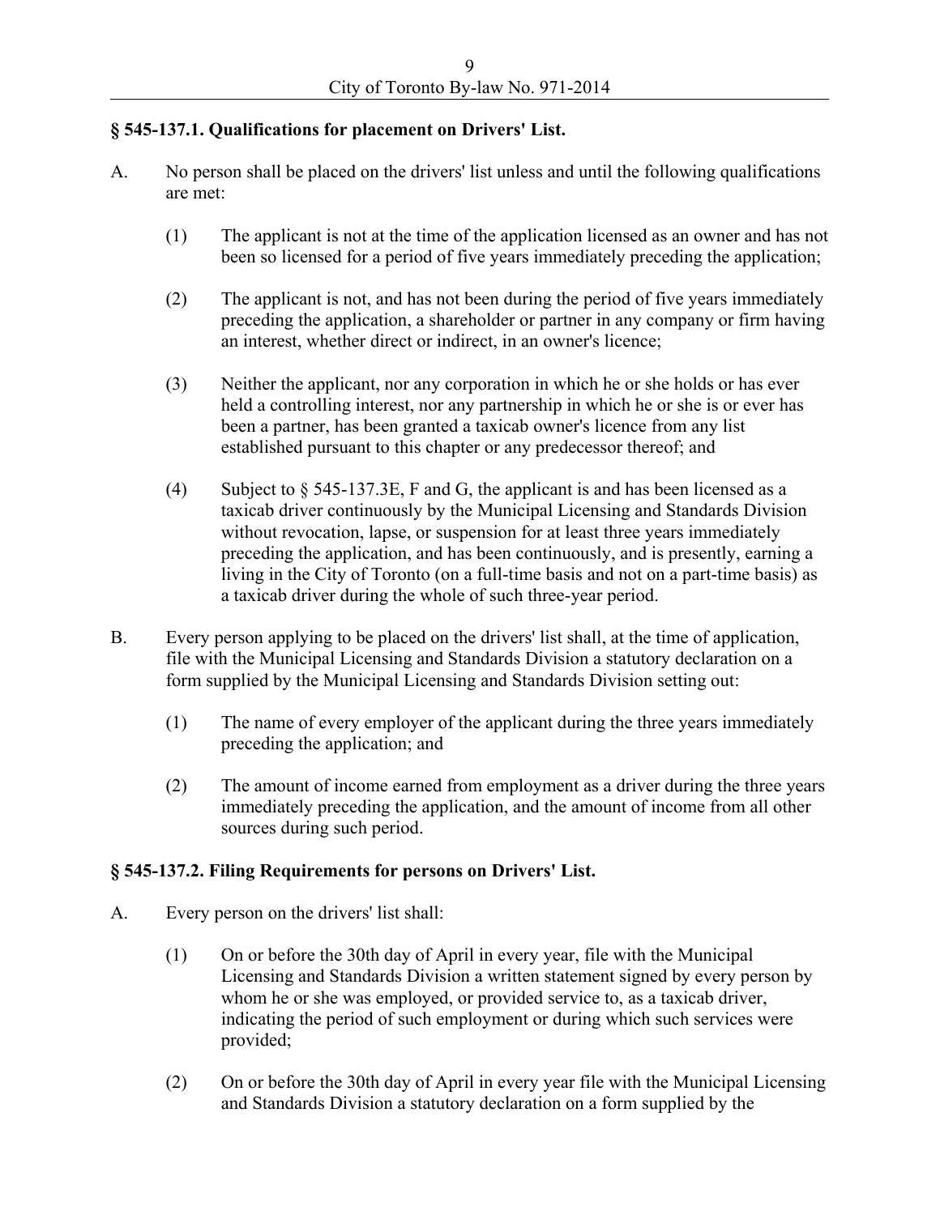### § 545-137.1. Qualifications for placement on Drivers' List.

A. No person shall be placed on the drivers' list unless and until the following qualifications are met:

   (1) The applicant is not at the time of the application licensed as an owner and has not been so licensed for a period of five years immediately preceding the application;

   (2) The applicant is not, and has not been during the period of five years immediately preceding the application, a shareholder or partner in any company or firm having an interest, whether direct or indirect, in an owner's licence;

   (3) Neither the applicant, nor any corporation in which he or she holds or has ever held a controlling interest, nor any partnership in which he or she is or ever has been a partner, has been granted a taxicab owner's licence from any list established pursuant to this chapter or any predecessor thereof; and

   (4) Subject to § 545-137.3E, F and G, the applicant is and has been licensed as a taxicab driver continuously by the Municipal Licensing and Standards Division without revocation, lapse, or suspension for at least three years immediately preceding the application, and has been continuously, and is presently, earning a living in the City of Toronto (on a full-time basis and not on a part-time basis) as a taxicab driver during the whole of such three-year period.

B. Every person applying to be placed on the drivers' list shall, at the time of application, file with the Municipal Licensing and Standards Division a statutory declaration on a form supplied by the Municipal Licensing and Standards Division setting out:

   (1) The name of every employer of the applicant during the three years immediately preceding the application; and

   (2) The amount of income earned from employment as a driver during the three years immediately preceding the application, and the amount of income from all other sources during such period.

### § 545-137.2. Filing Requirements for persons on Drivers' List.

A. Every person on the drivers' list shall:

   (1) On or before the 30th day of April in every year, file with the Municipal Licensing and Standards Division a written statement signed by every person by whom he or she was employed, or provided service to, as a taxicab driver, indicating the period of such employment or during which such services were provided;

   (2) On or before the 30th day of April in every year file with the Municipal Licensing and Standards Division a statutory declaration on a form supplied by the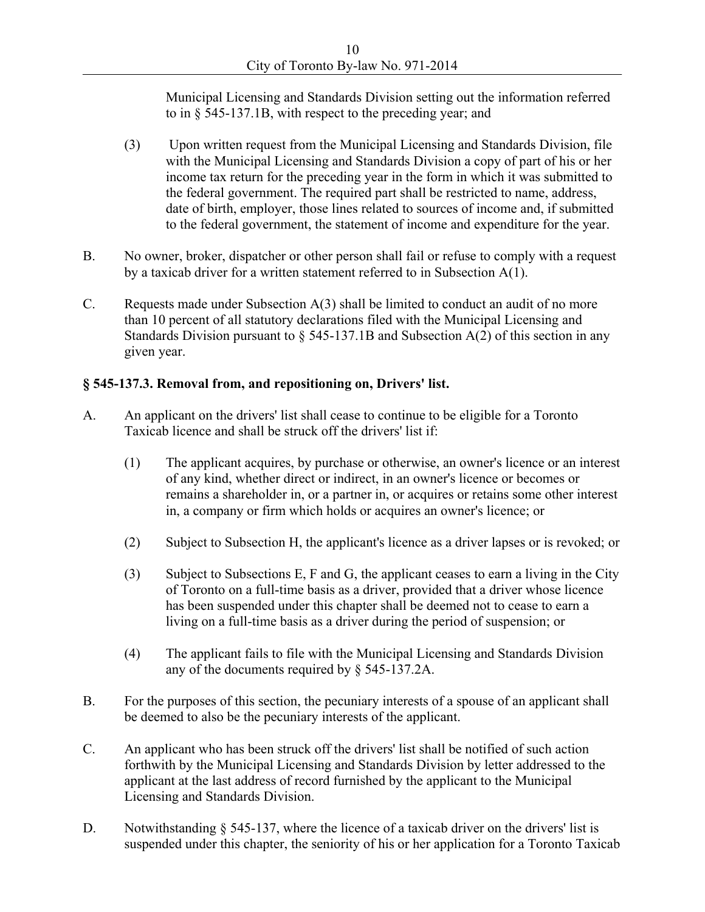Municipal Licensing and Standards Division setting out the information referred to in § 545-137.1B, with respect to the preceding year; and

(3) Upon written request from the Municipal Licensing and Standards Division, file with the Municipal Licensing and Standards Division a copy of part of his or her income tax return for the preceding year in the form in which it was submitted to the federal government. The required part shall be restricted to name, address, date of birth, employer, those lines related to sources of income and, if submitted to the federal government, the statement of income and expenditure for the year.

B. No owner, broker, dispatcher or other person shall fail or refuse to comply with a request by a taxicab driver for a written statement referred to in Subsection A(1).

C. Requests made under Subsection A(3) shall be limited to conduct an audit of no more than 10 percent of all statutory declarations filed with the Municipal Licensing and Standards Division pursuant to § 545-137.1B and Subsection A(2) of this section in any given year.

**§ 545-137.3. Removal from, and repositioning on, Drivers' list.**

A. An applicant on the drivers' list shall cease to continue to be eligible for a Toronto Taxicab licence and shall be struck off the drivers' list if:

(1) The applicant acquires, by purchase or otherwise, an owner's licence or an interest of any kind, whether direct or indirect, in an owner's licence or becomes or remains a shareholder in, or a partner in, or acquires or retains some other interest in, a company or firm which holds or acquires an owner's licence; or

(2) Subject to Subsection H, the applicant's licence as a driver lapses or is revoked; or

(3) Subject to Subsections E, F and G, the applicant ceases to earn a living in the City of Toronto on a full-time basis as a driver, provided that a driver whose licence has been suspended under this chapter shall be deemed not to cease to earn a living on a full-time basis as a driver during the period of suspension; or

(4) The applicant fails to file with the Municipal Licensing and Standards Division any of the documents required by § 545-137.2A.

B. For the purposes of this section, the pecuniary interests of a spouse of an applicant shall be deemed to also be the pecuniary interests of the applicant.

C. An applicant who has been struck off the drivers' list shall be notified of such action forthwith by the Municipal Licensing and Standards Division by letter addressed to the applicant at the last address of record furnished by the applicant to the Municipal Licensing and Standards Division.

D. Notwithstanding § 545-137, where the licence of a taxicab driver on the drivers' list is suspended under this chapter, the seniority of his or her application for a Toronto Taxicab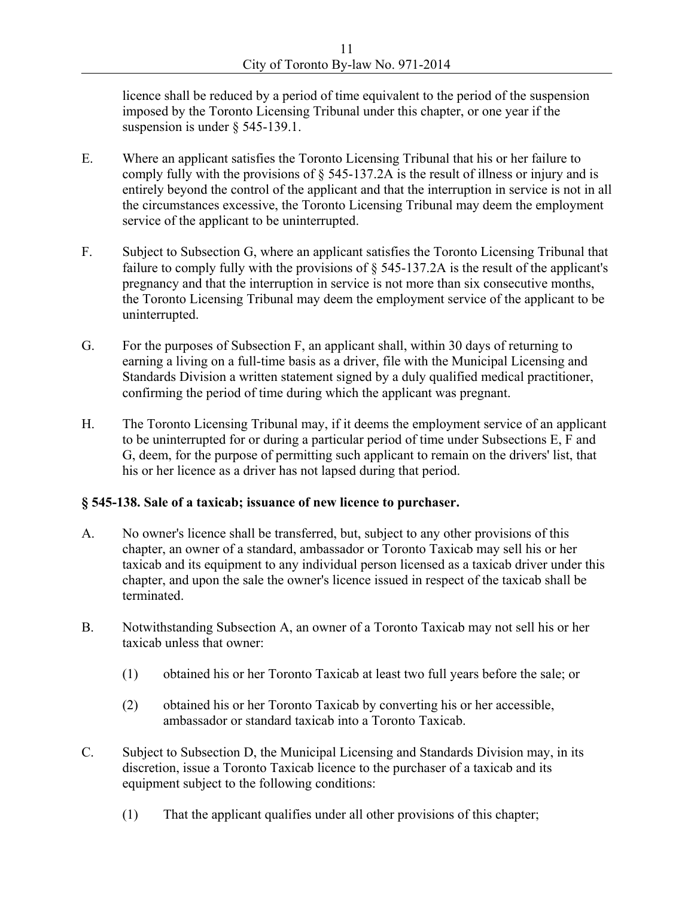licence shall be reduced by a period of time equivalent to the period of the suspension imposed by the Toronto Licensing Tribunal under this chapter, or one year if the suspension is under § 545-139.1.

E. Where an applicant satisfies the Toronto Licensing Tribunal that his or her failure to comply fully with the provisions of § 545-137.2A is the result of illness or injury and is entirely beyond the control of the applicant and that the interruption in service is not in all the circumstances excessive, the Toronto Licensing Tribunal may deem the employment service of the applicant to be uninterrupted.

F. Subject to Subsection G, where an applicant satisfies the Toronto Licensing Tribunal that failure to comply fully with the provisions of § 545-137.2A is the result of the applicant's pregnancy and that the interruption in service is not more than six consecutive months, the Toronto Licensing Tribunal may deem the employment service of the applicant to be uninterrupted.

G. For the purposes of Subsection F, an applicant shall, within 30 days of returning to earning a living on a full-time basis as a driver, file with the Municipal Licensing and Standards Division a written statement signed by a duly qualified medical practitioner, confirming the period of time during which the applicant was pregnant.

H. The Toronto Licensing Tribunal may, if it deems the employment service of an applicant to be uninterrupted for or during a particular period of time under Subsections E, F and G, deem, for the purpose of permitting such applicant to remain on the drivers' list, that his or her licence as a driver has not lapsed during that period.

**§ 545-138. Sale of a taxicab; issuance of new licence to purchaser.**

A. No owner's licence shall be transferred, but, subject to any other provisions of this chapter, an owner of a standard, ambassador or Toronto Taxicab may sell his or her taxicab and its equipment to any individual person licensed as a taxicab driver under this chapter, and upon the sale the owner's licence issued in respect of the taxicab shall be terminated.

B. Notwithstanding Subsection A, an owner of a Toronto Taxicab may not sell his or her taxicab unless that owner:

  (1) obtained his or her Toronto Taxicab at least two full years before the sale; or

  (2) obtained his or her Toronto Taxicab by converting his or her accessible, ambassador or standard taxicab into a Toronto Taxicab.

C. Subject to Subsection D, the Municipal Licensing and Standards Division may, in its discretion, issue a Toronto Taxicab licence to the purchaser of a taxicab and its equipment subject to the following conditions:

  (1) That the applicant qualifies under all other provisions of this chapter;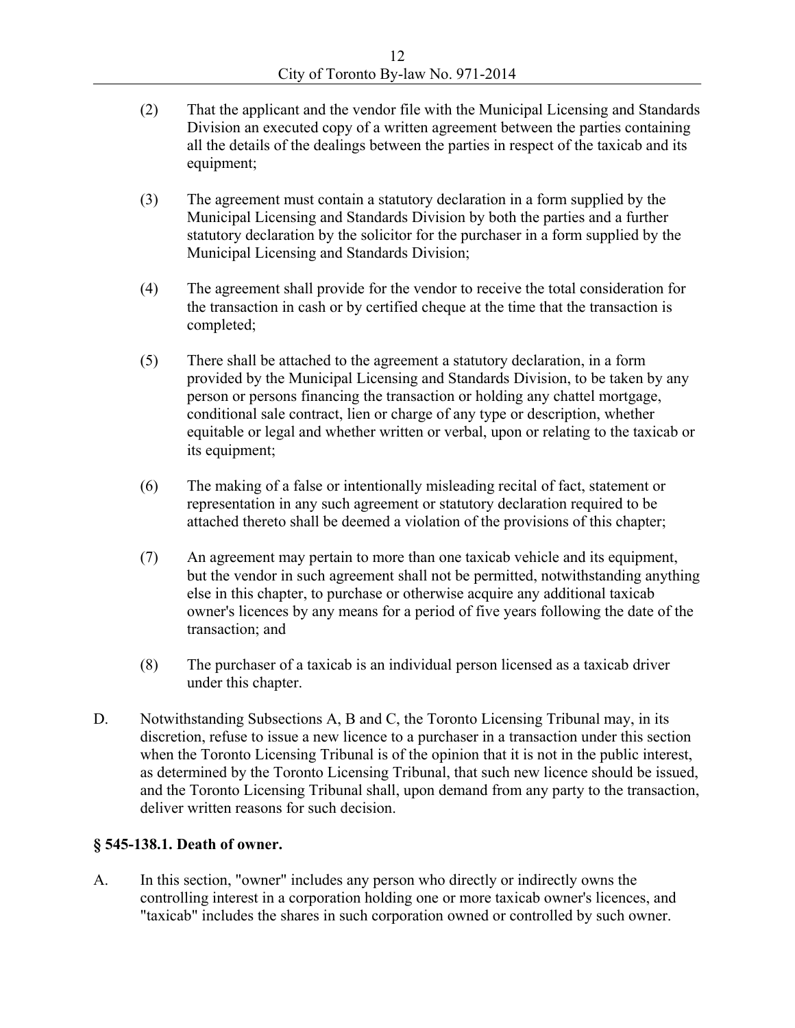(2) That the applicant and the vendor file with the Municipal Licensing and Standards Division an executed copy of a written agreement between the parties containing all the details of the dealings between the parties in respect of the taxicab and its equipment;

(3) The agreement must contain a statutory declaration in a form supplied by the Municipal Licensing and Standards Division by both the parties and a further statutory declaration by the solicitor for the purchaser in a form supplied by the Municipal Licensing and Standards Division;

(4) The agreement shall provide for the vendor to receive the total consideration for the transaction in cash or by certified cheque at the time that the transaction is completed;

(5) There shall be attached to the agreement a statutory declaration, in a form provided by the Municipal Licensing and Standards Division, to be taken by any person or persons financing the transaction or holding any chattel mortgage, conditional sale contract, lien or charge of any type or description, whether equitable or legal and whether written or verbal, upon or relating to the taxicab or its equipment;

(6) The making of a false or intentionally misleading recital of fact, statement or representation in any such agreement or statutory declaration required to be attached thereto shall be deemed a violation of the provisions of this chapter;

(7) An agreement may pertain to more than one taxicab vehicle and its equipment, but the vendor in such agreement shall not be permitted, notwithstanding anything else in this chapter, to purchase or otherwise acquire any additional taxicab owner's licences by any means for a period of five years following the date of the transaction; and

(8) The purchaser of a taxicab is an individual person licensed as a taxicab driver under this chapter.

D. Notwithstanding Subsections A, B and C, the Toronto Licensing Tribunal may, in its discretion, refuse to issue a new licence to a purchaser in a transaction under this section when the Toronto Licensing Tribunal is of the opinion that it is not in the public interest, as determined by the Toronto Licensing Tribunal, that such new licence should be issued, and the Toronto Licensing Tribunal shall, upon demand from any party to the transaction, deliver written reasons for such decision.

### § 545-138.1. Death of owner.

A. In this section, "owner" includes any person who directly or indirectly owns the controlling interest in a corporation holding one or more taxicab owner's licences, and "taxicab" includes the shares in such corporation owned or controlled by such owner.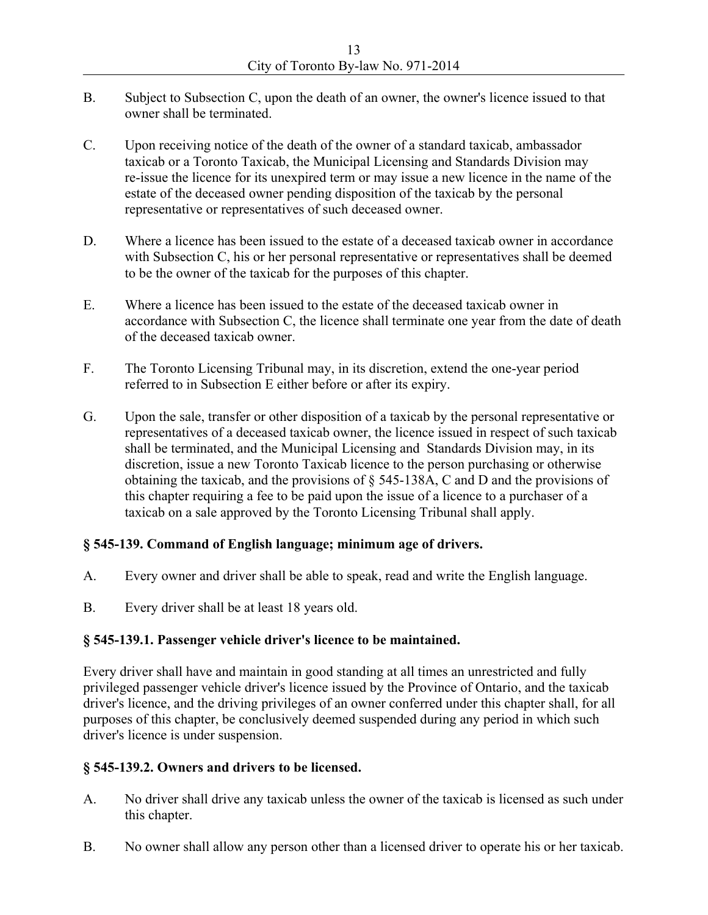B. Subject to Subsection C, upon the death of an owner, the owner's licence issued to that owner shall be terminated.

C. Upon receiving notice of the death of the owner of a standard taxicab, ambassador taxicab or a Toronto Taxicab, the Municipal Licensing and Standards Division may re-issue the licence for its unexpired term or may issue a new licence in the name of the estate of the deceased owner pending disposition of the taxicab by the personal representative or representatives of such deceased owner.

D. Where a licence has been issued to the estate of a deceased taxicab owner in accordance with Subsection C, his or her personal representative or representatives shall be deemed to be the owner of the taxicab for the purposes of this chapter.

E. Where a licence has been issued to the estate of the deceased taxicab owner in accordance with Subsection C, the licence shall terminate one year from the date of death of the deceased taxicab owner.

F. The Toronto Licensing Tribunal may, in its discretion, extend the one-year period referred to in Subsection E either before or after its expiry.

G. Upon the sale, transfer or other disposition of a taxicab by the personal representative or representatives of a deceased taxicab owner, the licence issued in respect of such taxicab shall be terminated, and the Municipal Licensing and Standards Division may, in its discretion, issue a new Toronto Taxicab licence to the person purchasing or otherwise obtaining the taxicab, and the provisions of § 545-138A, C and D and the provisions of this chapter requiring a fee to be paid upon the issue of a licence to a purchaser of a taxicab on a sale approved by the Toronto Licensing Tribunal shall apply.

**§ 545-139. Command of English language; minimum age of drivers.**

A. Every owner and driver shall be able to speak, read and write the English language.

B. Every driver shall be at least 18 years old.

**§ 545-139.1. Passenger vehicle driver's licence to be maintained.**

Every driver shall have and maintain in good standing at all times an unrestricted and fully privileged passenger vehicle driver's licence issued by the Province of Ontario, and the taxicab driver's licence, and the driving privileges of an owner conferred under this chapter shall, for all purposes of this chapter, be conclusively deemed suspended during any period in which such driver's licence is under suspension.

**§ 545-139.2. Owners and drivers to be licensed.**

A. No driver shall drive any taxicab unless the owner of the taxicab is licensed as such under this chapter.

B. No owner shall allow any person other than a licensed driver to operate his or her taxicab.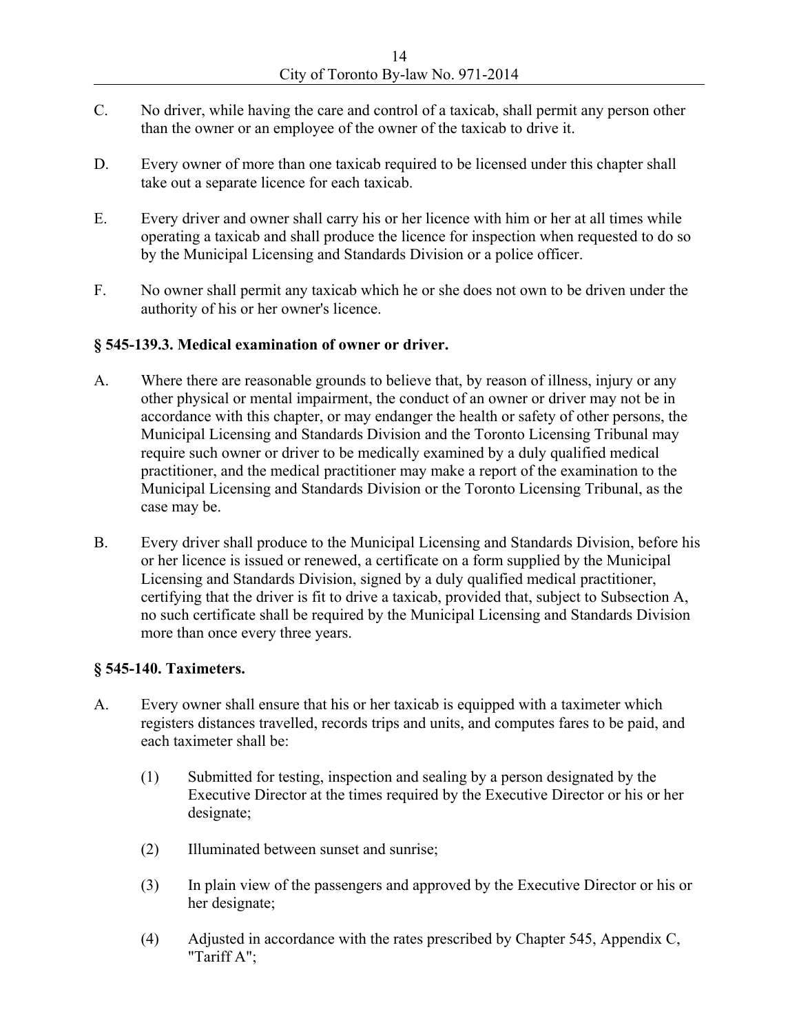C. No driver, while having the care and control of a taxicab, shall permit any person other than the owner or an employee of the owner of the taxicab to drive it.

D. Every owner of more than one taxicab required to be licensed under this chapter shall take out a separate licence for each taxicab.

E. Every driver and owner shall carry his or her licence with him or her at all times while operating a taxicab and shall produce the licence for inspection when requested to do so by the Municipal Licensing and Standards Division or a police officer.

F. No owner shall permit any taxicab which he or she does not own to be driven under the authority of his or her owner's licence.

**§ 545-139.3. Medical examination of owner or driver.**

A. Where there are reasonable grounds to believe that, by reason of illness, injury or any other physical or mental impairment, the conduct of an owner or driver may not be in accordance with this chapter, or may endanger the health or safety of other persons, the Municipal Licensing and Standards Division and the Toronto Licensing Tribunal may require such owner or driver to be medically examined by a duly qualified medical practitioner, and the medical practitioner may make a report of the examination to the Municipal Licensing and Standards Division or the Toronto Licensing Tribunal, as the case may be.

B. Every driver shall produce to the Municipal Licensing and Standards Division, before his or her licence is issued or renewed, a certificate on a form supplied by the Municipal Licensing and Standards Division, signed by a duly qualified medical practitioner, certifying that the driver is fit to drive a taxicab, provided that, subject to Subsection A, no such certificate shall be required by the Municipal Licensing and Standards Division more than once every three years.

**§ 545-140. Taximeters.**

A. Every owner shall ensure that his or her taxicab is equipped with a taximeter which registers distances travelled, records trips and units, and computes fares to be paid, and each taximeter shall be:

   (1) Submitted for testing, inspection and sealing by a person designated by the Executive Director at the times required by the Executive Director or his or her designate;

   (2) Illuminated between sunset and sunrise;

   (3) In plain view of the passengers and approved by the Executive Director or his or her designate;

   (4) Adjusted in accordance with the rates prescribed by Chapter 545, Appendix C, "Tariff A";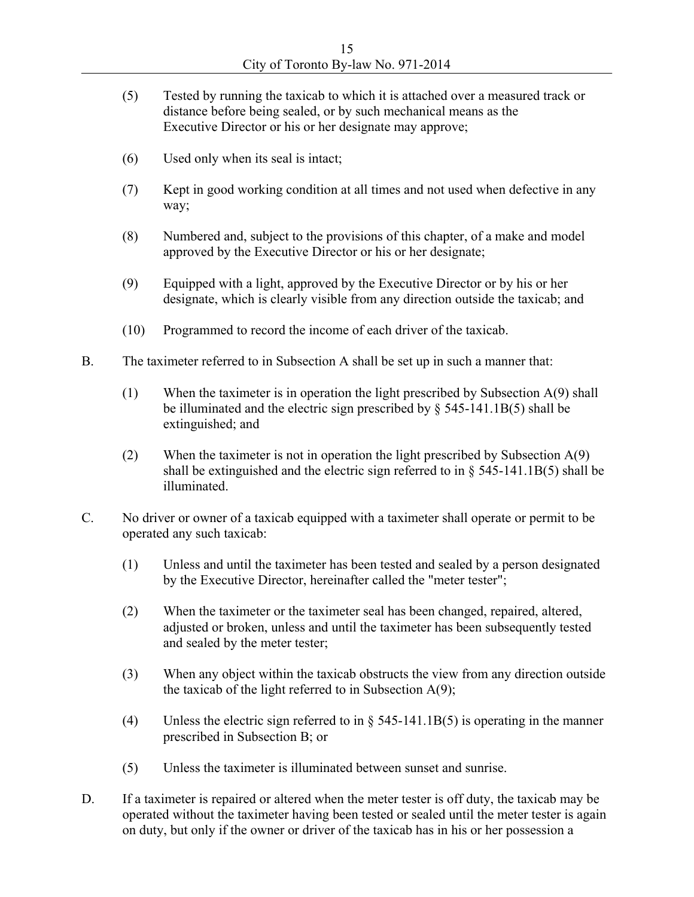(5) Tested by running the taxicab to which it is attached over a measured track or distance before being sealed, or by such mechanical means as the Executive Director or his or her designate may approve;

(6) Used only when its seal is intact;

(7) Kept in good working condition at all times and not used when defective in any way;

(8) Numbered and, subject to the provisions of this chapter, of a make and model approved by the Executive Director or his or her designate;

(9) Equipped with a light, approved by the Executive Director or by his or her designate, which is clearly visible from any direction outside the taxicab; and

(10) Programmed to record the income of each driver of the taxicab.

B. The taximeter referred to in Subsection A shall be set up in such a manner that:

(1) When the taximeter is in operation the light prescribed by Subsection A(9) shall be illuminated and the electric sign prescribed by § 545-141.1B(5) shall be extinguished; and

(2) When the taximeter is not in operation the light prescribed by Subsection A(9) shall be extinguished and the electric sign referred to in § 545-141.1B(5) shall be illuminated.

C. No driver or owner of a taxicab equipped with a taximeter shall operate or permit to be operated any such taxicab:

(1) Unless and until the taximeter has been tested and sealed by a person designated by the Executive Director, hereinafter called the "meter tester";

(2) When the taximeter or the taximeter seal has been changed, repaired, altered, adjusted or broken, unless and until the taximeter has been subsequently tested and sealed by the meter tester;

(3) When any object within the taxicab obstructs the view from any direction outside the taxicab of the light referred to in Subsection A(9);

(4) Unless the electric sign referred to in § 545-141.1B(5) is operating in the manner prescribed in Subsection B; or

(5) Unless the taximeter is illuminated between sunset and sunrise.

D. If a taximeter is repaired or altered when the meter tester is off duty, the taxicab may be operated without the taximeter having been tested or sealed until the meter tester is again on duty, but only if the owner or driver of the taxicab has in his or her possession a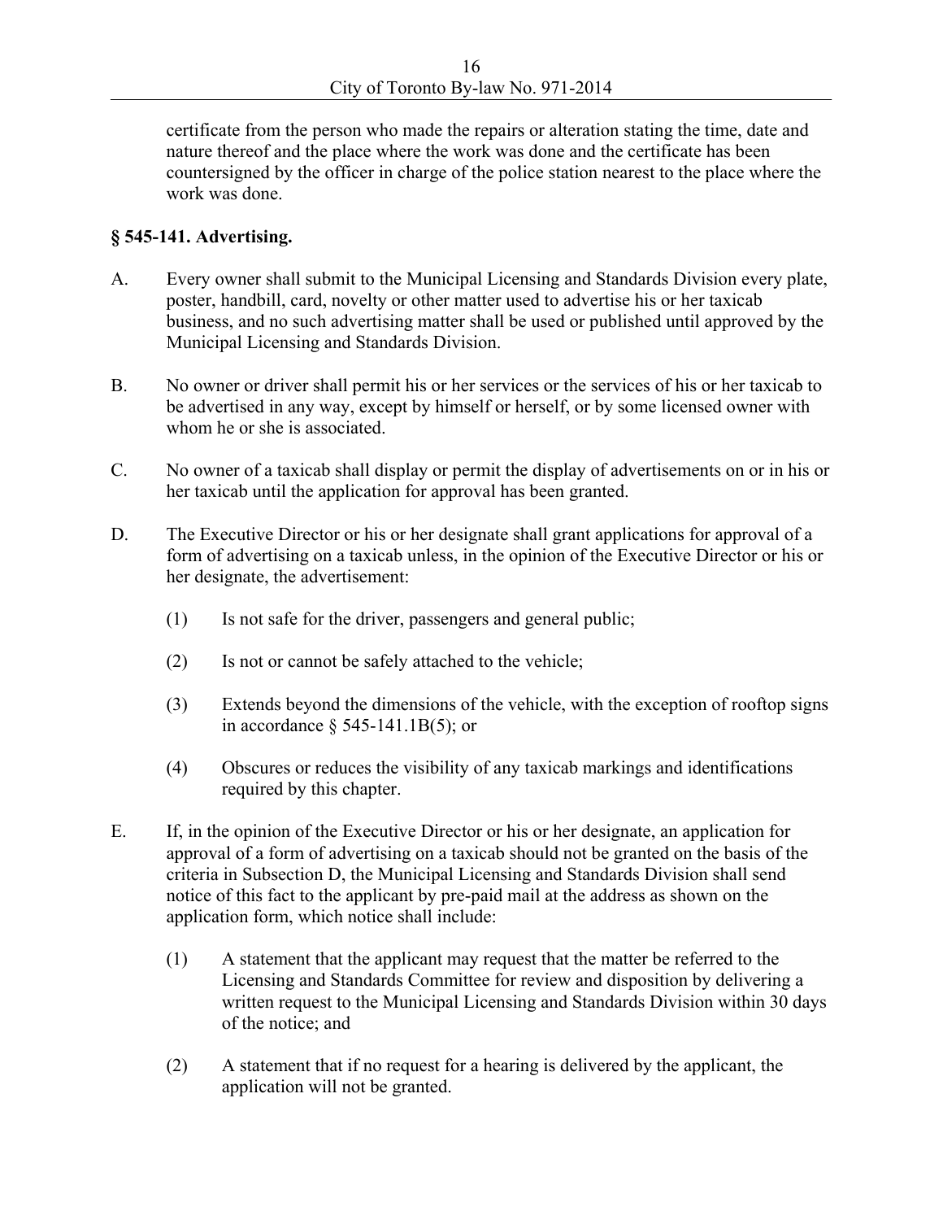certificate from the person who made the repairs or alteration stating the time, date and nature thereof and the place where the work was done and the certificate has been countersigned by the officer in charge of the police station nearest to the place where the work was done.

**§ 545-141. Advertising.**

A. Every owner shall submit to the Municipal Licensing and Standards Division every plate, poster, handbill, card, novelty or other matter used to advertise his or her taxicab business, and no such advertising matter shall be used or published until approved by the Municipal Licensing and Standards Division.

B. No owner or driver shall permit his or her services or the services of his or her taxicab to be advertised in any way, except by himself or herself, or by some licensed owner with whom he or she is associated.

C. No owner of a taxicab shall display or permit the display of advertisements on or in his or her taxicab until the application for approval has been granted.

D. The Executive Director or his or her designate shall grant applications for approval of a form of advertising on a taxicab unless, in the opinion of the Executive Director or his or her designate, the advertisement:

   (1) Is not safe for the driver, passengers and general public;

   (2) Is not or cannot be safely attached to the vehicle;

   (3) Extends beyond the dimensions of the vehicle, with the exception of rooftop signs in accordance § 545-141.1B(5); or

   (4) Obscures or reduces the visibility of any taxicab markings and identifications required by this chapter.

E. If, in the opinion of the Executive Director or his or her designate, an application for approval of a form of advertising on a taxicab should not be granted on the basis of the criteria in Subsection D, the Municipal Licensing and Standards Division shall send notice of this fact to the applicant by pre-paid mail at the address as shown on the application form, which notice shall include:

   (1) A statement that the applicant may request that the matter be referred to the Licensing and Standards Committee for review and disposition by delivering a written request to the Municipal Licensing and Standards Division within 30 days of the notice; and

   (2) A statement that if no request for a hearing is delivered by the applicant, the application will not be granted.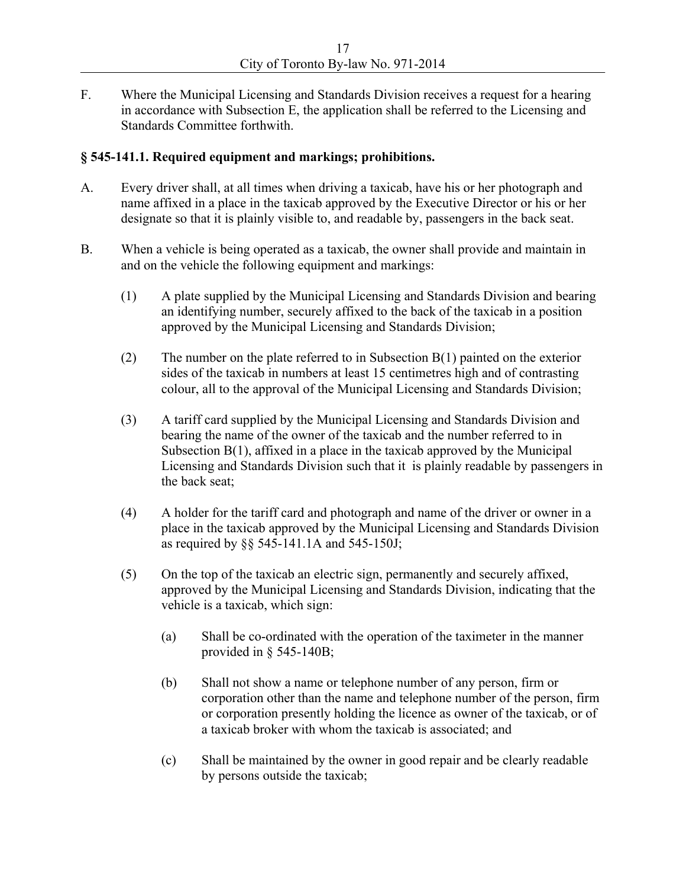F. Where the Municipal Licensing and Standards Division receives a request for a hearing in accordance with Subsection E, the application shall be referred to the Licensing and Standards Committee forthwith.

### § 545-141.1. Required equipment and markings; prohibitions.

A. Every driver shall, at all times when driving a taxicab, have his or her photograph and name affixed in a place in the taxicab approved by the Executive Director or his or her designate so that it is plainly visible to, and readable by, passengers in the back seat.

B. When a vehicle is being operated as a taxicab, the owner shall provide and maintain in and on the vehicle the following equipment and markings:

(1) A plate supplied by the Municipal Licensing and Standards Division and bearing an identifying number, securely affixed to the back of the taxicab in a position approved by the Municipal Licensing and Standards Division;

(2) The number on the plate referred to in Subsection B(1) painted on the exterior sides of the taxicab in numbers at least 15 centimetres high and of contrasting colour, all to the approval of the Municipal Licensing and Standards Division;

(3) A tariff card supplied by the Municipal Licensing and Standards Division and bearing the name of the owner of the taxicab and the number referred to in Subsection B(1), affixed in a place in the taxicab approved by the Municipal Licensing and Standards Division such that it is plainly readable by passengers in the back seat;

(4) A holder for the tariff card and photograph and name of the driver or owner in a place in the taxicab approved by the Municipal Licensing and Standards Division as required by §§ 545-141.1A and 545-150J;

(5) On the top of the taxicab an electric sign, permanently and securely affixed, approved by the Municipal Licensing and Standards Division, indicating that the vehicle is a taxicab, which sign:

(a) Shall be co-ordinated with the operation of the taximeter in the manner provided in § 545-140B;

(b) Shall not show a name or telephone number of any person, firm or corporation other than the name and telephone number of the person, firm or corporation presently holding the licence as owner of the taxicab, or of a taxicab broker with whom the taxicab is associated; and

(c) Shall be maintained by the owner in good repair and be clearly readable by persons outside the taxicab;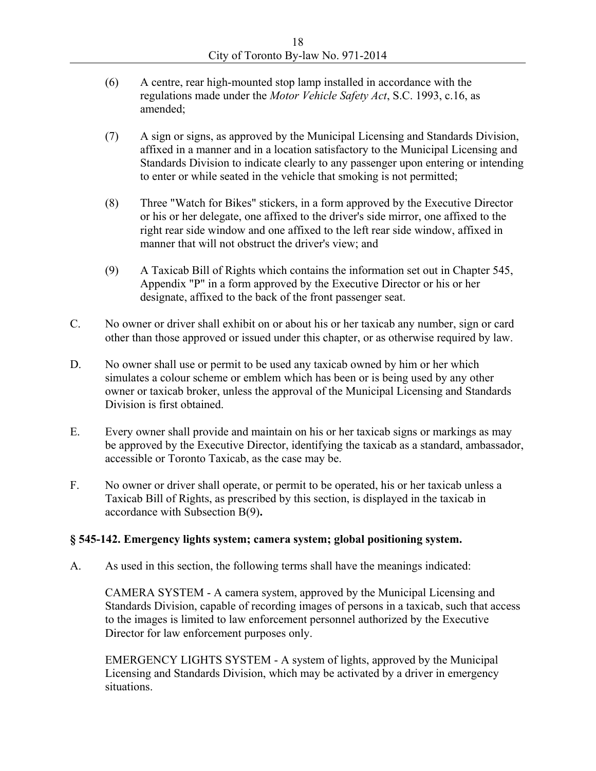(6) A centre, rear high-mounted stop lamp installed in accordance with the regulations made under the *Motor Vehicle Safety Act*, S.C. 1993, c.16, as amended;

(7) A sign or signs, as approved by the Municipal Licensing and Standards Division, affixed in a manner and in a location satisfactory to the Municipal Licensing and Standards Division to indicate clearly to any passenger upon entering or intending to enter or while seated in the vehicle that smoking is not permitted;

(8) Three "Watch for Bikes" stickers, in a form approved by the Executive Director or his or her delegate, one affixed to the driver's side mirror, one affixed to the right rear side window and one affixed to the left rear side window, affixed in manner that will not obstruct the driver's view; and

(9) A Taxicab Bill of Rights which contains the information set out in Chapter 545, Appendix "P" in a form approved by the Executive Director or his or her designate, affixed to the back of the front passenger seat.

C. No owner or driver shall exhibit on or about his or her taxicab any number, sign or card other than those approved or issued under this chapter, or as otherwise required by law.

D. No owner shall use or permit to be used any taxicab owned by him or her which simulates a colour scheme or emblem which has been or is being used by any other owner or taxicab broker, unless the approval of the Municipal Licensing and Standards Division is first obtained.

E. Every owner shall provide and maintain on his or her taxicab signs or markings as may be approved by the Executive Director, identifying the taxicab as a standard, ambassador, accessible or Toronto Taxicab, as the case may be.

F. No owner or driver shall operate, or permit to be operated, his or her taxicab unless a Taxicab Bill of Rights, as prescribed by this section, is displayed in the taxicab in accordance with Subsection B(9)**.**

**§ 545-142. Emergency lights system; camera system; global positioning system.**

A. As used in this section, the following terms shall have the meanings indicated:

CAMERA SYSTEM - A camera system, approved by the Municipal Licensing and Standards Division, capable of recording images of persons in a taxicab, such that access to the images is limited to law enforcement personnel authorized by the Executive Director for law enforcement purposes only.

EMERGENCY LIGHTS SYSTEM - A system of lights, approved by the Municipal Licensing and Standards Division, which may be activated by a driver in emergency situations.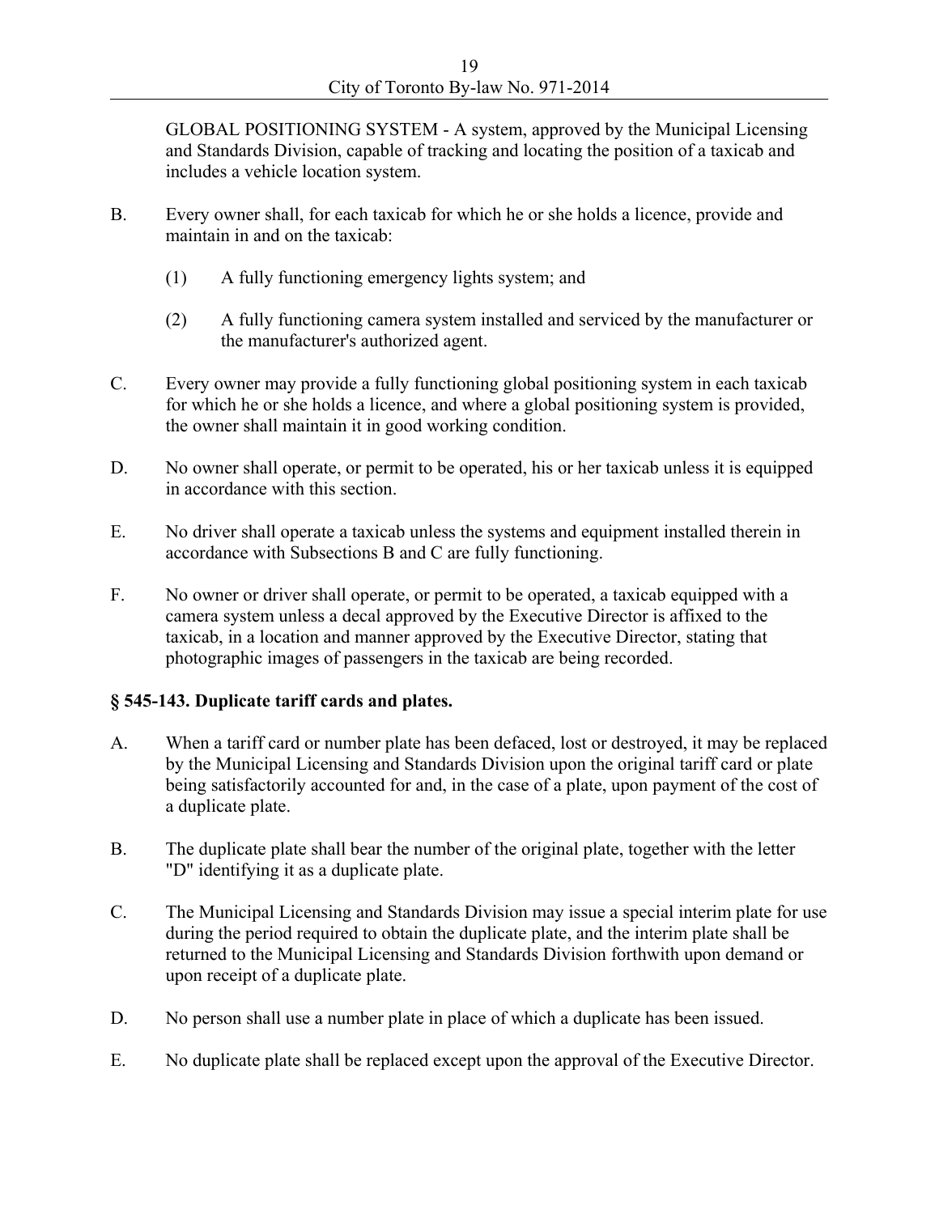GLOBAL POSITIONING SYSTEM - A system, approved by the Municipal Licensing and Standards Division, capable of tracking and locating the position of a taxicab and includes a vehicle location system.

B. Every owner shall, for each taxicab for which he or she holds a licence, provide and maintain in and on the taxicab:

  (1) A fully functioning emergency lights system; and

  (2) A fully functioning camera system installed and serviced by the manufacturer or the manufacturer's authorized agent.

C. Every owner may provide a fully functioning global positioning system in each taxicab for which he or she holds a licence, and where a global positioning system is provided, the owner shall maintain it in good working condition.

D. No owner shall operate, or permit to be operated, his or her taxicab unless it is equipped in accordance with this section.

E. No driver shall operate a taxicab unless the systems and equipment installed therein in accordance with Subsections B and C are fully functioning.

F. No owner or driver shall operate, or permit to be operated, a taxicab equipped with a camera system unless a decal approved by the Executive Director is affixed to the taxicab, in a location and manner approved by the Executive Director, stating that photographic images of passengers in the taxicab are being recorded.

**§ 545-143. Duplicate tariff cards and plates.**

A. When a tariff card or number plate has been defaced, lost or destroyed, it may be replaced by the Municipal Licensing and Standards Division upon the original tariff card or plate being satisfactorily accounted for and, in the case of a plate, upon payment of the cost of a duplicate plate.

B. The duplicate plate shall bear the number of the original plate, together with the letter "D" identifying it as a duplicate plate.

C. The Municipal Licensing and Standards Division may issue a special interim plate for use during the period required to obtain the duplicate plate, and the interim plate shall be returned to the Municipal Licensing and Standards Division forthwith upon demand or upon receipt of a duplicate plate.

D. No person shall use a number plate in place of which a duplicate has been issued.

E. No duplicate plate shall be replaced except upon the approval of the Executive Director.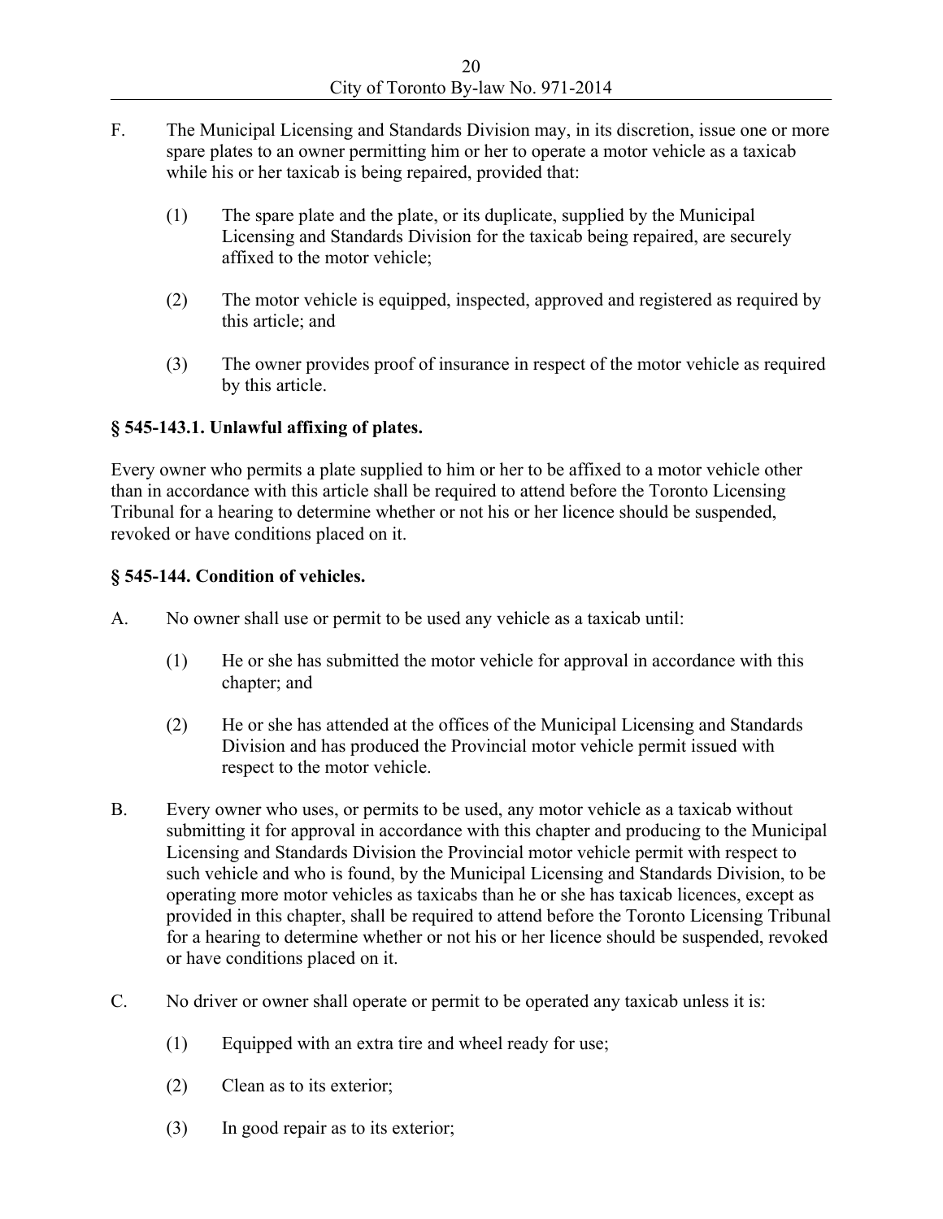F. The Municipal Licensing and Standards Division may, in its discretion, issue one or more spare plates to an owner permitting him or her to operate a motor vehicle as a taxicab while his or her taxicab is being repaired, provided that:

   (1) The spare plate and the plate, or its duplicate, supplied by the Municipal Licensing and Standards Division for the taxicab being repaired, are securely affixed to the motor vehicle;

   (2) The motor vehicle is equipped, inspected, approved and registered as required by this article; and

   (3) The owner provides proof of insurance in respect of the motor vehicle as required by this article.

**§ 545-143.1. Unlawful affixing of plates.**

Every owner who permits a plate supplied to him or her to be affixed to a motor vehicle other than in accordance with this article shall be required to attend before the Toronto Licensing Tribunal for a hearing to determine whether or not his or her licence should be suspended, revoked or have conditions placed on it.

**§ 545-144. Condition of vehicles.**

A. No owner shall use or permit to be used any vehicle as a taxicab until:

   (1) He or she has submitted the motor vehicle for approval in accordance with this chapter; and

   (2) He or she has attended at the offices of the Municipal Licensing and Standards Division and has produced the Provincial motor vehicle permit issued with respect to the motor vehicle.

B. Every owner who uses, or permits to be used, any motor vehicle as a taxicab without submitting it for approval in accordance with this chapter and producing to the Municipal Licensing and Standards Division the Provincial motor vehicle permit with respect to such vehicle and who is found, by the Municipal Licensing and Standards Division, to be operating more motor vehicles as taxicabs than he or she has taxicab licences, except as provided in this chapter, shall be required to attend before the Toronto Licensing Tribunal for a hearing to determine whether or not his or her licence should be suspended, revoked or have conditions placed on it.

C. No driver or owner shall operate or permit to be operated any taxicab unless it is:

   (1) Equipped with an extra tire and wheel ready for use;

   (2) Clean as to its exterior;

   (3) In good repair as to its exterior;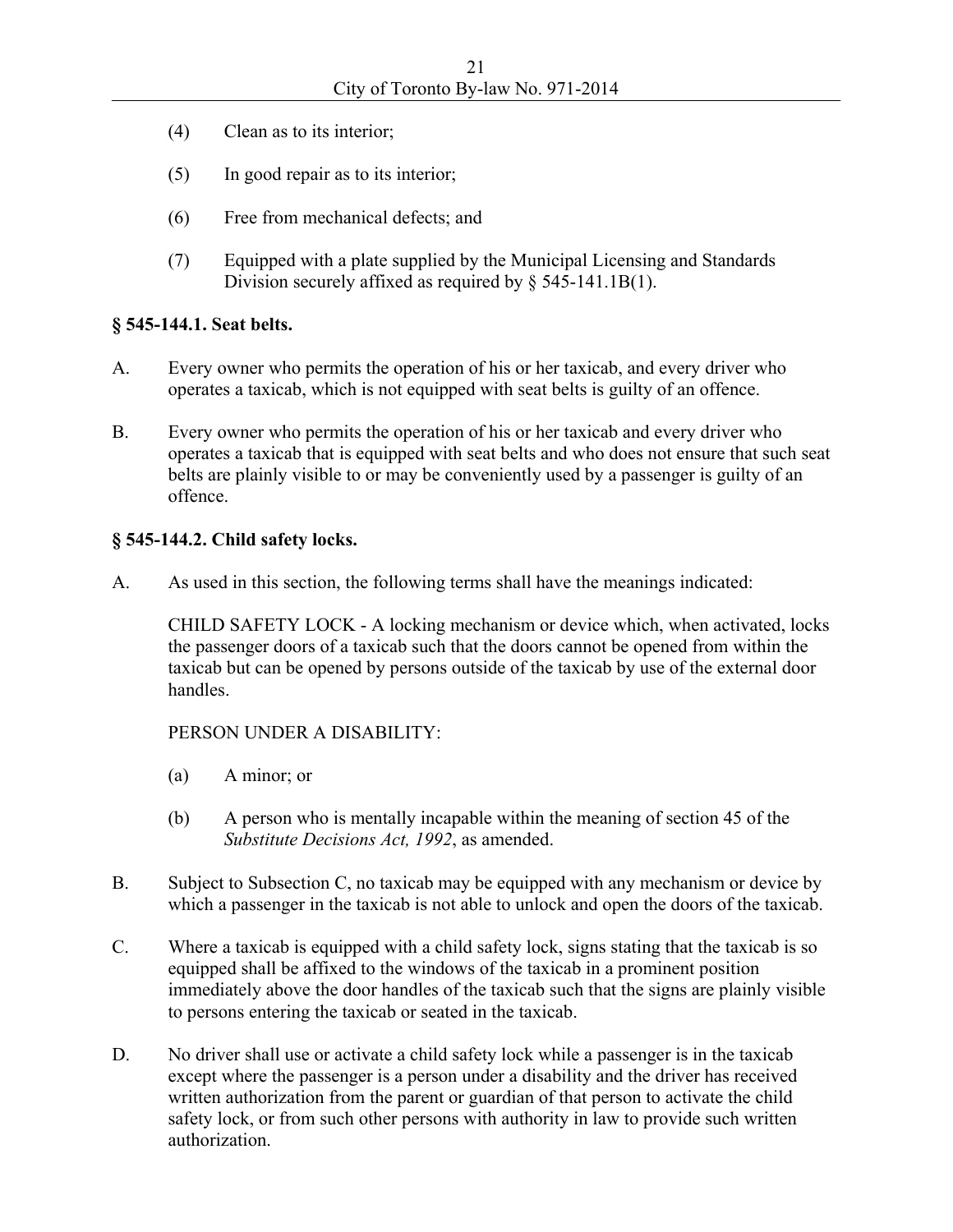(4) Clean as to its interior;

(5) In good repair as to its interior;

(6) Free from mechanical defects; and

(7) Equipped with a plate supplied by the Municipal Licensing and Standards Division securely affixed as required by § 545-141.1B(1).

**§ 545-144.1. Seat belts.**

A. Every owner who permits the operation of his or her taxicab, and every driver who operates a taxicab, which is not equipped with seat belts is guilty of an offence.

B. Every owner who permits the operation of his or her taxicab and every driver who operates a taxicab that is equipped with seat belts and who does not ensure that such seat belts are plainly visible to or may be conveniently used by a passenger is guilty of an offence.

**§ 545-144.2. Child safety locks.**

A. As used in this section, the following terms shall have the meanings indicated:

CHILD SAFETY LOCK - A locking mechanism or device which, when activated, locks the passenger doors of a taxicab such that the doors cannot be opened from within the taxicab but can be opened by persons outside of the taxicab by use of the external door handles.

PERSON UNDER A DISABILITY:

(a) A minor; or

(b) A person who is mentally incapable within the meaning of section 45 of the *Substitute Decisions Act, 1992*, as amended.

B. Subject to Subsection C, no taxicab may be equipped with any mechanism or device by which a passenger in the taxicab is not able to unlock and open the doors of the taxicab.

C. Where a taxicab is equipped with a child safety lock, signs stating that the taxicab is so equipped shall be affixed to the windows of the taxicab in a prominent position immediately above the door handles of the taxicab such that the signs are plainly visible to persons entering the taxicab or seated in the taxicab.

D. No driver shall use or activate a child safety lock while a passenger is in the taxicab except where the passenger is a person under a disability and the driver has received written authorization from the parent or guardian of that person to activate the child safety lock, or from such other persons with authority in law to provide such written authorization.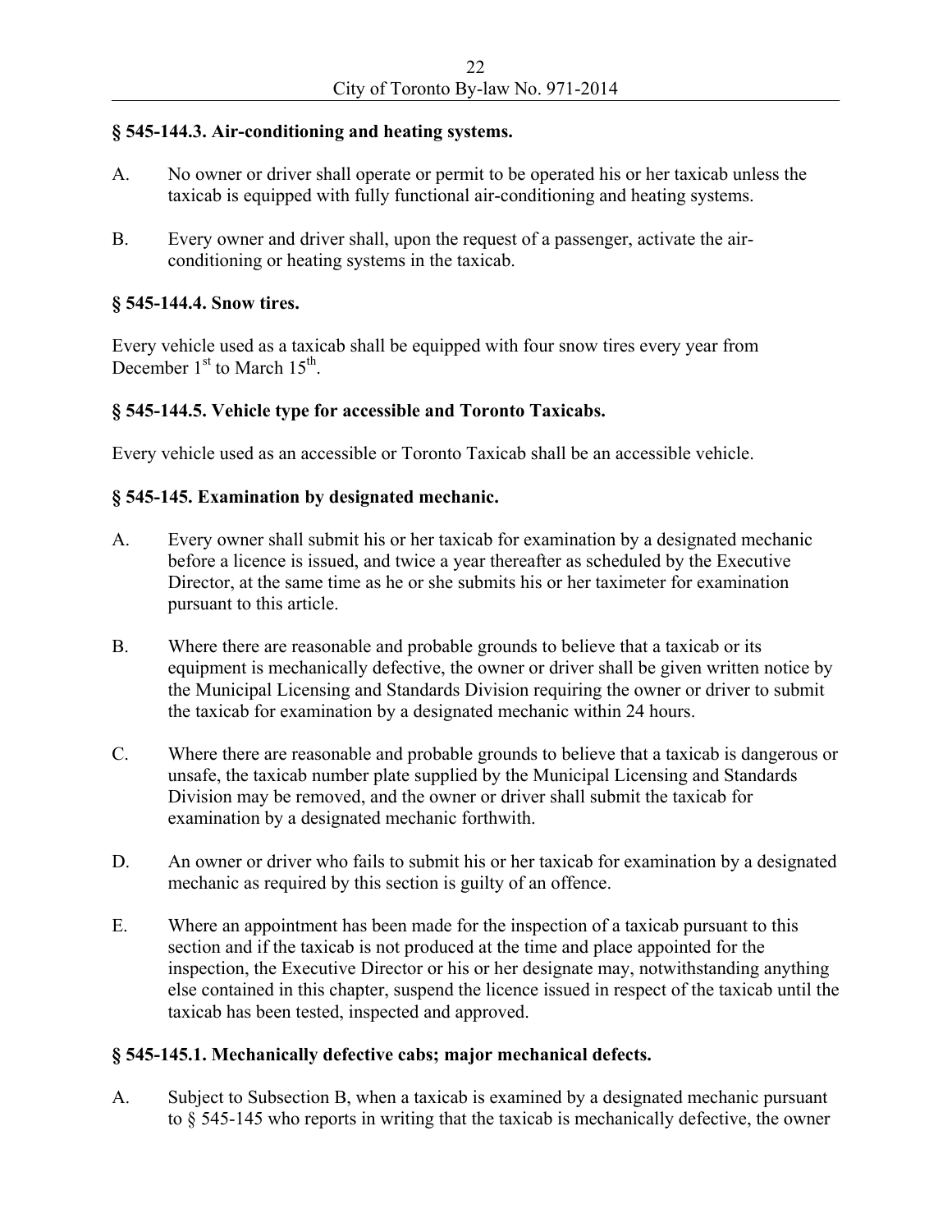### § 545-144.3. Air-conditioning and heating systems.

A. No owner or driver shall operate or permit to be operated his or her taxicab unless the taxicab is equipped with fully functional air-conditioning and heating systems.

B. Every owner and driver shall, upon the request of a passenger, activate the air-conditioning or heating systems in the taxicab.

### § 545-144.4. Snow tires.

Every vehicle used as a taxicab shall be equipped with four snow tires every year from December 1st to March 15th.

### § 545-144.5. Vehicle type for accessible and Toronto Taxicabs.

Every vehicle used as an accessible or Toronto Taxicab shall be an accessible vehicle.

### § 545-145. Examination by designated mechanic.

A. Every owner shall submit his or her taxicab for examination by a designated mechanic before a licence is issued, and twice a year thereafter as scheduled by the Executive Director, at the same time as he or she submits his or her taximeter for examination pursuant to this article.

B. Where there are reasonable and probable grounds to believe that a taxicab or its equipment is mechanically defective, the owner or driver shall be given written notice by the Municipal Licensing and Standards Division requiring the owner or driver to submit the taxicab for examination by a designated mechanic within 24 hours.

C. Where there are reasonable and probable grounds to believe that a taxicab is dangerous or unsafe, the taxicab number plate supplied by the Municipal Licensing and Standards Division may be removed, and the owner or driver shall submit the taxicab for examination by a designated mechanic forthwith.

D. An owner or driver who fails to submit his or her taxicab for examination by a designated mechanic as required by this section is guilty of an offence.

E. Where an appointment has been made for the inspection of a taxicab pursuant to this section and if the taxicab is not produced at the time and place appointed for the inspection, the Executive Director or his or her designate may, notwithstanding anything else contained in this chapter, suspend the licence issued in respect of the taxicab until the taxicab has been tested, inspected and approved.

### § 545-145.1. Mechanically defective cabs; major mechanical defects.

A. Subject to Subsection B, when a taxicab is examined by a designated mechanic pursuant to § 545-145 who reports in writing that the taxicab is mechanically defective, the owner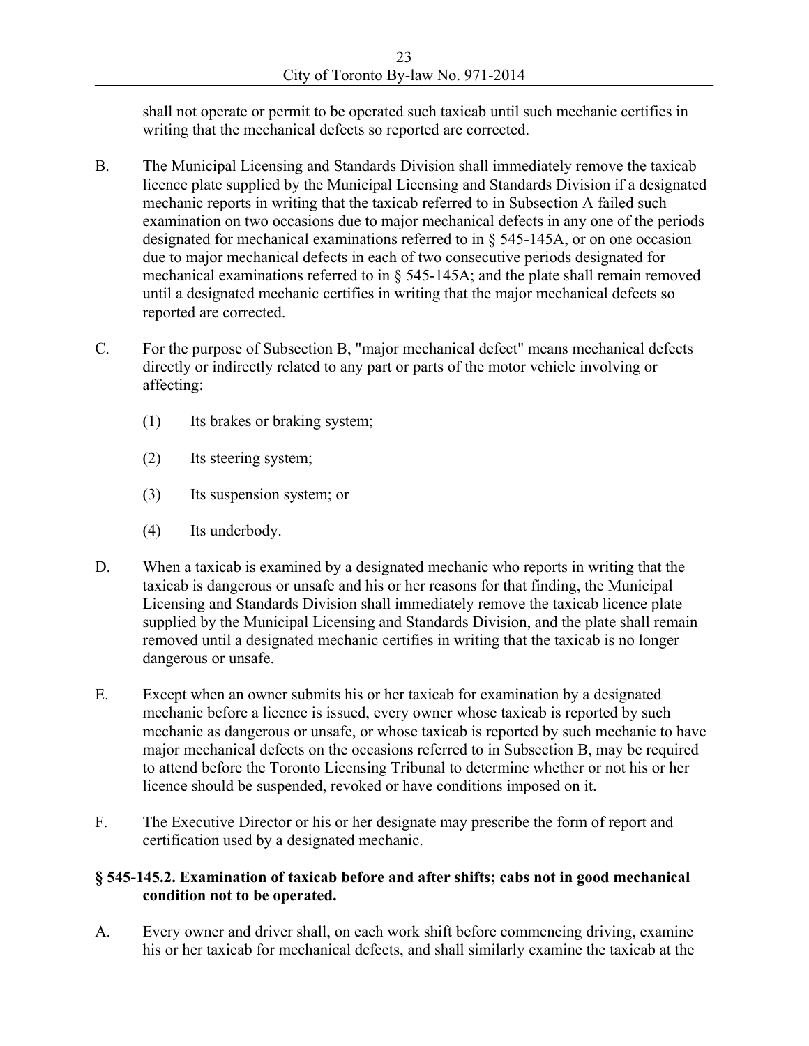shall not operate or permit to be operated such taxicab until such mechanic certifies in writing that the mechanical defects so reported are corrected.

B. The Municipal Licensing and Standards Division shall immediately remove the taxicab licence plate supplied by the Municipal Licensing and Standards Division if a designated mechanic reports in writing that the taxicab referred to in Subsection A failed such examination on two occasions due to major mechanical defects in any one of the periods designated for mechanical examinations referred to in § 545-145A, or on one occasion due to major mechanical defects in each of two consecutive periods designated for mechanical examinations referred to in § 545-145A; and the plate shall remain removed until a designated mechanic certifies in writing that the major mechanical defects so reported are corrected.

C. For the purpose of Subsection B, "major mechanical defect" means mechanical defects directly or indirectly related to any part or parts of the motor vehicle involving or affecting:

(1) Its brakes or braking system;

(2) Its steering system;

(3) Its suspension system; or

(4) Its underbody.

D. When a taxicab is examined by a designated mechanic who reports in writing that the taxicab is dangerous or unsafe and his or her reasons for that finding, the Municipal Licensing and Standards Division shall immediately remove the taxicab licence plate supplied by the Municipal Licensing and Standards Division, and the plate shall remain removed until a designated mechanic certifies in writing that the taxicab is no longer dangerous or unsafe.

E. Except when an owner submits his or her taxicab for examination by a designated mechanic before a licence is issued, every owner whose taxicab is reported by such mechanic as dangerous or unsafe, or whose taxicab is reported by such mechanic to have major mechanical defects on the occasions referred to in Subsection B, may be required to attend before the Toronto Licensing Tribunal to determine whether or not his or her licence should be suspended, revoked or have conditions imposed on it.

F. The Executive Director or his or her designate may prescribe the form of report and certification used by a designated mechanic.

**§ 545-145.2. Examination of taxicab before and after shifts; cabs not in good mechanical condition not to be operated.**

A. Every owner and driver shall, on each work shift before commencing driving, examine his or her taxicab for mechanical defects, and shall similarly examine the taxicab at the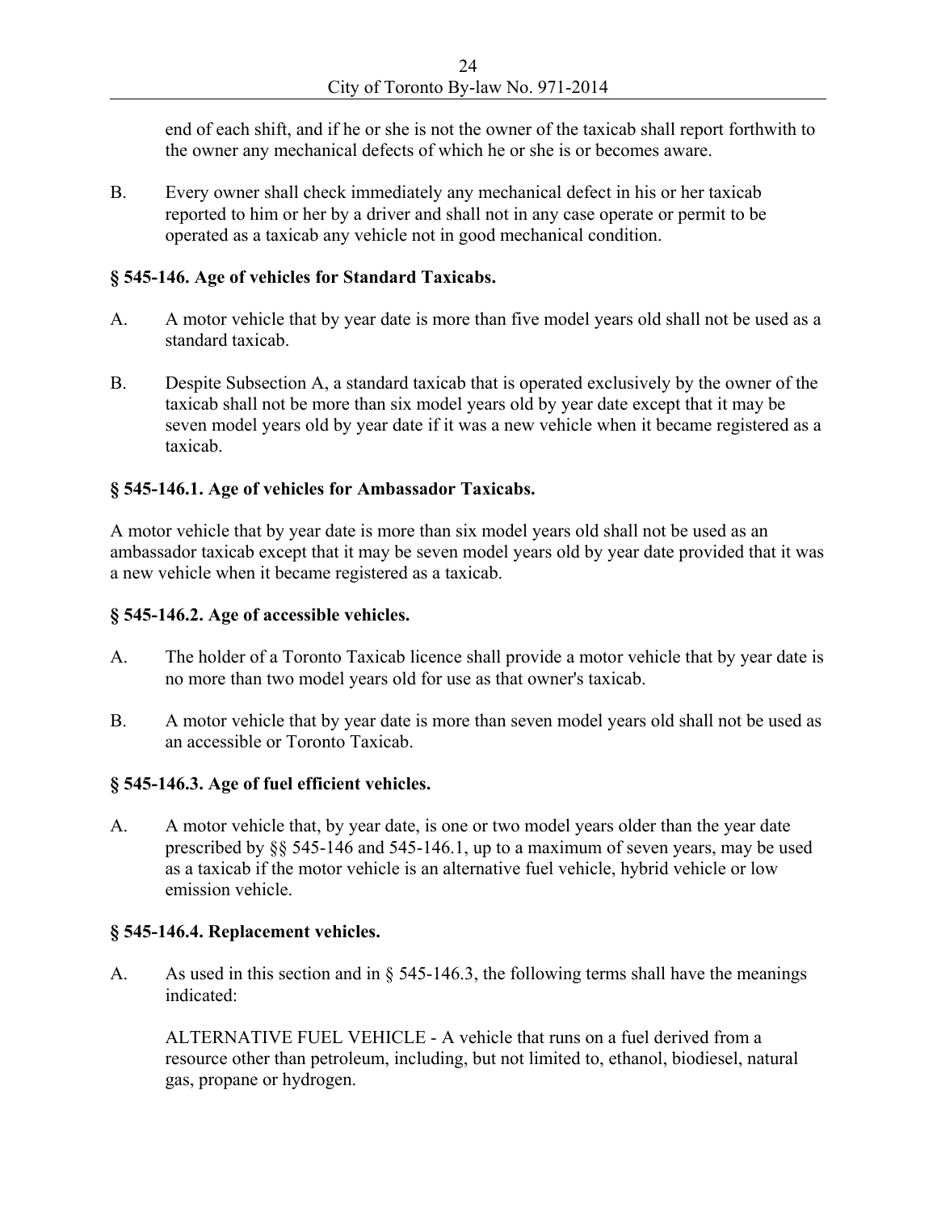end of each shift, and if he or she is not the owner of the taxicab shall report forthwith to the owner any mechanical defects of which he or she is or becomes aware.

B. Every owner shall check immediately any mechanical defect in his or her taxicab reported to him or her by a driver and shall not in any case operate or permit to be operated as a taxicab any vehicle not in good mechanical condition.

### § 545-146. Age of vehicles for Standard Taxicabs.

A. A motor vehicle that by year date is more than five model years old shall not be used as a standard taxicab.

B. Despite Subsection A, a standard taxicab that is operated exclusively by the owner of the taxicab shall not be more than six model years old by year date except that it may be seven model years old by year date if it was a new vehicle when it became registered as a taxicab.

### § 545-146.1. Age of vehicles for Ambassador Taxicabs.

A motor vehicle that by year date is more than six model years old shall not be used as an ambassador taxicab except that it may be seven model years old by year date provided that it was a new vehicle when it became registered as a taxicab.

### § 545-146.2. Age of accessible vehicles.

A. The holder of a Toronto Taxicab licence shall provide a motor vehicle that by year date is no more than two model years old for use as that owner's taxicab.

B. A motor vehicle that by year date is more than seven model years old shall not be used as an accessible or Toronto Taxicab.

### § 545-146.3. Age of fuel efficient vehicles.

A. A motor vehicle that, by year date, is one or two model years older than the year date prescribed by §§ 545-146 and 545-146.1, up to a maximum of seven years, may be used as a taxicab if the motor vehicle is an alternative fuel vehicle, hybrid vehicle or low emission vehicle.

### § 545-146.4. Replacement vehicles.

A. As used in this section and in § 545-146.3, the following terms shall have the meanings indicated:

ALTERNATIVE FUEL VEHICLE - A vehicle that runs on a fuel derived from a resource other than petroleum, including, but not limited to, ethanol, biodiesel, natural gas, propane or hydrogen.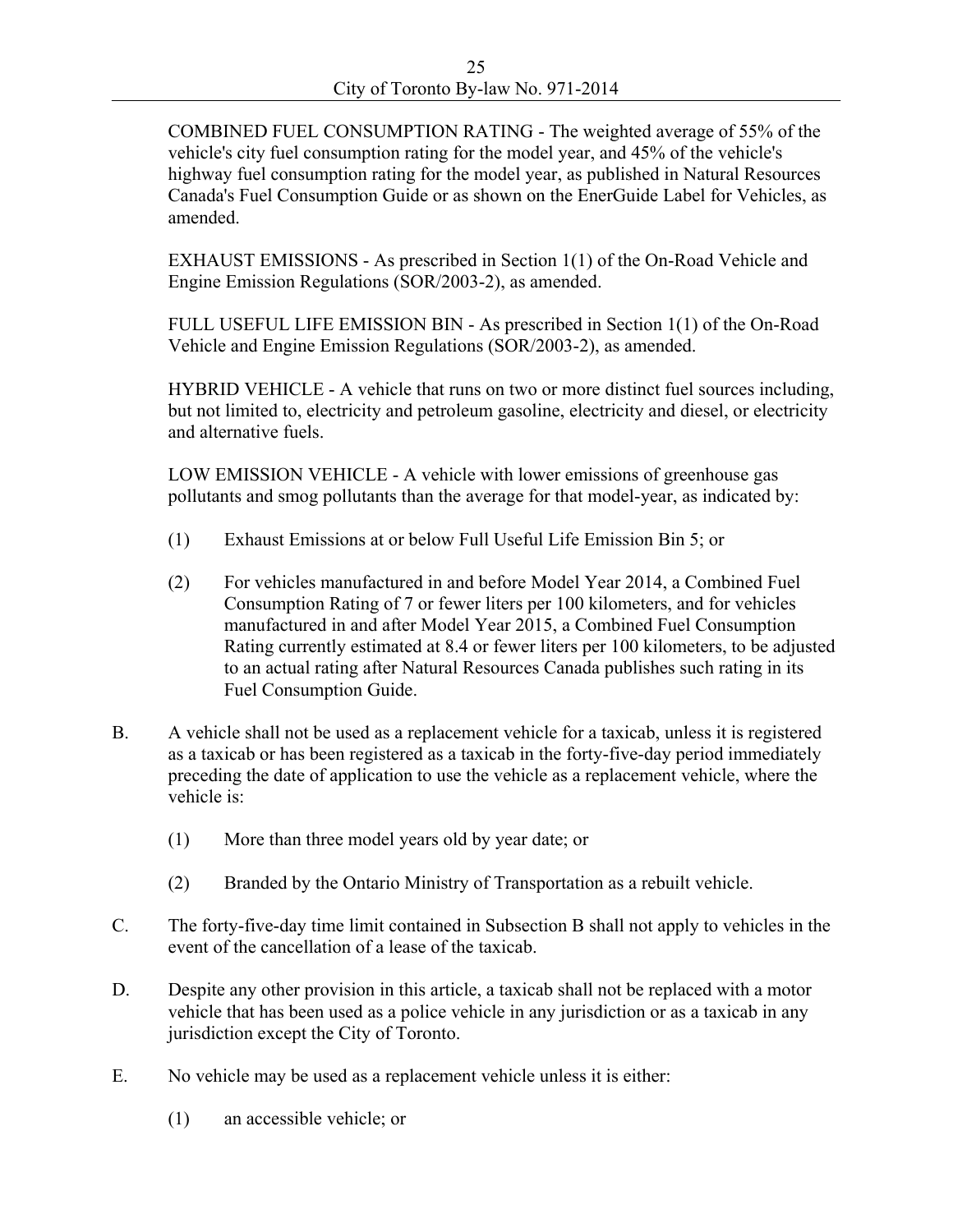COMBINED FUEL CONSUMPTION RATING - The weighted average of 55% of the vehicle's city fuel consumption rating for the model year, and 45% of the vehicle's highway fuel consumption rating for the model year, as published in Natural Resources Canada's Fuel Consumption Guide or as shown on the EnerGuide Label for Vehicles, as amended.

EXHAUST EMISSIONS - As prescribed in Section 1(1) of the On-Road Vehicle and Engine Emission Regulations (SOR/2003-2), as amended.

FULL USEFUL LIFE EMISSION BIN - As prescribed in Section 1(1) of the On-Road Vehicle and Engine Emission Regulations (SOR/2003-2), as amended.

HYBRID VEHICLE - A vehicle that runs on two or more distinct fuel sources including, but not limited to, electricity and petroleum gasoline, electricity and diesel, or electricity and alternative fuels.

LOW EMISSION VEHICLE - A vehicle with lower emissions of greenhouse gas pollutants and smog pollutants than the average for that model-year, as indicated by:

(1) Exhaust Emissions at or below Full Useful Life Emission Bin 5; or

(2) For vehicles manufactured in and before Model Year 2014, a Combined Fuel Consumption Rating of 7 or fewer liters per 100 kilometers, and for vehicles manufactured in and after Model Year 2015, a Combined Fuel Consumption Rating currently estimated at 8.4 or fewer liters per 100 kilometers, to be adjusted to an actual rating after Natural Resources Canada publishes such rating in its Fuel Consumption Guide.

B. A vehicle shall not be used as a replacement vehicle for a taxicab, unless it is registered as a taxicab or has been registered as a taxicab in the forty-five-day period immediately preceding the date of application to use the vehicle as a replacement vehicle, where the vehicle is:

(1) More than three model years old by year date; or

(2) Branded by the Ontario Ministry of Transportation as a rebuilt vehicle.

C. The forty-five-day time limit contained in Subsection B shall not apply to vehicles in the event of the cancellation of a lease of the taxicab.

D. Despite any other provision in this article, a taxicab shall not be replaced with a motor vehicle that has been used as a police vehicle in any jurisdiction or as a taxicab in any jurisdiction except the City of Toronto.

E. No vehicle may be used as a replacement vehicle unless it is either:

(1) an accessible vehicle; or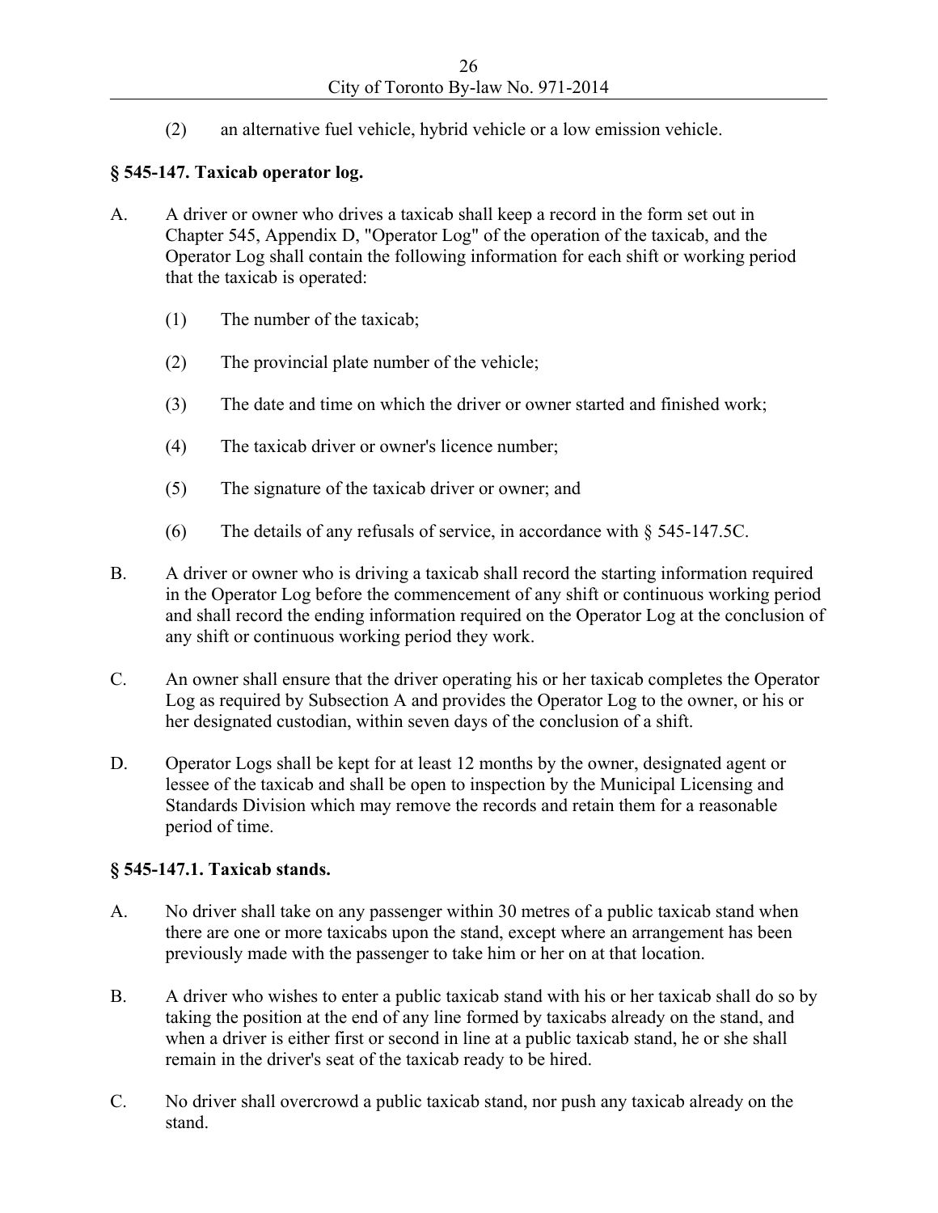(2) an alternative fuel vehicle, hybrid vehicle or a low emission vehicle.

**§ 545-147. Taxicab operator log.**

A. A driver or owner who drives a taxicab shall keep a record in the form set out in Chapter 545, Appendix D, "Operator Log" of the operation of the taxicab, and the Operator Log shall contain the following information for each shift or working period that the taxicab is operated:

   (1) The number of the taxicab;

   (2) The provincial plate number of the vehicle;

   (3) The date and time on which the driver or owner started and finished work;

   (4) The taxicab driver or owner's licence number;

   (5) The signature of the taxicab driver or owner; and

   (6) The details of any refusals of service, in accordance with § 545-147.5C.

B. A driver or owner who is driving a taxicab shall record the starting information required in the Operator Log before the commencement of any shift or continuous working period and shall record the ending information required on the Operator Log at the conclusion of any shift or continuous working period they work.

C. An owner shall ensure that the driver operating his or her taxicab completes the Operator Log as required by Subsection A and provides the Operator Log to the owner, or his or her designated custodian, within seven days of the conclusion of a shift.

D. Operator Logs shall be kept for at least 12 months by the owner, designated agent or lessee of the taxicab and shall be open to inspection by the Municipal Licensing and Standards Division which may remove the records and retain them for a reasonable period of time.

**§ 545-147.1. Taxicab stands.**

A. No driver shall take on any passenger within 30 metres of a public taxicab stand when there are one or more taxicabs upon the stand, except where an arrangement has been previously made with the passenger to take him or her on at that location.

B. A driver who wishes to enter a public taxicab stand with his or her taxicab shall do so by taking the position at the end of any line formed by taxicabs already on the stand, and when a driver is either first or second in line at a public taxicab stand, he or she shall remain in the driver's seat of the taxicab ready to be hired.

C. No driver shall overcrowd a public taxicab stand, nor push any taxicab already on the stand.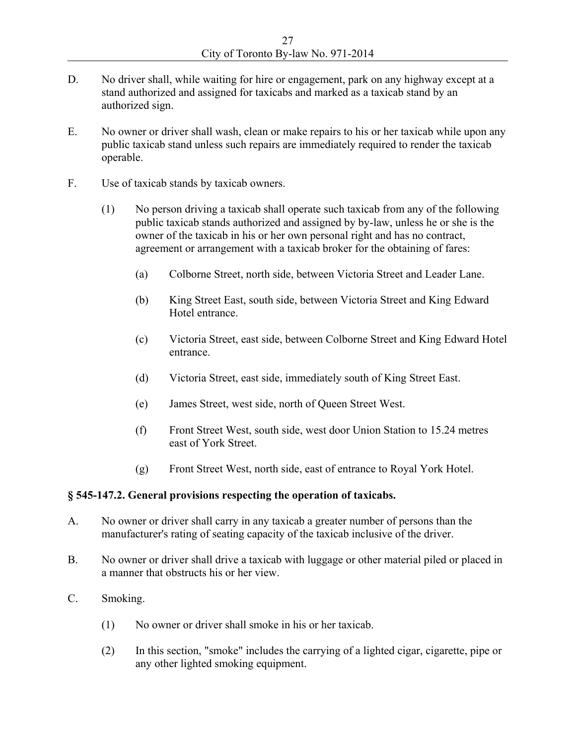D. No driver shall, while waiting for hire or engagement, park on any highway except at a stand authorized and assigned for taxicabs and marked as a taxicab stand by an authorized sign.

E. No owner or driver shall wash, clean or make repairs to his or her taxicab while upon any public taxicab stand unless such repairs are immediately required to render the taxicab operable.

F. Use of taxicab stands by taxicab owners.

   (1) No person driving a taxicab shall operate such taxicab from any of the following public taxicab stands authorized and assigned by by-law, unless he or she is the owner of the taxicab in his or her own personal right and has no contract, agreement or arrangement with a taxicab broker for the obtaining of fares:

      (a) Colborne Street, north side, between Victoria Street and Leader Lane.

      (b) King Street East, south side, between Victoria Street and King Edward Hotel entrance.

      (c) Victoria Street, east side, between Colborne Street and King Edward Hotel entrance.

      (d) Victoria Street, east side, immediately south of King Street East.

      (e) James Street, west side, north of Queen Street West.

      (f) Front Street West, south side, west door Union Station to 15.24 metres east of York Street.

      (g) Front Street West, north side, east of entrance to Royal York Hotel.

**§ 545-147.2. General provisions respecting the operation of taxicabs.**

A. No owner or driver shall carry in any taxicab a greater number of persons than the manufacturer's rating of seating capacity of the taxicab inclusive of the driver.

B. No owner or driver shall drive a taxicab with luggage or other material piled or placed in a manner that obstructs his or her view.

C. Smoking.

   (1) No owner or driver shall smoke in his or her taxicab.

   (2) In this section, "smoke" includes the carrying of a lighted cigar, cigarette, pipe or any other lighted smoking equipment.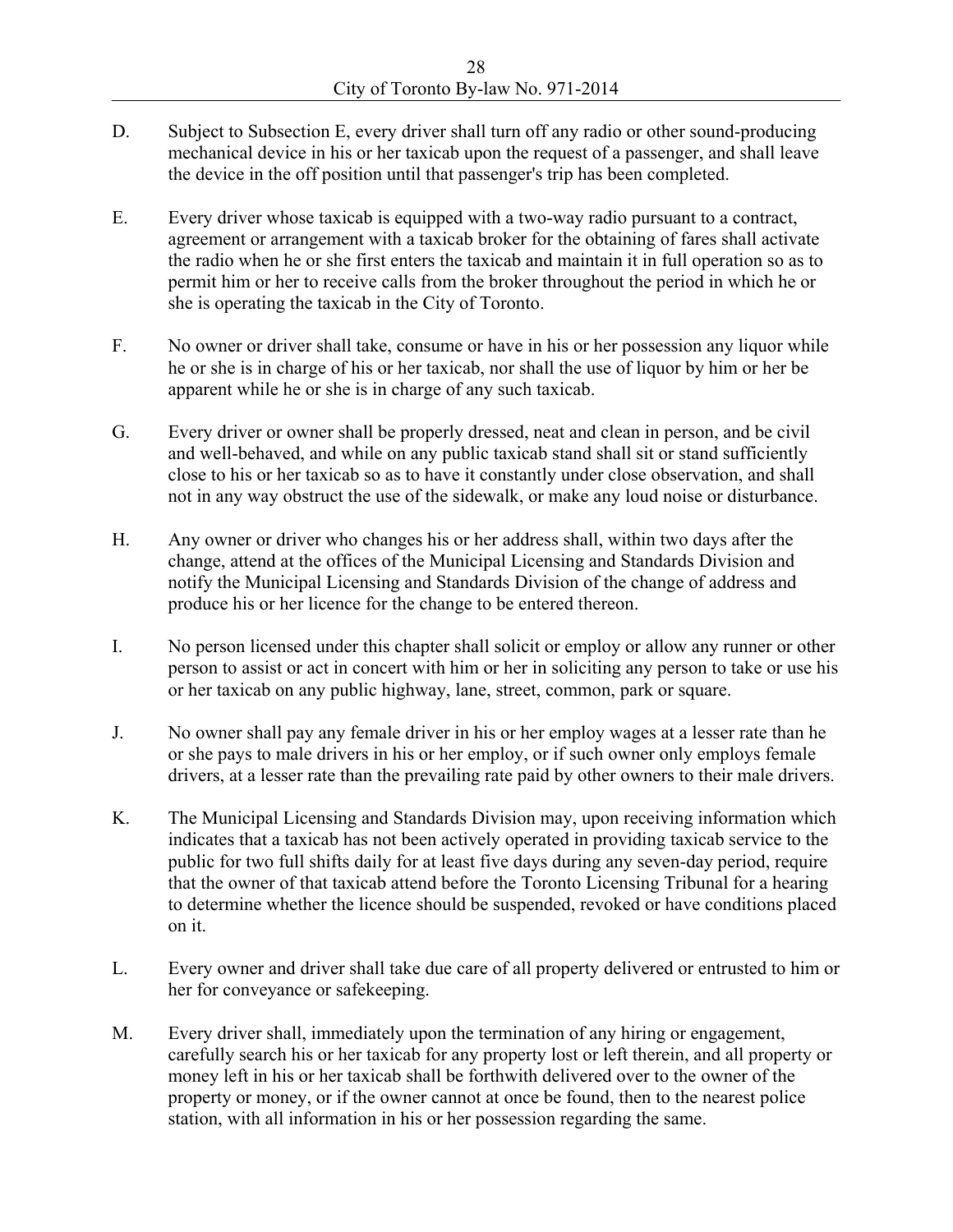D. Subject to Subsection E, every driver shall turn off any radio or other sound-producing mechanical device in his or her taxicab upon the request of a passenger, and shall leave the device in the off position until that passenger's trip has been completed.

E. Every driver whose taxicab is equipped with a two-way radio pursuant to a contract, agreement or arrangement with a taxicab broker for the obtaining of fares shall activate the radio when he or she first enters the taxicab and maintain it in full operation so as to permit him or her to receive calls from the broker throughout the period in which he or she is operating the taxicab in the City of Toronto.

F. No owner or driver shall take, consume or have in his or her possession any liquor while he or she is in charge of his or her taxicab, nor shall the use of liquor by him or her be apparent while he or she is in charge of any such taxicab.

G. Every driver or owner shall be properly dressed, neat and clean in person, and be civil and well-behaved, and while on any public taxicab stand shall sit or stand sufficiently close to his or her taxicab so as to have it constantly under close observation, and shall not in any way obstruct the use of the sidewalk, or make any loud noise or disturbance.

H. Any owner or driver who changes his or her address shall, within two days after the change, attend at the offices of the Municipal Licensing and Standards Division and notify the Municipal Licensing and Standards Division of the change of address and produce his or her licence for the change to be entered thereon.

I. No person licensed under this chapter shall solicit or employ or allow any runner or other person to assist or act in concert with him or her in soliciting any person to take or use his or her taxicab on any public highway, lane, street, common, park or square.

J. No owner shall pay any female driver in his or her employ wages at a lesser rate than he or she pays to male drivers in his or her employ, or if such owner only employs female drivers, at a lesser rate than the prevailing rate paid by other owners to their male drivers.

K. The Municipal Licensing and Standards Division may, upon receiving information which indicates that a taxicab has not been actively operated in providing taxicab service to the public for two full shifts daily for at least five days during any seven-day period, require that the owner of that taxicab attend before the Toronto Licensing Tribunal for a hearing to determine whether the licence should be suspended, revoked or have conditions placed on it.

L. Every owner and driver shall take due care of all property delivered or entrusted to him or her for conveyance or safekeeping.

M. Every driver shall, immediately upon the termination of any hiring or engagement, carefully search his or her taxicab for any property lost or left therein, and all property or money left in his or her taxicab shall be forthwith delivered over to the owner of the property or money, or if the owner cannot at once be found, then to the nearest police station, with all information in his or her possession regarding the same.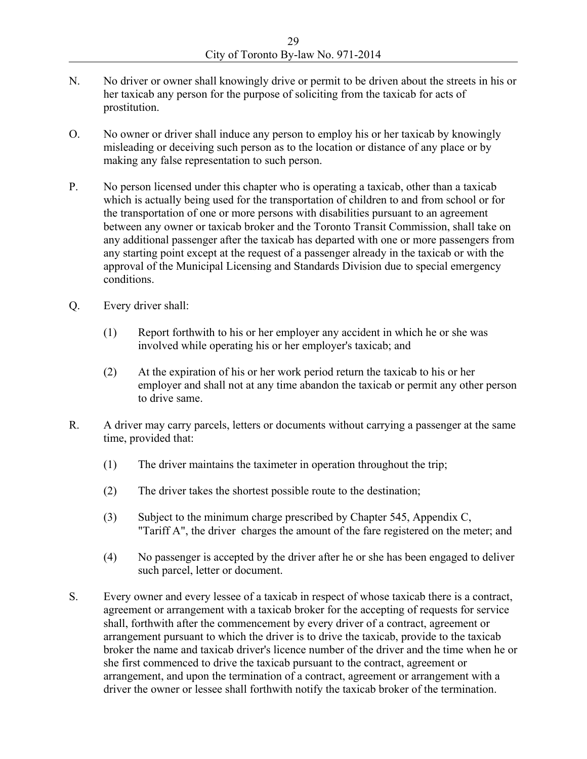N. No driver or owner shall knowingly drive or permit to be driven about the streets in his or her taxicab any person for the purpose of soliciting from the taxicab for acts of prostitution.

O. No owner or driver shall induce any person to employ his or her taxicab by knowingly misleading or deceiving such person as to the location or distance of any place or by making any false representation to such person.

P. No person licensed under this chapter who is operating a taxicab, other than a taxicab which is actually being used for the transportation of children to and from school or for the transportation of one or more persons with disabilities pursuant to an agreement between any owner or taxicab broker and the Toronto Transit Commission, shall take on any additional passenger after the taxicab has departed with one or more passengers from any starting point except at the request of a passenger already in the taxicab or with the approval of the Municipal Licensing and Standards Division due to special emergency conditions.

Q. Every driver shall:

(1) Report forthwith to his or her employer any accident in which he or she was involved while operating his or her employer's taxicab; and

(2) At the expiration of his or her work period return the taxicab to his or her employer and shall not at any time abandon the taxicab or permit any other person to drive same.

R. A driver may carry parcels, letters or documents without carrying a passenger at the same time, provided that:

(1) The driver maintains the taximeter in operation throughout the trip;

(2) The driver takes the shortest possible route to the destination;

(3) Subject to the minimum charge prescribed by Chapter 545, Appendix C, "Tariff A", the driver charges the amount of the fare registered on the meter; and

(4) No passenger is accepted by the driver after he or she has been engaged to deliver such parcel, letter or document.

S. Every owner and every lessee of a taxicab in respect of whose taxicab there is a contract, agreement or arrangement with a taxicab broker for the accepting of requests for service shall, forthwith after the commencement by every driver of a contract, agreement or arrangement pursuant to which the driver is to drive the taxicab, provide to the taxicab broker the name and taxicab driver's licence number of the driver and the time when he or she first commenced to drive the taxicab pursuant to the contract, agreement or arrangement, and upon the termination of a contract, agreement or arrangement with a driver the owner or lessee shall forthwith notify the taxicab broker of the termination.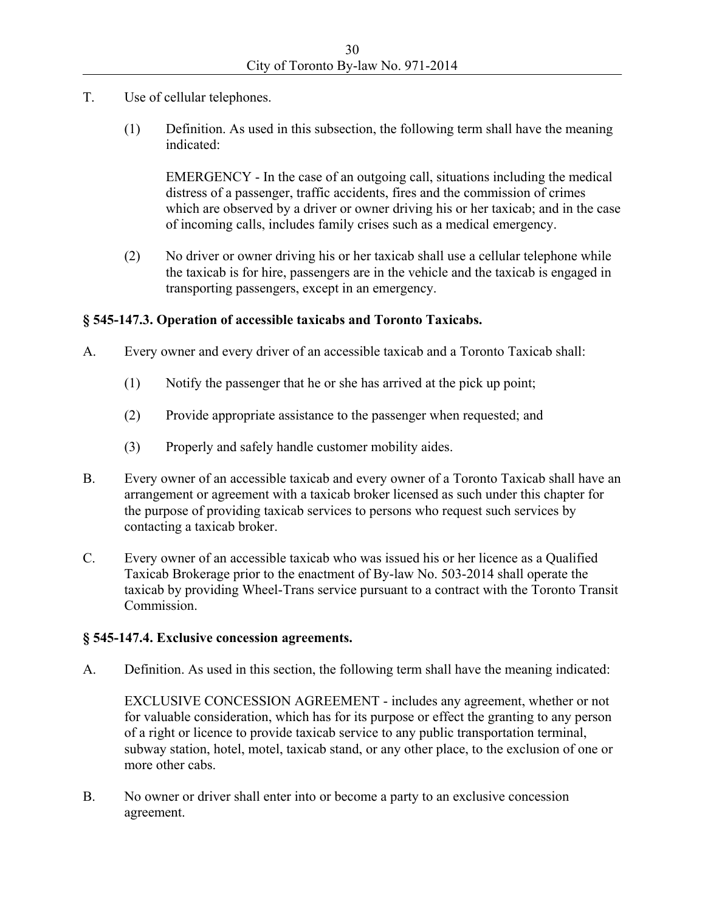T. Use of cellular telephones.

(1) Definition. As used in this subsection, the following term shall have the meaning indicated:

EMERGENCY - In the case of an outgoing call, situations including the medical distress of a passenger, traffic accidents, fires and the commission of crimes which are observed by a driver or owner driving his or her taxicab; and in the case of incoming calls, includes family crises such as a medical emergency.

(2) No driver or owner driving his or her taxicab shall use a cellular telephone while the taxicab is for hire, passengers are in the vehicle and the taxicab is engaged in transporting passengers, except in an emergency.

### § 545-147.3. Operation of accessible taxicabs and Toronto Taxicabs.

A. Every owner and every driver of an accessible taxicab and a Toronto Taxicab shall:

(1) Notify the passenger that he or she has arrived at the pick up point;

(2) Provide appropriate assistance to the passenger when requested; and

(3) Properly and safely handle customer mobility aides.

B. Every owner of an accessible taxicab and every owner of a Toronto Taxicab shall have an arrangement or agreement with a taxicab broker licensed as such under this chapter for the purpose of providing taxicab services to persons who request such services by contacting a taxicab broker.

C. Every owner of an accessible taxicab who was issued his or her licence as a Qualified Taxicab Brokerage prior to the enactment of By-law No. 503-2014 shall operate the taxicab by providing Wheel-Trans service pursuant to a contract with the Toronto Transit Commission.

### § 545-147.4. Exclusive concession agreements.

A. Definition. As used in this section, the following term shall have the meaning indicated:

EXCLUSIVE CONCESSION AGREEMENT - includes any agreement, whether or not for valuable consideration, which has for its purpose or effect the granting to any person of a right or licence to provide taxicab service to any public transportation terminal, subway station, hotel, motel, taxicab stand, or any other place, to the exclusion of one or more other cabs.

B. No owner or driver shall enter into or become a party to an exclusive concession agreement.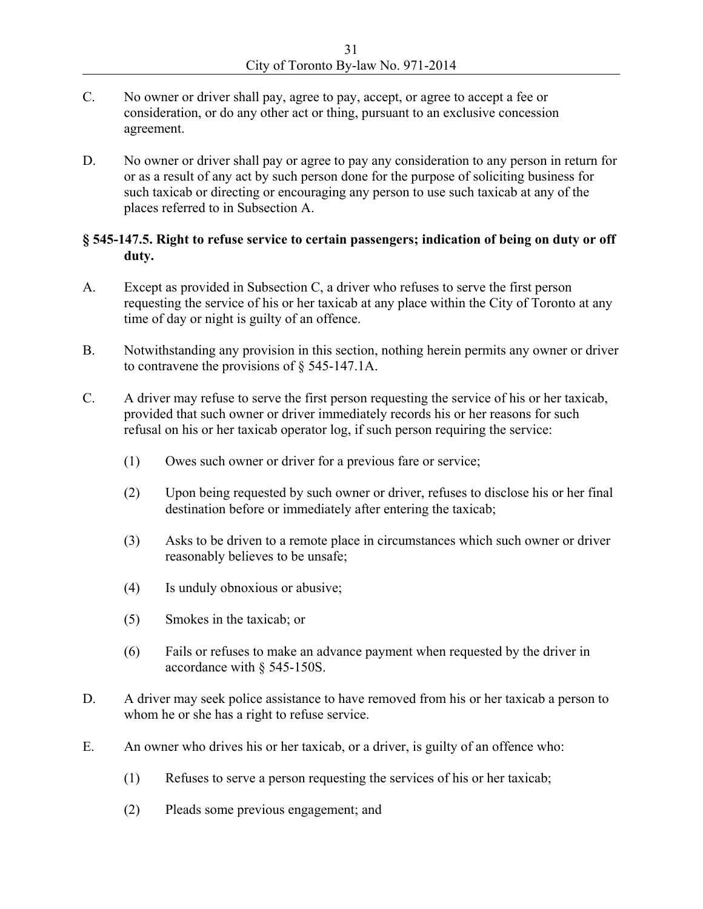C. No owner or driver shall pay, agree to pay, accept, or agree to accept a fee or consideration, or do any other act or thing, pursuant to an exclusive concession agreement.

D. No owner or driver shall pay or agree to pay any consideration to any person in return for or as a result of any act by such person done for the purpose of soliciting business for such taxicab or directing or encouraging any person to use such taxicab at any of the places referred to in Subsection A.

### § 545-147.5. Right to refuse service to certain passengers; indication of being on duty or off duty.

A. Except as provided in Subsection C, a driver who refuses to serve the first person requesting the service of his or her taxicab at any place within the City of Toronto at any time of day or night is guilty of an offence.

B. Notwithstanding any provision in this section, nothing herein permits any owner or driver to contravene the provisions of § 545-147.1A.

C. A driver may refuse to serve the first person requesting the service of his or her taxicab, provided that such owner or driver immediately records his or her reasons for such refusal on his or her taxicab operator log, if such person requiring the service:

(1) Owes such owner or driver for a previous fare or service;

(2) Upon being requested by such owner or driver, refuses to disclose his or her final destination before or immediately after entering the taxicab;

(3) Asks to be driven to a remote place in circumstances which such owner or driver reasonably believes to be unsafe;

(4) Is unduly obnoxious or abusive;

(5) Smokes in the taxicab; or

(6) Fails or refuses to make an advance payment when requested by the driver in accordance with § 545-150S.

D. A driver may seek police assistance to have removed from his or her taxicab a person to whom he or she has a right to refuse service.

E. An owner who drives his or her taxicab, or a driver, is guilty of an offence who:

(1) Refuses to serve a person requesting the services of his or her taxicab;

(2) Pleads some previous engagement; and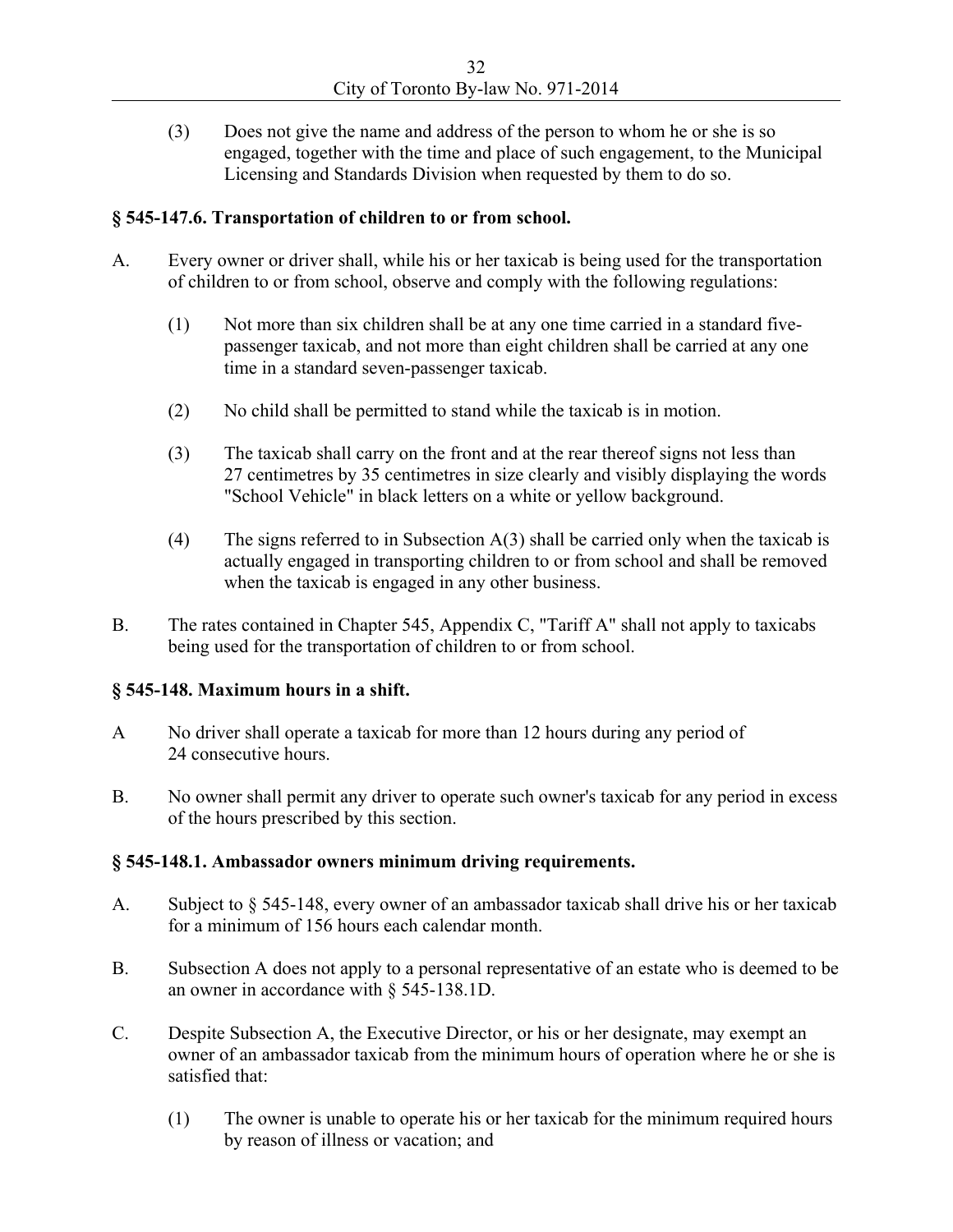(3) Does not give the name and address of the person to whom he or she is so engaged, together with the time and place of such engagement, to the Municipal Licensing and Standards Division when requested by them to do so.

**§ 545-147.6. Transportation of children to or from school.**

A. Every owner or driver shall, while his or her taxicab is being used for the transportation of children to or from school, observe and comply with the following regulations:

(1) Not more than six children shall be at any one time carried in a standard five-passenger taxicab, and not more than eight children shall be carried at any one time in a standard seven-passenger taxicab.

(2) No child shall be permitted to stand while the taxicab is in motion.

(3) The taxicab shall carry on the front and at the rear thereof signs not less than 27 centimetres by 35 centimetres in size clearly and visibly displaying the words "School Vehicle" in black letters on a white or yellow background.

(4) The signs referred to in Subsection A(3) shall be carried only when the taxicab is actually engaged in transporting children to or from school and shall be removed when the taxicab is engaged in any other business.

B. The rates contained in Chapter 545, Appendix C, "Tariff A" shall not apply to taxicabs being used for the transportation of children to or from school.

**§ 545-148. Maximum hours in a shift.**

A No driver shall operate a taxicab for more than 12 hours during any period of 24 consecutive hours.

B. No owner shall permit any driver to operate such owner's taxicab for any period in excess of the hours prescribed by this section.

**§ 545-148.1. Ambassador owners minimum driving requirements.**

A. Subject to § 545-148, every owner of an ambassador taxicab shall drive his or her taxicab for a minimum of 156 hours each calendar month.

B. Subsection A does not apply to a personal representative of an estate who is deemed to be an owner in accordance with § 545-138.1D.

C. Despite Subsection A, the Executive Director, or his or her designate, may exempt an owner of an ambassador taxicab from the minimum hours of operation where he or she is satisfied that:

(1) The owner is unable to operate his or her taxicab for the minimum required hours by reason of illness or vacation; and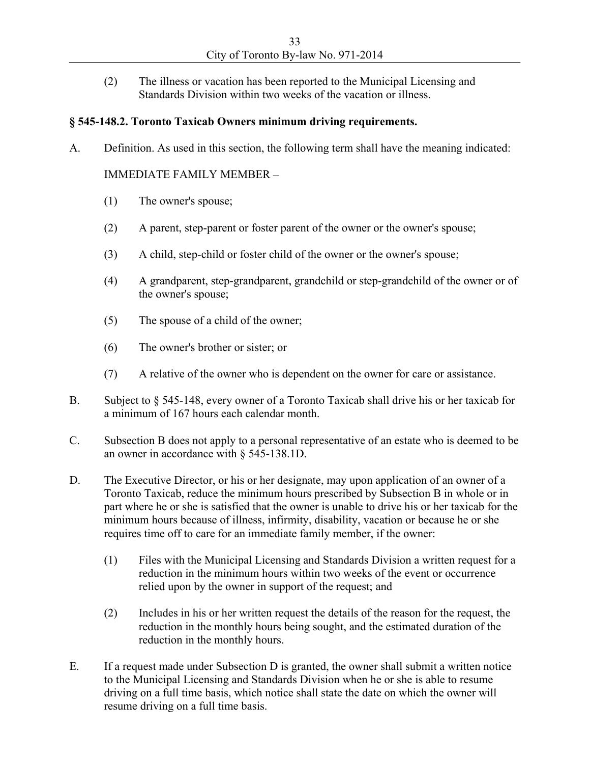(2) The illness or vacation has been reported to the Municipal Licensing and Standards Division within two weeks of the vacation or illness.

### § 545-148.2. Toronto Taxicab Owners minimum driving requirements.

A. Definition. As used in this section, the following term shall have the meaning indicated:

IMMEDIATE FAMILY MEMBER –

(1) The owner's spouse;

(2) A parent, step-parent or foster parent of the owner or the owner's spouse;

(3) A child, step-child or foster child of the owner or the owner's spouse;

(4) A grandparent, step-grandparent, grandchild or step-grandchild of the owner or of the owner's spouse;

(5) The spouse of a child of the owner;

(6) The owner's brother or sister; or

(7) A relative of the owner who is dependent on the owner for care or assistance.

B. Subject to § 545-148, every owner of a Toronto Taxicab shall drive his or her taxicab for a minimum of 167 hours each calendar month.

C. Subsection B does not apply to a personal representative of an estate who is deemed to be an owner in accordance with § 545-138.1D.

D. The Executive Director, or his or her designate, may upon application of an owner of a Toronto Taxicab, reduce the minimum hours prescribed by Subsection B in whole or in part where he or she is satisfied that the owner is unable to drive his or her taxicab for the minimum hours because of illness, infirmity, disability, vacation or because he or she requires time off to care for an immediate family member, if the owner:

(1) Files with the Municipal Licensing and Standards Division a written request for a reduction in the minimum hours within two weeks of the event or occurrence relied upon by the owner in support of the request; and

(2) Includes in his or her written request the details of the reason for the request, the reduction in the monthly hours being sought, and the estimated duration of the reduction in the monthly hours.

E. If a request made under Subsection D is granted, the owner shall submit a written notice to the Municipal Licensing and Standards Division when he or she is able to resume driving on a full time basis, which notice shall state the date on which the owner will resume driving on a full time basis.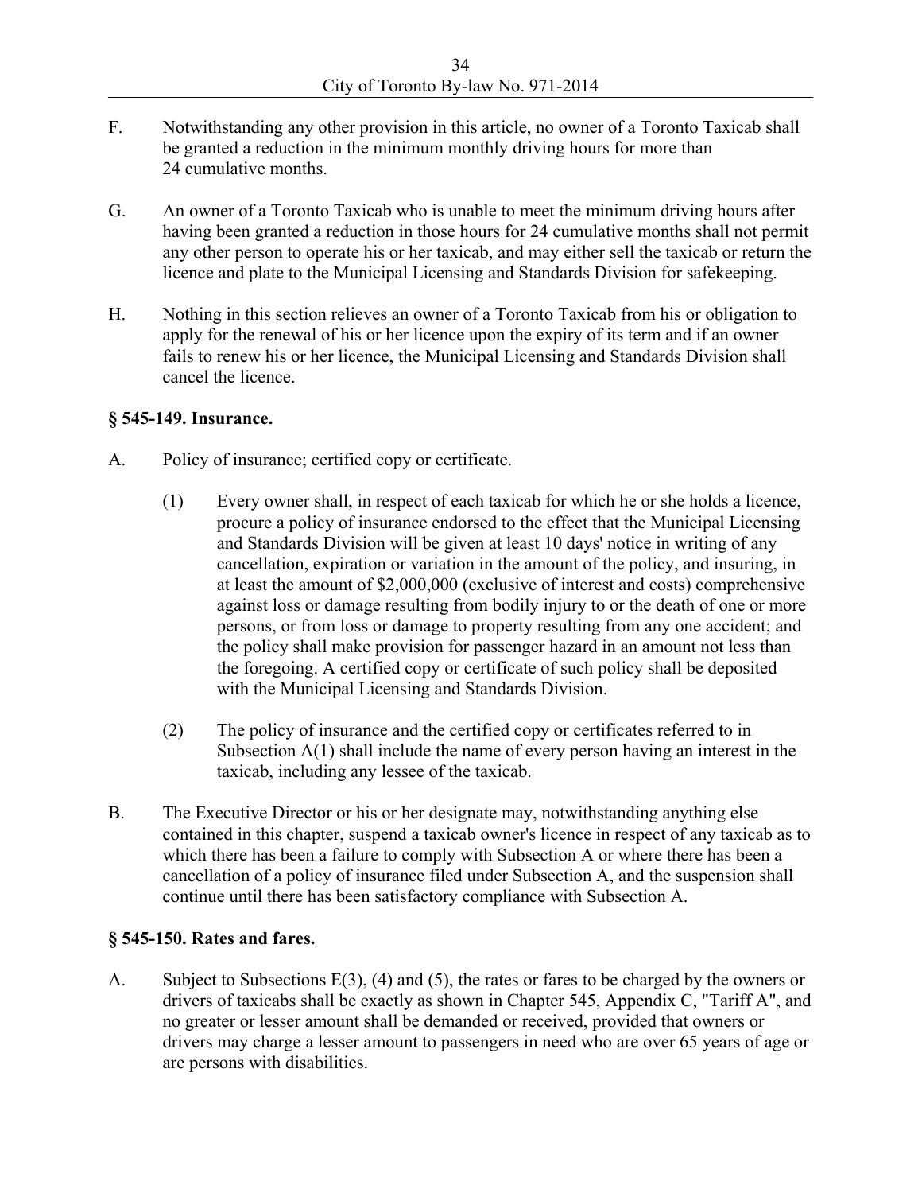F. Notwithstanding any other provision in this article, no owner of a Toronto Taxicab shall be granted a reduction in the minimum monthly driving hours for more than 24 cumulative months.

G. An owner of a Toronto Taxicab who is unable to meet the minimum driving hours after having been granted a reduction in those hours for 24 cumulative months shall not permit any other person to operate his or her taxicab, and may either sell the taxicab or return the licence and plate to the Municipal Licensing and Standards Division for safekeeping.

H. Nothing in this section relieves an owner of a Toronto Taxicab from his or obligation to apply for the renewal of his or her licence upon the expiry of its term and if an owner fails to renew his or her licence, the Municipal Licensing and Standards Division shall cancel the licence.

### § 545-149. Insurance.

A. Policy of insurance; certified copy or certificate.

(1) Every owner shall, in respect of each taxicab for which he or she holds a licence, procure a policy of insurance endorsed to the effect that the Municipal Licensing and Standards Division will be given at least 10 days' notice in writing of any cancellation, expiration or variation in the amount of the policy, and insuring, in at least the amount of $2,000,000 (exclusive of interest and costs) comprehensive against loss or damage resulting from bodily injury to or the death of one or more persons, or from loss or damage to property resulting from any one accident; and the policy shall make provision for passenger hazard in an amount not less than the foregoing. A certified copy or certificate of such policy shall be deposited with the Municipal Licensing and Standards Division.

(2) The policy of insurance and the certified copy or certificates referred to in Subsection A(1) shall include the name of every person having an interest in the taxicab, including any lessee of the taxicab.

B. The Executive Director or his or her designate may, notwithstanding anything else contained in this chapter, suspend a taxicab owner's licence in respect of any taxicab as to which there has been a failure to comply with Subsection A or where there has been a cancellation of a policy of insurance filed under Subsection A, and the suspension shall continue until there has been satisfactory compliance with Subsection A.

### § 545-150. Rates and fares.

A. Subject to Subsections E(3), (4) and (5), the rates or fares to be charged by the owners or drivers of taxicabs shall be exactly as shown in Chapter 545, Appendix C, "Tariff A", and no greater or lesser amount shall be demanded or received, provided that owners or drivers may charge a lesser amount to passengers in need who are over 65 years of age or are persons with disabilities.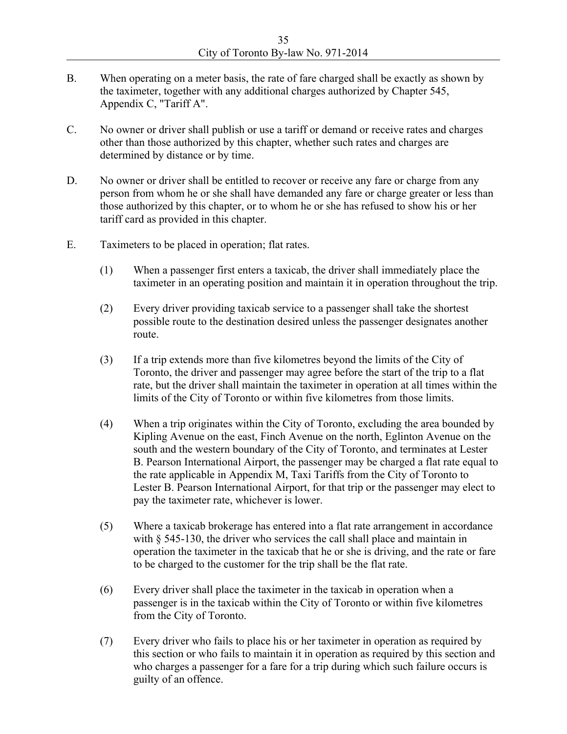B. When operating on a meter basis, the rate of fare charged shall be exactly as shown by the taximeter, together with any additional charges authorized by Chapter 545, Appendix C, "Tariff A".

C. No owner or driver shall publish or use a tariff or demand or receive rates and charges other than those authorized by this chapter, whether such rates and charges are determined by distance or by time.

D. No owner or driver shall be entitled to recover or receive any fare or charge from any person from whom he or she shall have demanded any fare or charge greater or less than those authorized by this chapter, or to whom he or she has refused to show his or her tariff card as provided in this chapter.

E. Taximeters to be placed in operation; flat rates.

(1) When a passenger first enters a taxicab, the driver shall immediately place the taximeter in an operating position and maintain it in operation throughout the trip.

(2) Every driver providing taxicab service to a passenger shall take the shortest possible route to the destination desired unless the passenger designates another route.

(3) If a trip extends more than five kilometres beyond the limits of the City of Toronto, the driver and passenger may agree before the start of the trip to a flat rate, but the driver shall maintain the taximeter in operation at all times within the limits of the City of Toronto or within five kilometres from those limits.

(4) When a trip originates within the City of Toronto, excluding the area bounded by Kipling Avenue on the east, Finch Avenue on the north, Eglinton Avenue on the south and the western boundary of the City of Toronto, and terminates at Lester B. Pearson International Airport, the passenger may be charged a flat rate equal to the rate applicable in Appendix M, Taxi Tariffs from the City of Toronto to Lester B. Pearson International Airport, for that trip or the passenger may elect to pay the taximeter rate, whichever is lower.

(5) Where a taxicab brokerage has entered into a flat rate arrangement in accordance with § 545-130, the driver who services the call shall place and maintain in operation the taximeter in the taxicab that he or she is driving, and the rate or fare to be charged to the customer for the trip shall be the flat rate.

(6) Every driver shall place the taximeter in the taxicab in operation when a passenger is in the taxicab within the City of Toronto or within five kilometres from the City of Toronto.

(7) Every driver who fails to place his or her taximeter in operation as required by this section or who fails to maintain it in operation as required by this section and who charges a passenger for a fare for a trip during which such failure occurs is guilty of an offence.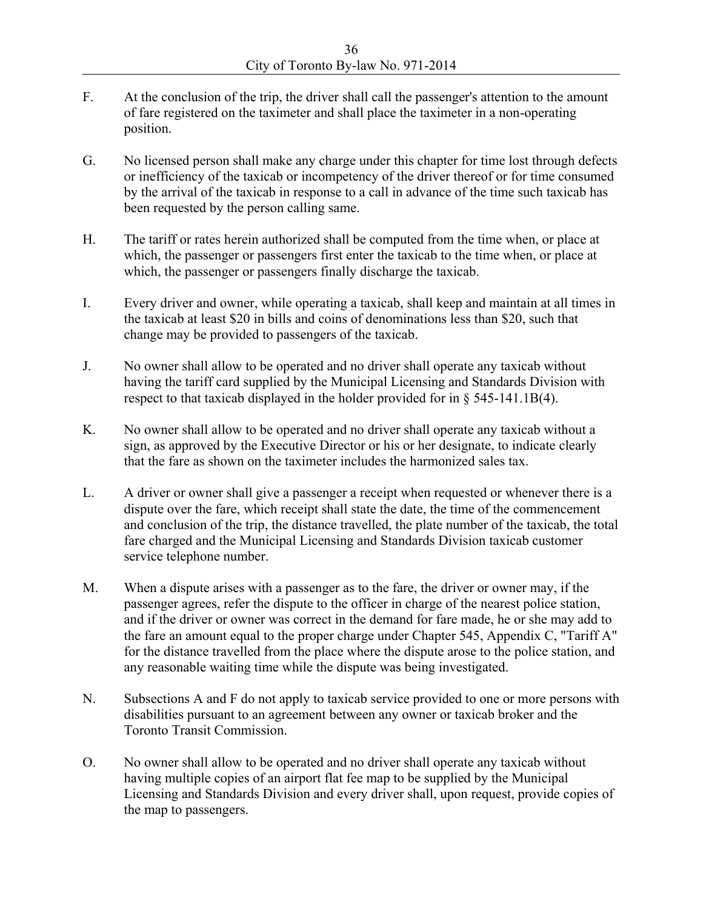F. At the conclusion of the trip, the driver shall call the passenger's attention to the amount of fare registered on the taximeter and shall place the taximeter in a non-operating position.

G. No licensed person shall make any charge under this chapter for time lost through defects or inefficiency of the taxicab or incompetency of the driver thereof or for time consumed by the arrival of the taxicab in response to a call in advance of the time such taxicab has been requested by the person calling same.

H. The tariff or rates herein authorized shall be computed from the time when, or place at which, the passenger or passengers first enter the taxicab to the time when, or place at which, the passenger or passengers finally discharge the taxicab.

I. Every driver and owner, while operating a taxicab, shall keep and maintain at all times in the taxicab at least $20 in bills and coins of denominations less than $20, such that change may be provided to passengers of the taxicab.

J. No owner shall allow to be operated and no driver shall operate any taxicab without having the tariff card supplied by the Municipal Licensing and Standards Division with respect to that taxicab displayed in the holder provided for in § 545-141.1B(4).

K. No owner shall allow to be operated and no driver shall operate any taxicab without a sign, as approved by the Executive Director or his or her designate, to indicate clearly that the fare as shown on the taximeter includes the harmonized sales tax.

L. A driver or owner shall give a passenger a receipt when requested or whenever there is a dispute over the fare, which receipt shall state the date, the time of the commencement and conclusion of the trip, the distance travelled, the plate number of the taxicab, the total fare charged and the Municipal Licensing and Standards Division taxicab customer service telephone number.

M. When a dispute arises with a passenger as to the fare, the driver or owner may, if the passenger agrees, refer the dispute to the officer in charge of the nearest police station, and if the driver or owner was correct in the demand for fare made, he or she may add to the fare an amount equal to the proper charge under Chapter 545, Appendix C, "Tariff A" for the distance travelled from the place where the dispute arose to the police station, and any reasonable waiting time while the dispute was being investigated.

N. Subsections A and F do not apply to taxicab service provided to one or more persons with disabilities pursuant to an agreement between any owner or taxicab broker and the Toronto Transit Commission.

O. No owner shall allow to be operated and no driver shall operate any taxicab without having multiple copies of an airport flat fee map to be supplied by the Municipal Licensing and Standards Division and every driver shall, upon request, provide copies of the map to passengers.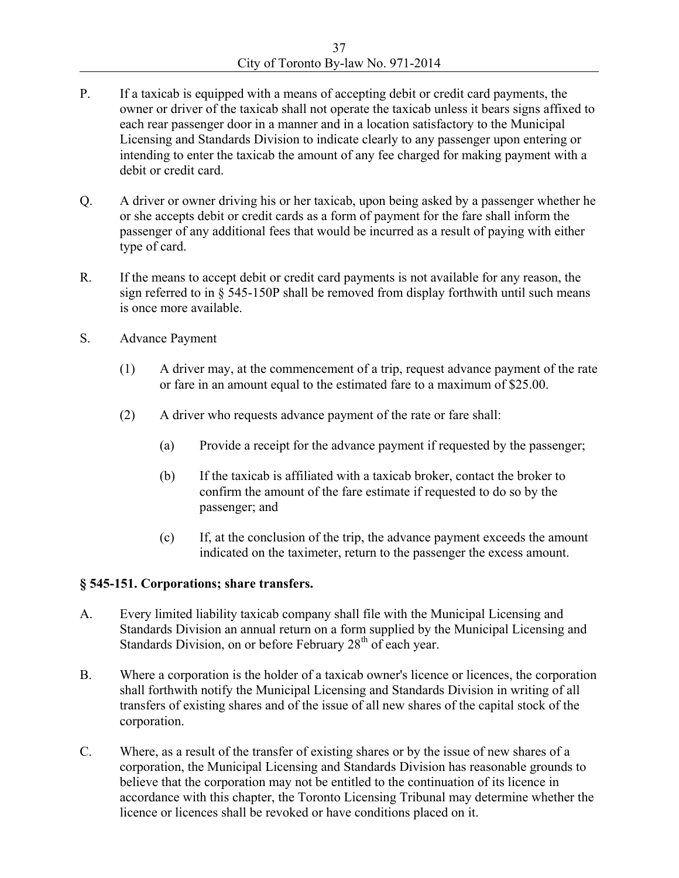P. If a taxicab is equipped with a means of accepting debit or credit card payments, the owner or driver of the taxicab shall not operate the taxicab unless it bears signs affixed to each rear passenger door in a manner and in a location satisfactory to the Municipal Licensing and Standards Division to indicate clearly to any passenger upon entering or intending to enter the taxicab the amount of any fee charged for making payment with a debit or credit card.

Q. A driver or owner driving his or her taxicab, upon being asked by a passenger whether he or she accepts debit or credit cards as a form of payment for the fare shall inform the passenger of any additional fees that would be incurred as a result of paying with either type of card.

R. If the means to accept debit or credit card payments is not available for any reason, the sign referred to in § 545-150P shall be removed from display forthwith until such means is once more available.

S. Advance Payment

(1) A driver may, at the commencement of a trip, request advance payment of the rate or fare in an amount equal to the estimated fare to a maximum of $25.00.

(2) A driver who requests advance payment of the rate or fare shall:

(a) Provide a receipt for the advance payment if requested by the passenger;

(b) If the taxicab is affiliated with a taxicab broker, contact the broker to confirm the amount of the fare estimate if requested to do so by the passenger; and

(c) If, at the conclusion of the trip, the advance payment exceeds the amount indicated on the taximeter, return to the passenger the excess amount.

**§ 545-151. Corporations; share transfers.**

A. Every limited liability taxicab company shall file with the Municipal Licensing and Standards Division an annual return on a form supplied by the Municipal Licensing and Standards Division, on or before February 28th of each year.

B. Where a corporation is the holder of a taxicab owner's licence or licences, the corporation shall forthwith notify the Municipal Licensing and Standards Division in writing of all transfers of existing shares and of the issue of all new shares of the capital stock of the corporation.

C. Where, as a result of the transfer of existing shares or by the issue of new shares of a corporation, the Municipal Licensing and Standards Division has reasonable grounds to believe that the corporation may not be entitled to the continuation of its licence in accordance with this chapter, the Toronto Licensing Tribunal may determine whether the licence or licences shall be revoked or have conditions placed on it.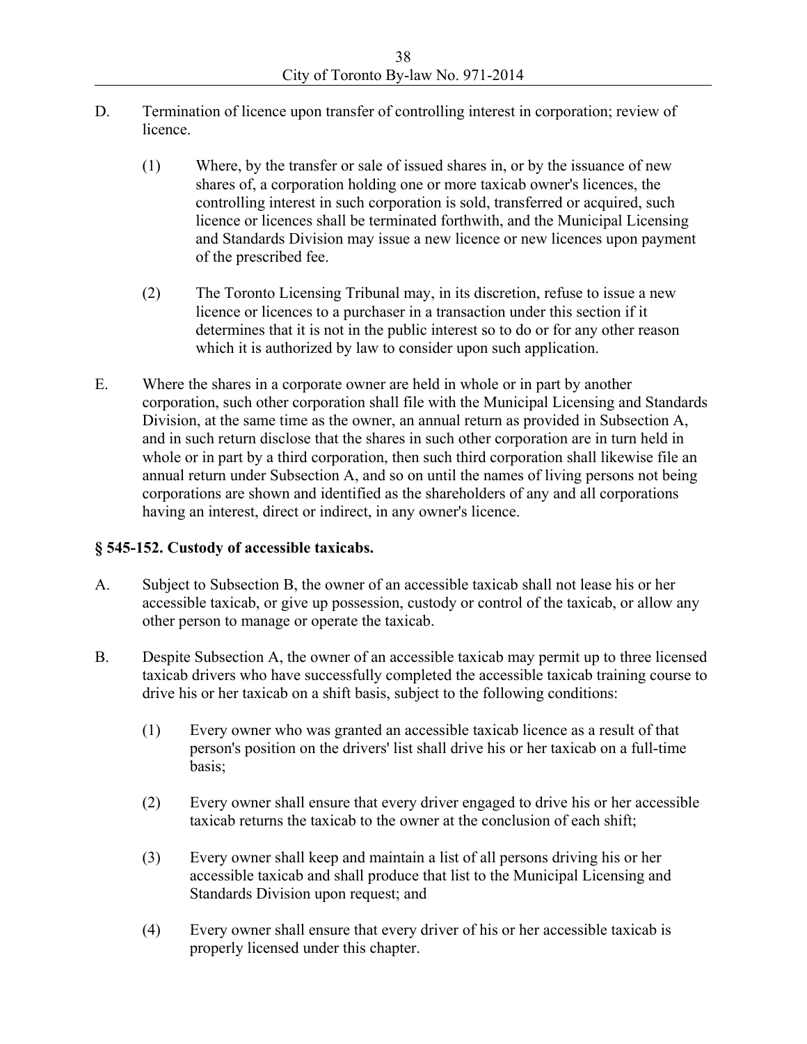D. Termination of licence upon transfer of controlling interest in corporation; review of licence.

   (1) Where, by the transfer or sale of issued shares in, or by the issuance of new shares of, a corporation holding one or more taxicab owner's licences, the controlling interest in such corporation is sold, transferred or acquired, such licence or licences shall be terminated forthwith, and the Municipal Licensing and Standards Division may issue a new licence or new licences upon payment of the prescribed fee.

   (2) The Toronto Licensing Tribunal may, in its discretion, refuse to issue a new licence or licences to a purchaser in a transaction under this section if it determines that it is not in the public interest so to do or for any other reason which it is authorized by law to consider upon such application.

E. Where the shares in a corporate owner are held in whole or in part by another corporation, such other corporation shall file with the Municipal Licensing and Standards Division, at the same time as the owner, an annual return as provided in Subsection A, and in such return disclose that the shares in such other corporation are in turn held in whole or in part by a third corporation, then such third corporation shall likewise file an annual return under Subsection A, and so on until the names of living persons not being corporations are shown and identified as the shareholders of any and all corporations having an interest, direct or indirect, in any owner's licence.

**§ 545-152. Custody of accessible taxicabs.**

A. Subject to Subsection B, the owner of an accessible taxicab shall not lease his or her accessible taxicab, or give up possession, custody or control of the taxicab, or allow any other person to manage or operate the taxicab.

B. Despite Subsection A, the owner of an accessible taxicab may permit up to three licensed taxicab drivers who have successfully completed the accessible taxicab training course to drive his or her taxicab on a shift basis, subject to the following conditions:

   (1) Every owner who was granted an accessible taxicab licence as a result of that person's position on the drivers' list shall drive his or her taxicab on a full-time basis;

   (2) Every owner shall ensure that every driver engaged to drive his or her accessible taxicab returns the taxicab to the owner at the conclusion of each shift;

   (3) Every owner shall keep and maintain a list of all persons driving his or her accessible taxicab and shall produce that list to the Municipal Licensing and Standards Division upon request; and

   (4) Every owner shall ensure that every driver of his or her accessible taxicab is properly licensed under this chapter.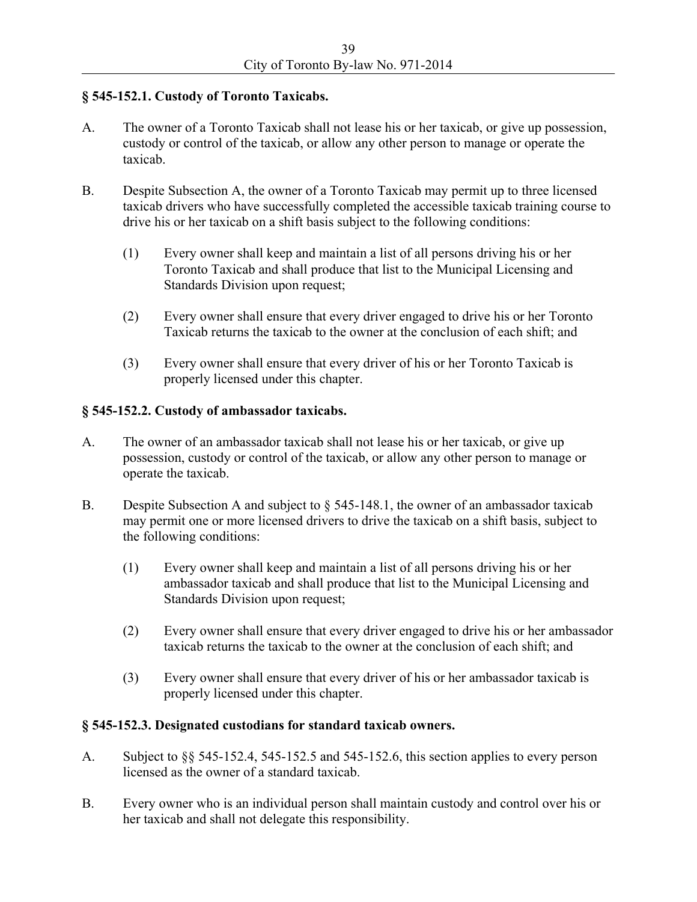**§ 545-152.1. Custody of Toronto Taxicabs.**

A. The owner of a Toronto Taxicab shall not lease his or her taxicab, or give up possession, custody or control of the taxicab, or allow any other person to manage or operate the taxicab.

B. Despite Subsection A, the owner of a Toronto Taxicab may permit up to three licensed taxicab drivers who have successfully completed the accessible taxicab training course to drive his or her taxicab on a shift basis subject to the following conditions:

(1) Every owner shall keep and maintain a list of all persons driving his or her Toronto Taxicab and shall produce that list to the Municipal Licensing and Standards Division upon request;

(2) Every owner shall ensure that every driver engaged to drive his or her Toronto Taxicab returns the taxicab to the owner at the conclusion of each shift; and

(3) Every owner shall ensure that every driver of his or her Toronto Taxicab is properly licensed under this chapter.

**§ 545-152.2. Custody of ambassador taxicabs.**

A. The owner of an ambassador taxicab shall not lease his or her taxicab, or give up possession, custody or control of the taxicab, or allow any other person to manage or operate the taxicab.

B. Despite Subsection A and subject to § 545-148.1, the owner of an ambassador taxicab may permit one or more licensed drivers to drive the taxicab on a shift basis, subject to the following conditions:

(1) Every owner shall keep and maintain a list of all persons driving his or her ambassador taxicab and shall produce that list to the Municipal Licensing and Standards Division upon request;

(2) Every owner shall ensure that every driver engaged to drive his or her ambassador taxicab returns the taxicab to the owner at the conclusion of each shift; and

(3) Every owner shall ensure that every driver of his or her ambassador taxicab is properly licensed under this chapter.

**§ 545-152.3. Designated custodians for standard taxicab owners.**

A. Subject to §§ 545-152.4, 545-152.5 and 545-152.6, this section applies to every person licensed as the owner of a standard taxicab.

B. Every owner who is an individual person shall maintain custody and control over his or her taxicab and shall not delegate this responsibility.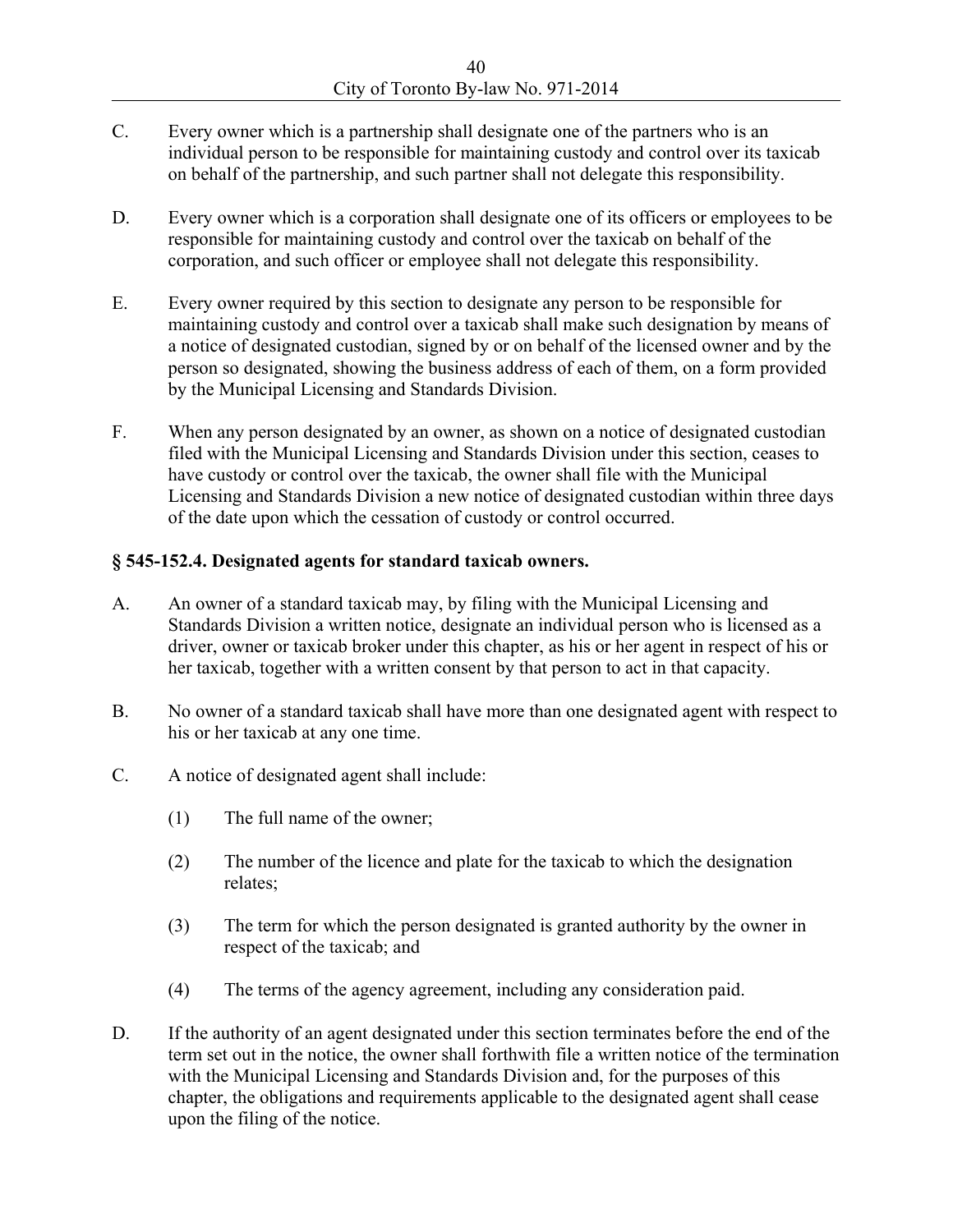C. Every owner which is a partnership shall designate one of the partners who is an individual person to be responsible for maintaining custody and control over its taxicab on behalf of the partnership, and such partner shall not delegate this responsibility.

D. Every owner which is a corporation shall designate one of its officers or employees to be responsible for maintaining custody and control over the taxicab on behalf of the corporation, and such officer or employee shall not delegate this responsibility.

E. Every owner required by this section to designate any person to be responsible for maintaining custody and control over a taxicab shall make such designation by means of a notice of designated custodian, signed by or on behalf of the licensed owner and by the person so designated, showing the business address of each of them, on a form provided by the Municipal Licensing and Standards Division.

F. When any person designated by an owner, as shown on a notice of designated custodian filed with the Municipal Licensing and Standards Division under this section, ceases to have custody or control over the taxicab, the owner shall file with the Municipal Licensing and Standards Division a new notice of designated custodian within three days of the date upon which the cessation of custody or control occurred.

### § 545-152.4. Designated agents for standard taxicab owners.

A. An owner of a standard taxicab may, by filing with the Municipal Licensing and Standards Division a written notice, designate an individual person who is licensed as a driver, owner or taxicab broker under this chapter, as his or her agent in respect of his or her taxicab, together with a written consent by that person to act in that capacity.

B. No owner of a standard taxicab shall have more than one designated agent with respect to his or her taxicab at any one time.

C. A notice of designated agent shall include:

(1) The full name of the owner;

(2) The number of the licence and plate for the taxicab to which the designation relates;

(3) The term for which the person designated is granted authority by the owner in respect of the taxicab; and

(4) The terms of the agency agreement, including any consideration paid.

D. If the authority of an agent designated under this section terminates before the end of the term set out in the notice, the owner shall forthwith file a written notice of the termination with the Municipal Licensing and Standards Division and, for the purposes of this chapter, the obligations and requirements applicable to the designated agent shall cease upon the filing of the notice.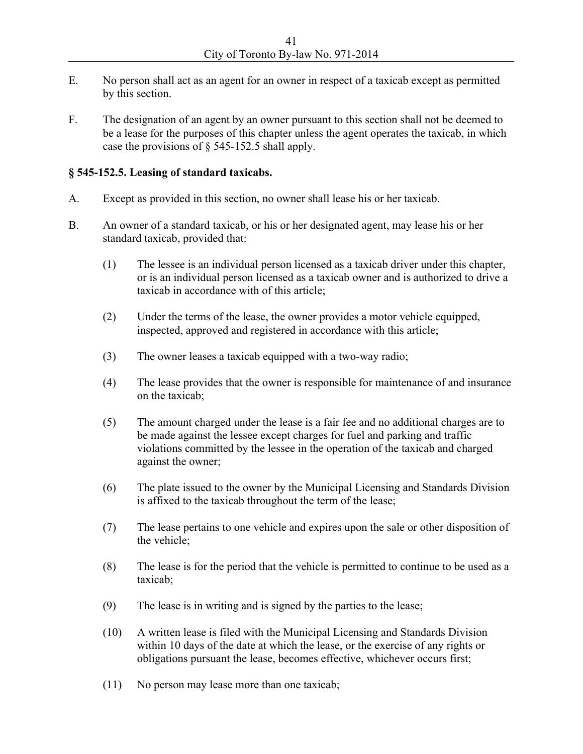E. No person shall act as an agent for an owner in respect of a taxicab except as permitted by this section.

F. The designation of an agent by an owner pursuant to this section shall not be deemed to be a lease for the purposes of this chapter unless the agent operates the taxicab, in which case the provisions of § 545-152.5 shall apply.

### § 545-152.5. Leasing of standard taxicabs.

A. Except as provided in this section, no owner shall lease his or her taxicab.

B. An owner of a standard taxicab, or his or her designated agent, may lease his or her standard taxicab, provided that:

  (1) The lessee is an individual person licensed as a taxicab driver under this chapter, or is an individual person licensed as a taxicab owner and is authorized to drive a taxicab in accordance with of this article;

  (2) Under the terms of the lease, the owner provides a motor vehicle equipped, inspected, approved and registered in accordance with this article;

  (3) The owner leases a taxicab equipped with a two-way radio;

  (4) The lease provides that the owner is responsible for maintenance of and insurance on the taxicab;

  (5) The amount charged under the lease is a fair fee and no additional charges are to be made against the lessee except charges for fuel and parking and traffic violations committed by the lessee in the operation of the taxicab and charged against the owner;

  (6) The plate issued to the owner by the Municipal Licensing and Standards Division is affixed to the taxicab throughout the term of the lease;

  (7) The lease pertains to one vehicle and expires upon the sale or other disposition of the vehicle;

  (8) The lease is for the period that the vehicle is permitted to continue to be used as a taxicab;

  (9) The lease is in writing and is signed by the parties to the lease;

  (10) A written lease is filed with the Municipal Licensing and Standards Division within 10 days of the date at which the lease, or the exercise of any rights or obligations pursuant the lease, becomes effective, whichever occurs first;

  (11) No person may lease more than one taxicab;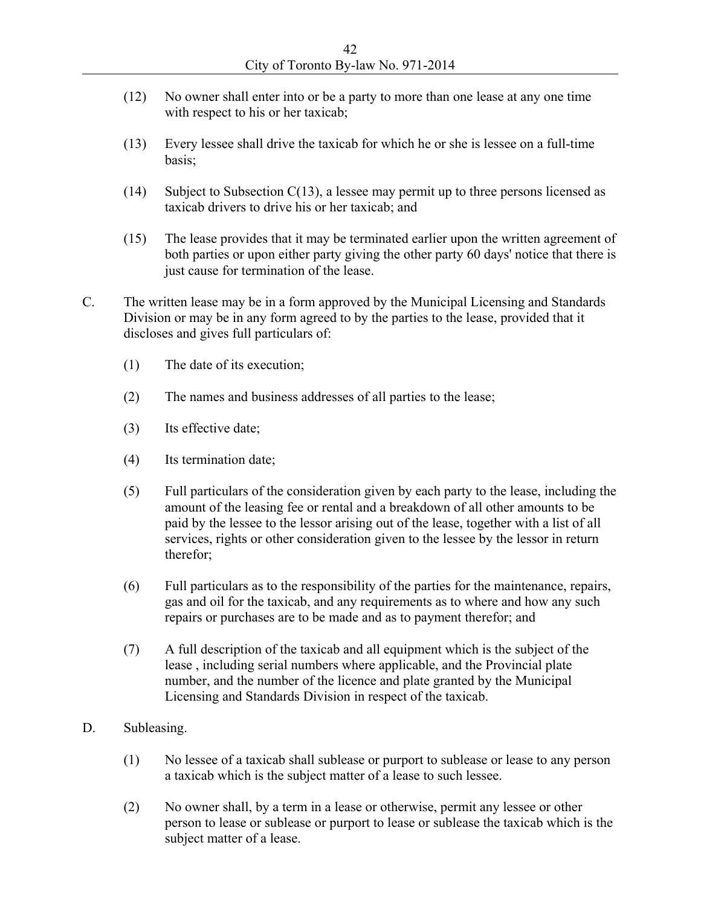(12) No owner shall enter into or be a party to more than one lease at any one time with respect to his or her taxicab;

(13) Every lessee shall drive the taxicab for which he or she is lessee on a full-time basis;

(14) Subject to Subsection C(13), a lessee may permit up to three persons licensed as taxicab drivers to drive his or her taxicab; and

(15) The lease provides that it may be terminated earlier upon the written agreement of both parties or upon either party giving the other party 60 days' notice that there is just cause for termination of the lease.

C. The written lease may be in a form approved by the Municipal Licensing and Standards Division or may be in any form agreed to by the parties to the lease, provided that it discloses and gives full particulars of:

(1) The date of its execution;

(2) The names and business addresses of all parties to the lease;

(3) Its effective date;

(4) Its termination date;

(5) Full particulars of the consideration given by each party to the lease, including the amount of the leasing fee or rental and a breakdown of all other amounts to be paid by the lessee to the lessor arising out of the lease, together with a list of all services, rights or other consideration given to the lessee by the lessor in return therefor;

(6) Full particulars as to the responsibility of the parties for the maintenance, repairs, gas and oil for the taxicab, and any requirements as to where and how any such repairs or purchases are to be made and as to payment therefor; and

(7) A full description of the taxicab and all equipment which is the subject of the lease , including serial numbers where applicable, and the Provincial plate number, and the number of the licence and plate granted by the Municipal Licensing and Standards Division in respect of the taxicab.

D. Subleasing.

(1) No lessee of a taxicab shall sublease or purport to sublease or lease to any person a taxicab which is the subject matter of a lease to such lessee.

(2) No owner shall, by a term in a lease or otherwise, permit any lessee or other person to lease or sublease or purport to lease or sublease the taxicab which is the subject matter of a lease.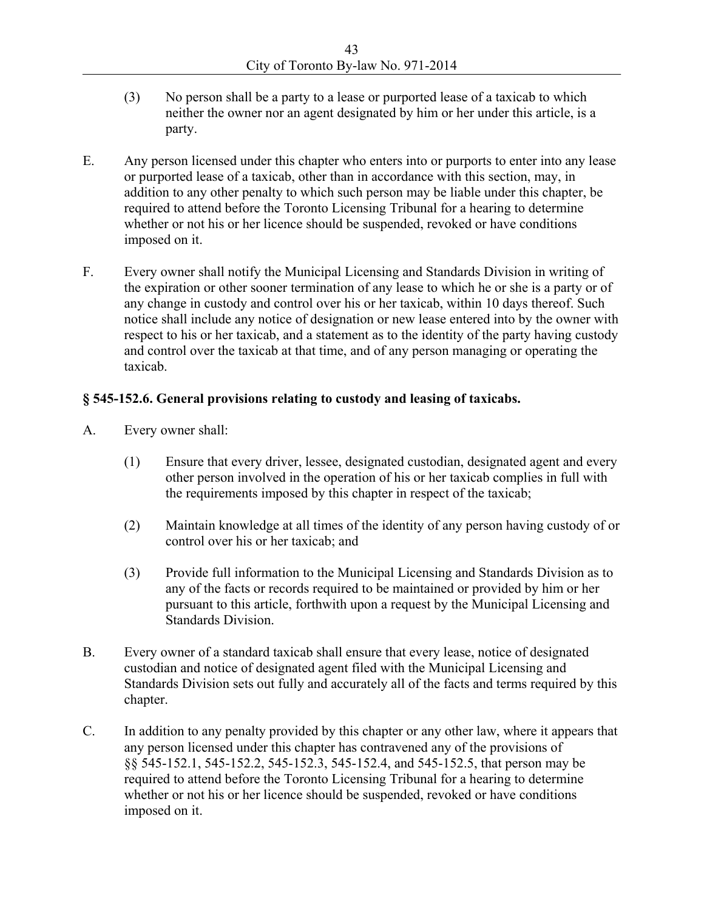(3) No person shall be a party to a lease or purported lease of a taxicab to which neither the owner nor an agent designated by him or her under this article, is a party.

E. Any person licensed under this chapter who enters into or purports to enter into any lease or purported lease of a taxicab, other than in accordance with this section, may, in addition to any other penalty to which such person may be liable under this chapter, be required to attend before the Toronto Licensing Tribunal for a hearing to determine whether or not his or her licence should be suspended, revoked or have conditions imposed on it.

F. Every owner shall notify the Municipal Licensing and Standards Division in writing of the expiration or other sooner termination of any lease to which he or she is a party or of any change in custody and control over his or her taxicab, within 10 days thereof. Such notice shall include any notice of designation or new lease entered into by the owner with respect to his or her taxicab, and a statement as to the identity of the party having custody and control over the taxicab at that time, and of any person managing or operating the taxicab.

**§ 545-152.6. General provisions relating to custody and leasing of taxicabs.**

A. Every owner shall:

(1) Ensure that every driver, lessee, designated custodian, designated agent and every other person involved in the operation of his or her taxicab complies in full with the requirements imposed by this chapter in respect of the taxicab;

(2) Maintain knowledge at all times of the identity of any person having custody of or control over his or her taxicab; and

(3) Provide full information to the Municipal Licensing and Standards Division as to any of the facts or records required to be maintained or provided by him or her pursuant to this article, forthwith upon a request by the Municipal Licensing and Standards Division.

B. Every owner of a standard taxicab shall ensure that every lease, notice of designated custodian and notice of designated agent filed with the Municipal Licensing and Standards Division sets out fully and accurately all of the facts and terms required by this chapter.

C. In addition to any penalty provided by this chapter or any other law, where it appears that any person licensed under this chapter has contravened any of the provisions of §§ 545-152.1, 545-152.2, 545-152.3, 545-152.4, and 545-152.5, that person may be required to attend before the Toronto Licensing Tribunal for a hearing to determine whether or not his or her licence should be suspended, revoked or have conditions imposed on it.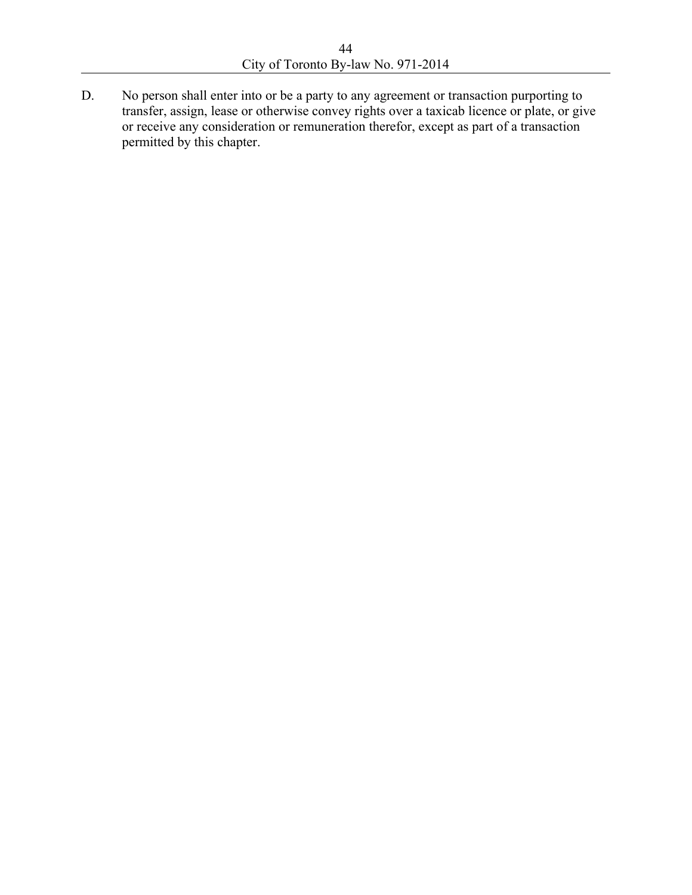D. No person shall enter into or be a party to any agreement or transaction purporting to transfer, assign, lease or otherwise convey rights over a taxicab licence or plate, or give or receive any consideration or remuneration therefor, except as part of a transaction permitted by this chapter.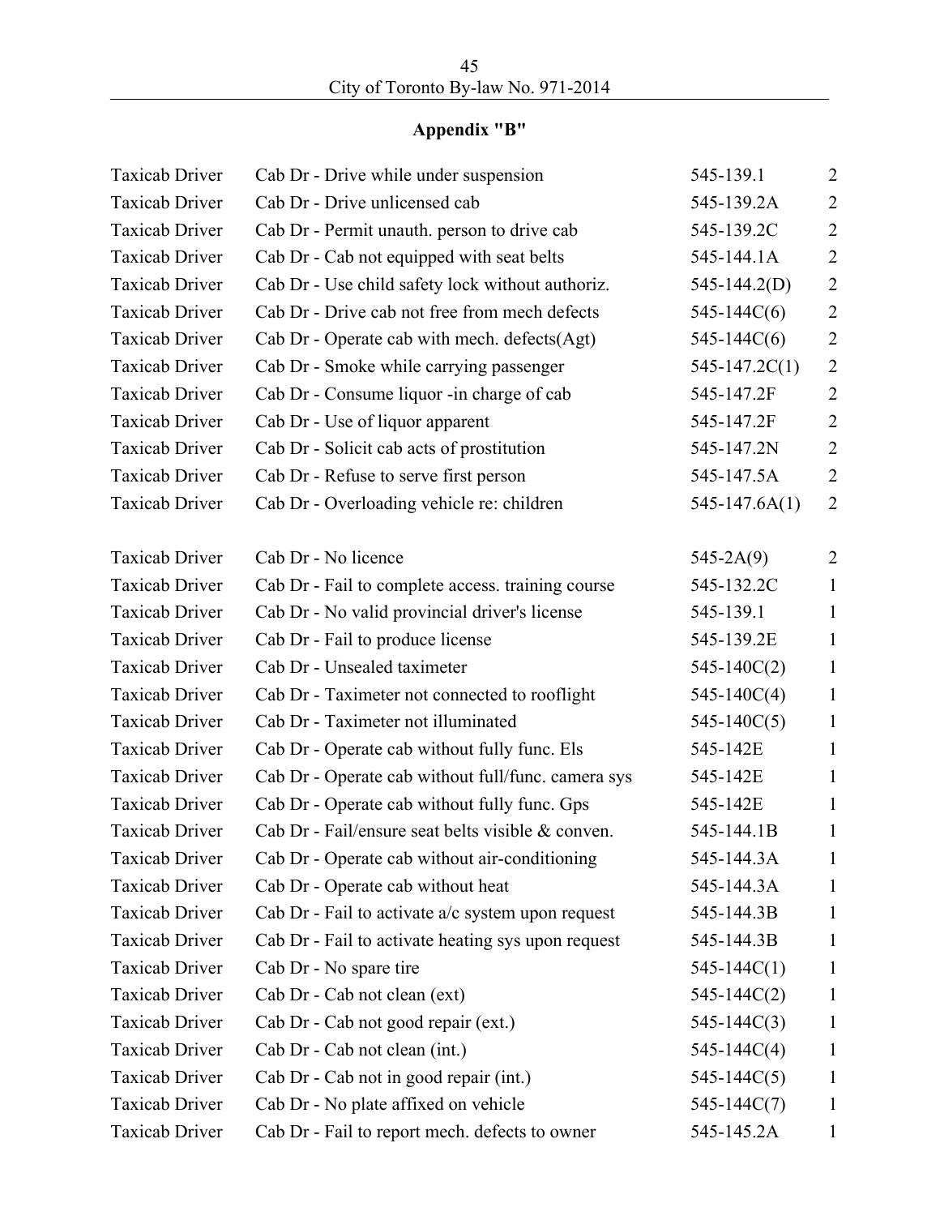## Appendix "B"

| | | | |
|---|---|---|---|
| Taxicab Driver | Cab Dr - Drive while under suspension | 545-139.1 | 2 |
| Taxicab Driver | Cab Dr - Drive unlicensed cab | 545-139.2A | 2 |
| Taxicab Driver | Cab Dr - Permit unauth. person to drive cab | 545-139.2C | 2 |
| Taxicab Driver | Cab Dr - Cab not equipped with seat belts | 545-144.1A | 2 |
| Taxicab Driver | Cab Dr - Use child safety lock without authoriz. | 545-144.2(D) | 2 |
| Taxicab Driver | Cab Dr - Drive cab not free from mech defects | 545-144C(6) | 2 |
| Taxicab Driver | Cab Dr - Operate cab with mech. defects(Agt) | 545-144C(6) | 2 |
| Taxicab Driver | Cab Dr - Smoke while carrying passenger | 545-147.2C(1) | 2 |
| Taxicab Driver | Cab Dr - Consume liquor -in charge of cab | 545-147.2F | 2 |
| Taxicab Driver | Cab Dr - Use of liquor apparent | 545-147.2F | 2 |
| Taxicab Driver | Cab Dr - Solicit cab acts of prostitution | 545-147.2N | 2 |
| Taxicab Driver | Cab Dr - Refuse to serve first person | 545-147.5A | 2 |
| Taxicab Driver | Cab Dr - Overloading vehicle re: children | 545-147.6A(1) | 2 |
| Taxicab Driver | Cab Dr - No licence | 545-2A(9) | 2 |
| Taxicab Driver | Cab Dr - Fail to complete access. training course | 545-132.2C | 1 |
| Taxicab Driver | Cab Dr - No valid provincial driver's license | 545-139.1 | 1 |
| Taxicab Driver | Cab Dr - Fail to produce license | 545-139.2E | 1 |
| Taxicab Driver | Cab Dr - Unsealed taximeter | 545-140C(2) | 1 |
| Taxicab Driver | Cab Dr - Taximeter not connected to rooflight | 545-140C(4) | 1 |
| Taxicab Driver | Cab Dr - Taximeter not illuminated | 545-140C(5) | 1 |
| Taxicab Driver | Cab Dr - Operate cab without fully func. Els | 545-142E | 1 |
| Taxicab Driver | Cab Dr - Operate cab without full/func. camera sys | 545-142E | 1 |
| Taxicab Driver | Cab Dr - Operate cab without fully func. Gps | 545-142E | 1 |
| Taxicab Driver | Cab Dr - Fail/ensure seat belts visible & conven. | 545-144.1B | 1 |
| Taxicab Driver | Cab Dr - Operate cab without air-conditioning | 545-144.3A | 1 |
| Taxicab Driver | Cab Dr - Operate cab without heat | 545-144.3A | 1 |
| Taxicab Driver | Cab Dr - Fail to activate a/c system upon request | 545-144.3B | 1 |
| Taxicab Driver | Cab Dr - Fail to activate heating sys upon request | 545-144.3B | 1 |
| Taxicab Driver | Cab Dr - No spare tire | 545-144C(1) | 1 |
| Taxicab Driver | Cab Dr - Cab not clean (ext) | 545-144C(2) | 1 |
| Taxicab Driver | Cab Dr - Cab not good repair (ext.) | 545-144C(3) | 1 |
| Taxicab Driver | Cab Dr - Cab not clean (int.) | 545-144C(4) | 1 |
| Taxicab Driver | Cab Dr - Cab not in good repair (int.) | 545-144C(5) | 1 |
| Taxicab Driver | Cab Dr - No plate affixed on vehicle | 545-144C(7) | 1 |
| Taxicab Driver | Cab Dr - Fail to report mech. defects to owner | 545-145.2A | 1 |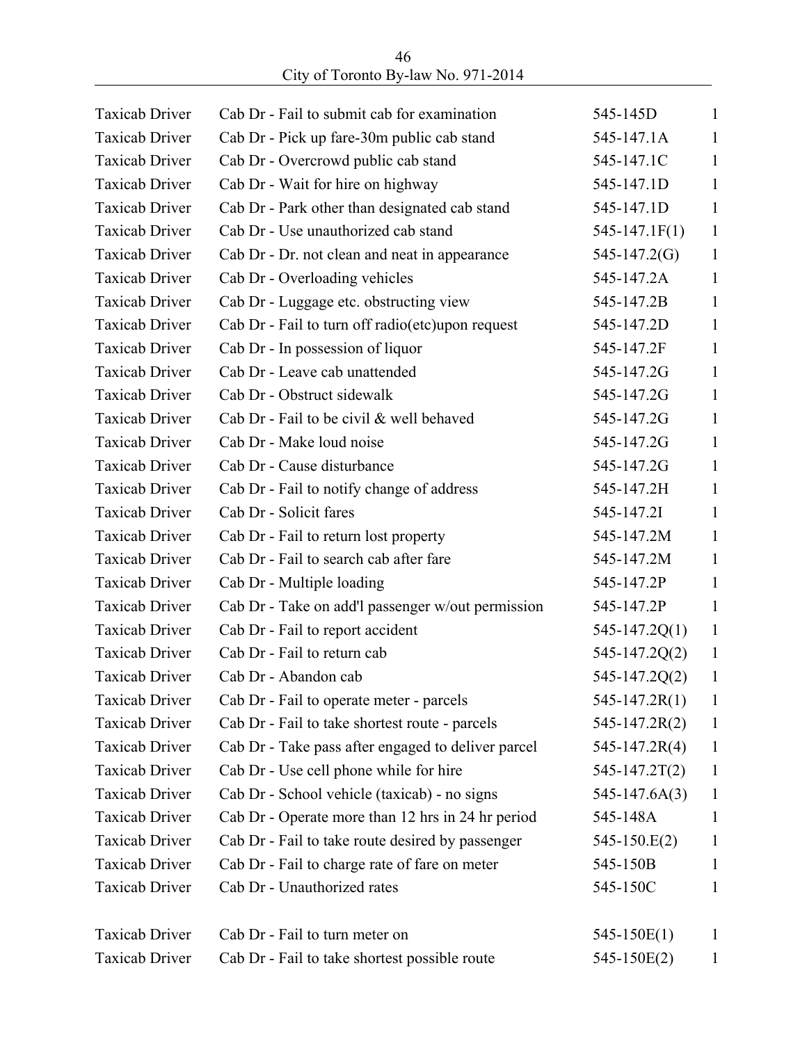| | | | |
|---|---|---|---|
| Taxicab Driver | Cab Dr - Fail to submit cab for examination | 545-145D | 1 |
| Taxicab Driver | Cab Dr - Pick up fare-30m public cab stand | 545-147.1A | 1 |
| Taxicab Driver | Cab Dr - Overcrowd public cab stand | 545-147.1C | 1 |
| Taxicab Driver | Cab Dr - Wait for hire on highway | 545-147.1D | 1 |
| Taxicab Driver | Cab Dr - Park other than designated cab stand | 545-147.1D | 1 |
| Taxicab Driver | Cab Dr - Use unauthorized cab stand | 545-147.1F(1) | 1 |
| Taxicab Driver | Cab Dr - Dr. not clean and neat in appearance | 545-147.2(G) | 1 |
| Taxicab Driver | Cab Dr - Overloading vehicles | 545-147.2A | 1 |
| Taxicab Driver | Cab Dr - Luggage etc. obstructing view | 545-147.2B | 1 |
| Taxicab Driver | Cab Dr - Fail to turn off radio(etc)upon request | 545-147.2D | 1 |
| Taxicab Driver | Cab Dr - In possession of liquor | 545-147.2F | 1 |
| Taxicab Driver | Cab Dr - Leave cab unattended | 545-147.2G | 1 |
| Taxicab Driver | Cab Dr - Obstruct sidewalk | 545-147.2G | 1 |
| Taxicab Driver | Cab Dr - Fail to be civil & well behaved | 545-147.2G | 1 |
| Taxicab Driver | Cab Dr - Make loud noise | 545-147.2G | 1 |
| Taxicab Driver | Cab Dr - Cause disturbance | 545-147.2G | 1 |
| Taxicab Driver | Cab Dr - Fail to notify change of address | 545-147.2H | 1 |
| Taxicab Driver | Cab Dr - Solicit fares | 545-147.2I | 1 |
| Taxicab Driver | Cab Dr - Fail to return lost property | 545-147.2M | 1 |
| Taxicab Driver | Cab Dr - Fail to search cab after fare | 545-147.2M | 1 |
| Taxicab Driver | Cab Dr - Multiple loading | 545-147.2P | 1 |
| Taxicab Driver | Cab Dr - Take on add'l passenger w/out permission | 545-147.2P | 1 |
| Taxicab Driver | Cab Dr - Fail to report accident | 545-147.2Q(1) | 1 |
| Taxicab Driver | Cab Dr - Fail to return cab | 545-147.2Q(2) | 1 |
| Taxicab Driver | Cab Dr - Abandon cab | 545-147.2Q(2) | 1 |
| Taxicab Driver | Cab Dr - Fail to operate meter - parcels | 545-147.2R(1) | 1 |
| Taxicab Driver | Cab Dr - Fail to take shortest route - parcels | 545-147.2R(2) | 1 |
| Taxicab Driver | Cab Dr - Take pass after engaged to deliver parcel | 545-147.2R(4) | 1 |
| Taxicab Driver | Cab Dr - Use cell phone while for hire | 545-147.2T(2) | 1 |
| Taxicab Driver | Cab Dr - School vehicle (taxicab) - no signs | 545-147.6A(3) | 1 |
| Taxicab Driver | Cab Dr - Operate more than 12 hrs in 24 hr period | 545-148A | 1 |
| Taxicab Driver | Cab Dr - Fail to take route desired by passenger | 545-150.E(2) | 1 |
| Taxicab Driver | Cab Dr - Fail to charge rate of fare on meter | 545-150B | 1 |
| Taxicab Driver | Cab Dr - Unauthorized rates | 545-150C | 1 |
| Taxicab Driver | Cab Dr - Fail to turn meter on | 545-150E(1) | 1 |
| Taxicab Driver | Cab Dr - Fail to take shortest possible route | 545-150E(2) | 1 |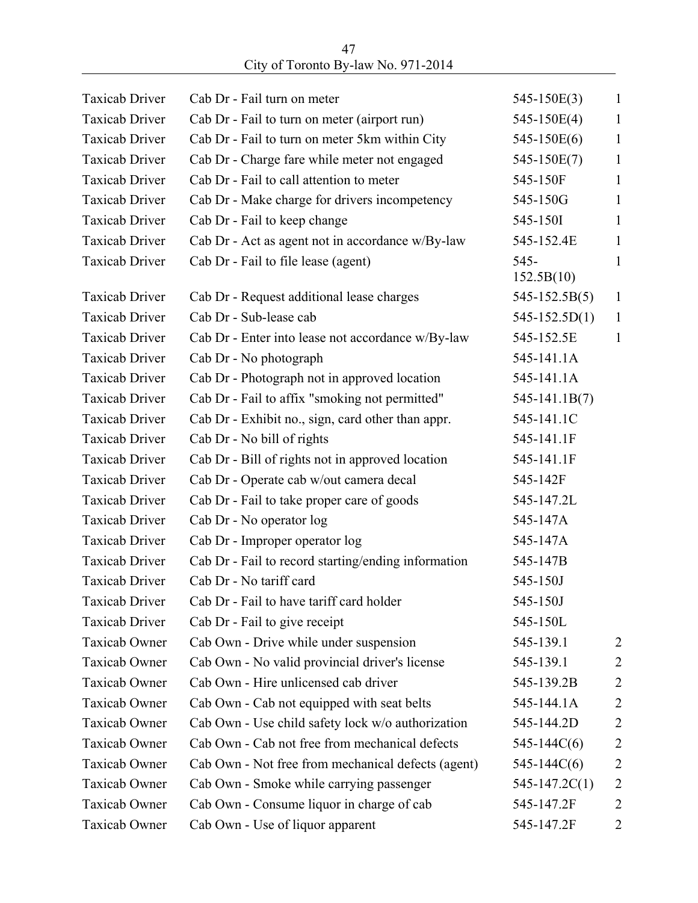| | | | |
|---|---|---|---|
| Taxicab Driver | Cab Dr - Fail turn on meter | 545-150E(3) | 1 |
| Taxicab Driver | Cab Dr - Fail to turn on meter (airport run) | 545-150E(4) | 1 |
| Taxicab Driver | Cab Dr - Fail to turn on meter 5km within City | 545-150E(6) | 1 |
| Taxicab Driver | Cab Dr - Charge fare while meter not engaged | 545-150E(7) | 1 |
| Taxicab Driver | Cab Dr - Fail to call attention to meter | 545-150F | 1 |
| Taxicab Driver | Cab Dr - Make charge for drivers incompetency | 545-150G | 1 |
| Taxicab Driver | Cab Dr - Fail to keep change | 545-150I | 1 |
| Taxicab Driver | Cab Dr - Act as agent not in accordance w/By-law | 545-152.4E | 1 |
| Taxicab Driver | Cab Dr - Fail to file lease (agent) | 545-152.5B(10) | 1 |
| Taxicab Driver | Cab Dr - Request additional lease charges | 545-152.5B(5) | 1 |
| Taxicab Driver | Cab Dr - Sub-lease cab | 545-152.5D(1) | 1 |
| Taxicab Driver | Cab Dr - Enter into lease not accordance w/By-law | 545-152.5E | 1 |
| Taxicab Driver | Cab Dr - No photograph | 545-141.1A | |
| Taxicab Driver | Cab Dr - Photograph not in approved location | 545-141.1A | |
| Taxicab Driver | Cab Dr - Fail to affix "smoking not permitted" | 545-141.1B(7) | |
| Taxicab Driver | Cab Dr - Exhibit no., sign, card other than appr. | 545-141.1C | |
| Taxicab Driver | Cab Dr - No bill of rights | 545-141.1F | |
| Taxicab Driver | Cab Dr - Bill of rights not in approved location | 545-141.1F | |
| Taxicab Driver | Cab Dr - Operate cab w/out camera decal | 545-142F | |
| Taxicab Driver | Cab Dr - Fail to take proper care of goods | 545-147.2L | |
| Taxicab Driver | Cab Dr - No operator log | 545-147A | |
| Taxicab Driver | Cab Dr - Improper operator log | 545-147A | |
| Taxicab Driver | Cab Dr - Fail to record starting/ending information | 545-147B | |
| Taxicab Driver | Cab Dr - No tariff card | 545-150J | |
| Taxicab Driver | Cab Dr - Fail to have tariff card holder | 545-150J | |
| Taxicab Driver | Cab Dr - Fail to give receipt | 545-150L | |
| Taxicab Owner | Cab Own - Drive while under suspension | 545-139.1 | 2 |
| Taxicab Owner | Cab Own - No valid provincial driver's license | 545-139.1 | 2 |
| Taxicab Owner | Cab Own - Hire unlicensed cab driver | 545-139.2B | 2 |
| Taxicab Owner | Cab Own - Cab not equipped with seat belts | 545-144.1A | 2 |
| Taxicab Owner | Cab Own - Use child safety lock w/o authorization | 545-144.2D | 2 |
| Taxicab Owner | Cab Own - Cab not free from mechanical defects | 545-144C(6) | 2 |
| Taxicab Owner | Cab Own - Not free from mechanical defects (agent) | 545-144C(6) | 2 |
| Taxicab Owner | Cab Own - Smoke while carrying passenger | 545-147.2C(1) | 2 |
| Taxicab Owner | Cab Own - Consume liquor in charge of cab | 545-147.2F | 2 |
| Taxicab Owner | Cab Own - Use of liquor apparent | 545-147.2F | 2 |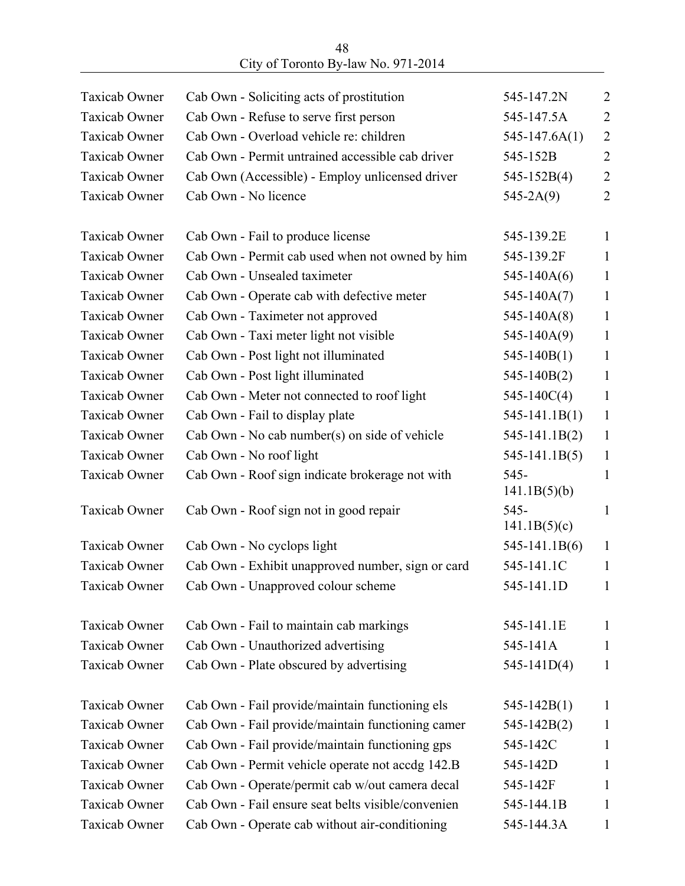| | | | |
|---|---|---|---|
| Taxicab Owner | Cab Own - Soliciting acts of prostitution | 545-147.2N | 2 |
| Taxicab Owner | Cab Own - Refuse to serve first person | 545-147.5A | 2 |
| Taxicab Owner | Cab Own - Overload vehicle re: children | 545-147.6A(1) | 2 |
| Taxicab Owner | Cab Own - Permit untrained accessible cab driver | 545-152B | 2 |
| Taxicab Owner | Cab Own (Accessible) - Employ unlicensed driver | 545-152B(4) | 2 |
| Taxicab Owner | Cab Own - No licence | 545-2A(9) | 2 |
| Taxicab Owner | Cab Own - Fail to produce license | 545-139.2E | 1 |
| Taxicab Owner | Cab Own - Permit cab used when not owned by him | 545-139.2F | 1 |
| Taxicab Owner | Cab Own - Unsealed taximeter | 545-140A(6) | 1 |
| Taxicab Owner | Cab Own - Operate cab with defective meter | 545-140A(7) | 1 |
| Taxicab Owner | Cab Own - Taximeter not approved | 545-140A(8) | 1 |
| Taxicab Owner | Cab Own - Taxi meter light not visible | 545-140A(9) | 1 |
| Taxicab Owner | Cab Own - Post light not illuminated | 545-140B(1) | 1 |
| Taxicab Owner | Cab Own - Post light illuminated | 545-140B(2) | 1 |
| Taxicab Owner | Cab Own - Meter not connected to roof light | 545-140C(4) | 1 |
| Taxicab Owner | Cab Own - Fail to display plate | 545-141.1B(1) | 1 |
| Taxicab Owner | Cab Own - No cab number(s) on side of vehicle | 545-141.1B(2) | 1 |
| Taxicab Owner | Cab Own - No roof light | 545-141.1B(5) | 1 |
| Taxicab Owner | Cab Own - Roof sign indicate brokerage not with | 545-141.1B(5)(b) | 1 |
| Taxicab Owner | Cab Own - Roof sign not in good repair | 545-141.1B(5)(c) | 1 |
| Taxicab Owner | Cab Own - No cyclops light | 545-141.1B(6) | 1 |
| Taxicab Owner | Cab Own - Exhibit unapproved number, sign or card | 545-141.1C | 1 |
| Taxicab Owner | Cab Own - Unapproved colour scheme | 545-141.1D | 1 |
| Taxicab Owner | Cab Own - Fail to maintain cab markings | 545-141.1E | 1 |
| Taxicab Owner | Cab Own - Unauthorized advertising | 545-141A | 1 |
| Taxicab Owner | Cab Own - Plate obscured by advertising | 545-141D(4) | 1 |
| Taxicab Owner | Cab Own - Fail provide/maintain functioning els | 545-142B(1) | 1 |
| Taxicab Owner | Cab Own - Fail provide/maintain functioning camer | 545-142B(2) | 1 |
| Taxicab Owner | Cab Own - Fail provide/maintain functioning gps | 545-142C | 1 |
| Taxicab Owner | Cab Own - Permit vehicle operate not accdg 142.B | 545-142D | 1 |
| Taxicab Owner | Cab Own - Operate/permit cab w/out camera decal | 545-142F | 1 |
| Taxicab Owner | Cab Own - Fail ensure seat belts visible/convenien | 545-144.1B | 1 |
| Taxicab Owner | Cab Own - Operate cab without air-conditioning | 545-144.3A | 1 |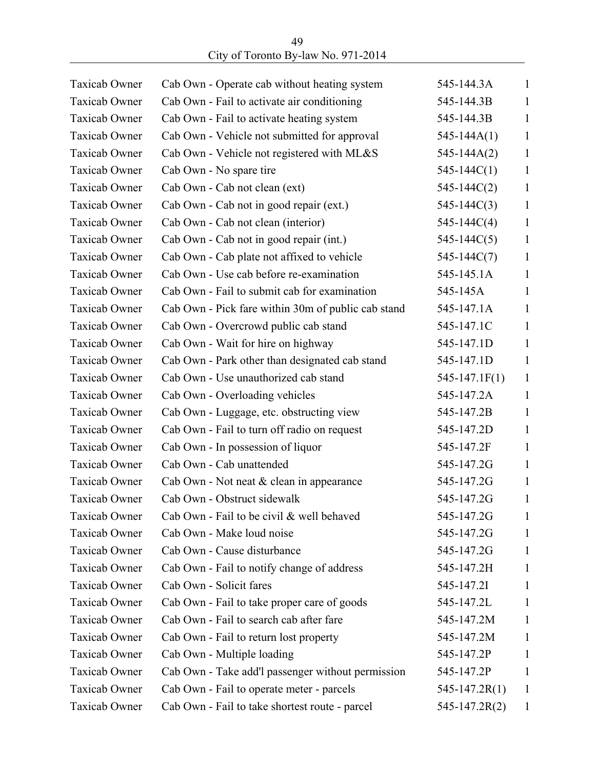| Taxicab Owner | Cab Own - Operate cab without heating system | 545-144.3A | 1 |
|---|---|---|---|
| Taxicab Owner | Cab Own - Fail to activate air conditioning | 545-144.3B | 1 |
| Taxicab Owner | Cab Own - Fail to activate heating system | 545-144.3B | 1 |
| Taxicab Owner | Cab Own - Vehicle not submitted for approval | 545-144A(1) | 1 |
| Taxicab Owner | Cab Own - Vehicle not registered with ML&S | 545-144A(2) | 1 |
| Taxicab Owner | Cab Own - No spare tire | 545-144C(1) | 1 |
| Taxicab Owner | Cab Own - Cab not clean (ext) | 545-144C(2) | 1 |
| Taxicab Owner | Cab Own - Cab not in good repair (ext.) | 545-144C(3) | 1 |
| Taxicab Owner | Cab Own - Cab not clean (interior) | 545-144C(4) | 1 |
| Taxicab Owner | Cab Own - Cab not in good repair (int.) | 545-144C(5) | 1 |
| Taxicab Owner | Cab Own - Cab plate not affixed to vehicle | 545-144C(7) | 1 |
| Taxicab Owner | Cab Own - Use cab before re-examination | 545-145.1A | 1 |
| Taxicab Owner | Cab Own - Fail to submit cab for examination | 545-145A | 1 |
| Taxicab Owner | Cab Own - Pick fare within 30m of public cab stand | 545-147.1A | 1 |
| Taxicab Owner | Cab Own - Overcrowd public cab stand | 545-147.1C | 1 |
| Taxicab Owner | Cab Own - Wait for hire on highway | 545-147.1D | 1 |
| Taxicab Owner | Cab Own - Park other than designated cab stand | 545-147.1D | 1 |
| Taxicab Owner | Cab Own - Use unauthorized cab stand | 545-147.1F(1) | 1 |
| Taxicab Owner | Cab Own - Overloading vehicles | 545-147.2A | 1 |
| Taxicab Owner | Cab Own - Luggage, etc. obstructing view | 545-147.2B | 1 |
| Taxicab Owner | Cab Own - Fail to turn off radio on request | 545-147.2D | 1 |
| Taxicab Owner | Cab Own - In possession of liquor | 545-147.2F | 1 |
| Taxicab Owner | Cab Own - Cab unattended | 545-147.2G | 1 |
| Taxicab Owner | Cab Own - Not neat & clean in appearance | 545-147.2G | 1 |
| Taxicab Owner | Cab Own - Obstruct sidewalk | 545-147.2G | 1 |
| Taxicab Owner | Cab Own - Fail to be civil & well behaved | 545-147.2G | 1 |
| Taxicab Owner | Cab Own - Make loud noise | 545-147.2G | 1 |
| Taxicab Owner | Cab Own - Cause disturbance | 545-147.2G | 1 |
| Taxicab Owner | Cab Own - Fail to notify change of address | 545-147.2H | 1 |
| Taxicab Owner | Cab Own - Solicit fares | 545-147.2I | 1 |
| Taxicab Owner | Cab Own - Fail to take proper care of goods | 545-147.2L | 1 |
| Taxicab Owner | Cab Own - Fail to search cab after fare | 545-147.2M | 1 |
| Taxicab Owner | Cab Own - Fail to return lost property | 545-147.2M | 1 |
| Taxicab Owner | Cab Own - Multiple loading | 545-147.2P | 1 |
| Taxicab Owner | Cab Own - Take add'l passenger without permission | 545-147.2P | 1 |
| Taxicab Owner | Cab Own - Fail to operate meter - parcels | 545-147.2R(1) | 1 |
| Taxicab Owner | Cab Own - Fail to take shortest route - parcel | 545-147.2R(2) | 1 |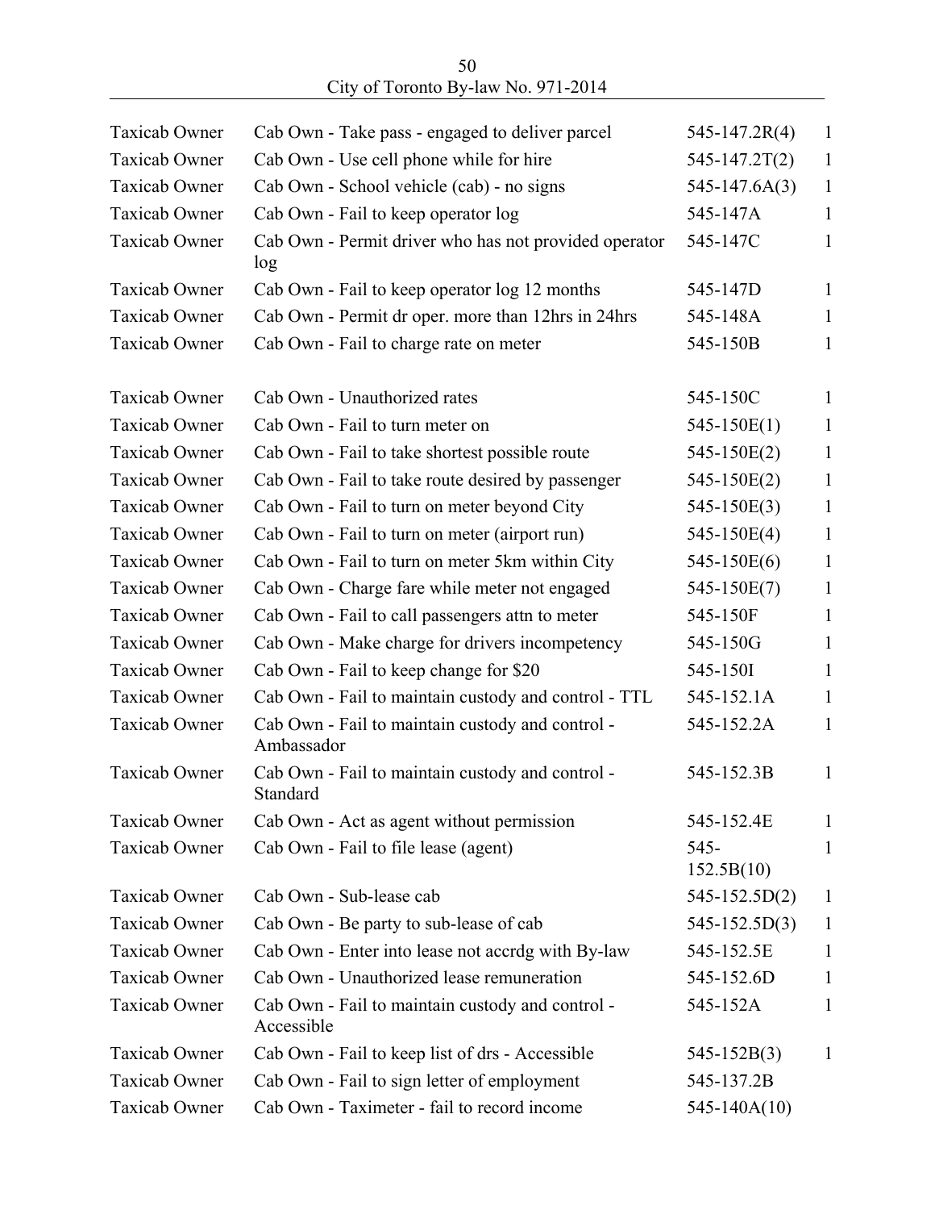| Taxicab Owner | Cab Own - Take pass - engaged to deliver parcel | 545-147.2R(4) | 1 |
|---|---|---|---|
| Taxicab Owner | Cab Own - Use cell phone while for hire | 545-147.2T(2) | 1 |
| Taxicab Owner | Cab Own - School vehicle (cab) - no signs | 545-147.6A(3) | 1 |
| Taxicab Owner | Cab Own - Fail to keep operator log | 545-147A | 1 |
| Taxicab Owner | Cab Own - Permit driver who has not provided operator log | 545-147C | 1 |
| Taxicab Owner | Cab Own - Fail to keep operator log 12 months | 545-147D | 1 |
| Taxicab Owner | Cab Own - Permit dr oper. more than 12hrs in 24hrs | 545-148A | 1 |
| Taxicab Owner | Cab Own - Fail to charge rate on meter | 545-150B | 1 |
| Taxicab Owner | Cab Own - Unauthorized rates | 545-150C | 1 |
| Taxicab Owner | Cab Own - Fail to turn meter on | 545-150E(1) | 1 |
| Taxicab Owner | Cab Own - Fail to take shortest possible route | 545-150E(2) | 1 |
| Taxicab Owner | Cab Own - Fail to take route desired by passenger | 545-150E(2) | 1 |
| Taxicab Owner | Cab Own - Fail to turn on meter beyond City | 545-150E(3) | 1 |
| Taxicab Owner | Cab Own - Fail to turn on meter (airport run) | 545-150E(4) | 1 |
| Taxicab Owner | Cab Own - Fail to turn on meter 5km within City | 545-150E(6) | 1 |
| Taxicab Owner | Cab Own - Charge fare while meter not engaged | 545-150E(7) | 1 |
| Taxicab Owner | Cab Own - Fail to call passengers attn to meter | 545-150F | 1 |
| Taxicab Owner | Cab Own - Make charge for drivers incompetency | 545-150G | 1 |
| Taxicab Owner | Cab Own - Fail to keep change for $20 | 545-150I | 1 |
| Taxicab Owner | Cab Own - Fail to maintain custody and control - TTL | 545-152.1A | 1 |
| Taxicab Owner | Cab Own - Fail to maintain custody and control - Ambassador | 545-152.2A | 1 |
| Taxicab Owner | Cab Own - Fail to maintain custody and control - Standard | 545-152.3B | 1 |
| Taxicab Owner | Cab Own - Act as agent without permission | 545-152.4E | 1 |
| Taxicab Owner | Cab Own - Fail to file lease (agent) | 545-152.5B(10) | 1 |
| Taxicab Owner | Cab Own - Sub-lease cab | 545-152.5D(2) | 1 |
| Taxicab Owner | Cab Own - Be party to sub-lease of cab | 545-152.5D(3) | 1 |
| Taxicab Owner | Cab Own - Enter into lease not accrdg with By-law | 545-152.5E | 1 |
| Taxicab Owner | Cab Own - Unauthorized lease remuneration | 545-152.6D | 1 |
| Taxicab Owner | Cab Own - Fail to maintain custody and control - Accessible | 545-152A | 1 |
| Taxicab Owner | Cab Own - Fail to keep list of drs - Accessible | 545-152B(3) | 1 |
| Taxicab Owner | Cab Own - Fail to sign letter of employment | 545-137.2B | |
| Taxicab Owner | Cab Own - Taximeter - fail to record income | 545-140A(10) | |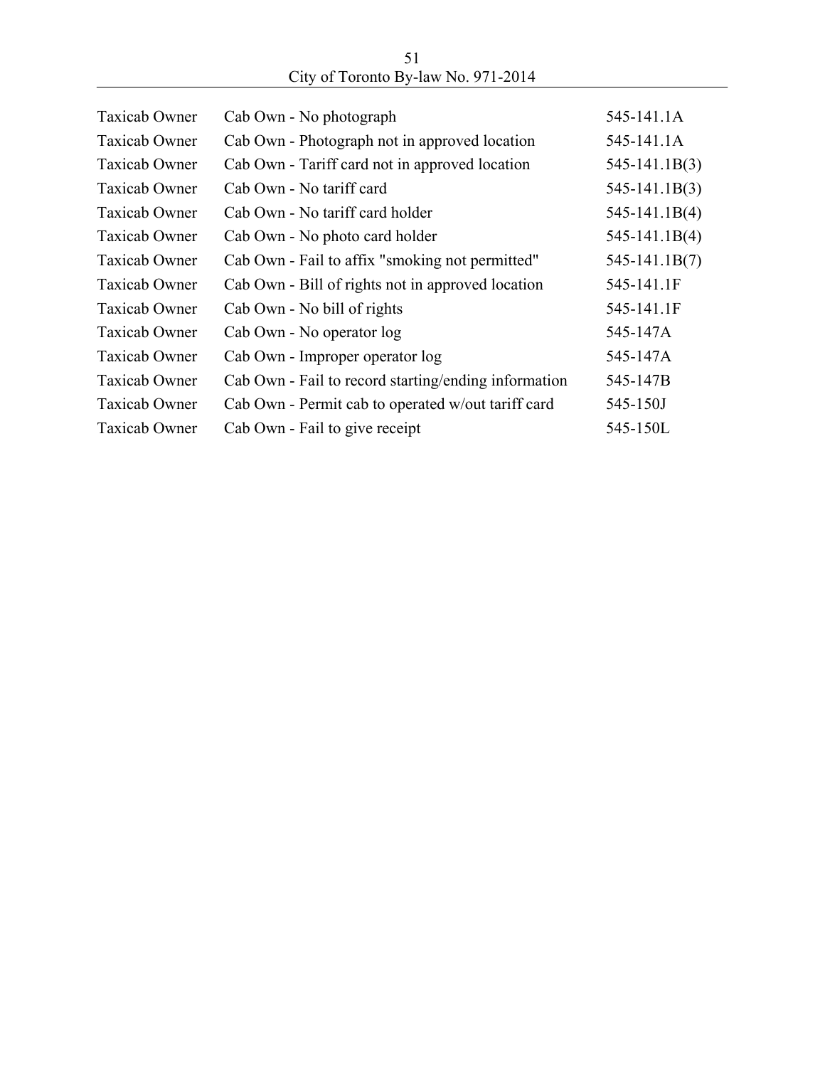| | | |
|---|---|---|
| Taxicab Owner | Cab Own - No photograph | 545-141.1A |
| Taxicab Owner | Cab Own - Photograph not in approved location | 545-141.1A |
| Taxicab Owner | Cab Own - Tariff card not in approved location | 545-141.1B(3) |
| Taxicab Owner | Cab Own - No tariff card | 545-141.1B(3) |
| Taxicab Owner | Cab Own - No tariff card holder | 545-141.1B(4) |
| Taxicab Owner | Cab Own - No photo card holder | 545-141.1B(4) |
| Taxicab Owner | Cab Own - Fail to affix "smoking not permitted" | 545-141.1B(7) |
| Taxicab Owner | Cab Own - Bill of rights not in approved location | 545-141.1F |
| Taxicab Owner | Cab Own - No bill of rights | 545-141.1F |
| Taxicab Owner | Cab Own - No operator log | 545-147A |
| Taxicab Owner | Cab Own - Improper operator log | 545-147A |
| Taxicab Owner | Cab Own - Fail to record starting/ending information | 545-147B |
| Taxicab Owner | Cab Own - Permit cab to operated w/out tariff card | 545-150J |
| Taxicab Owner | Cab Own - Fail to give receipt | 545-150L |